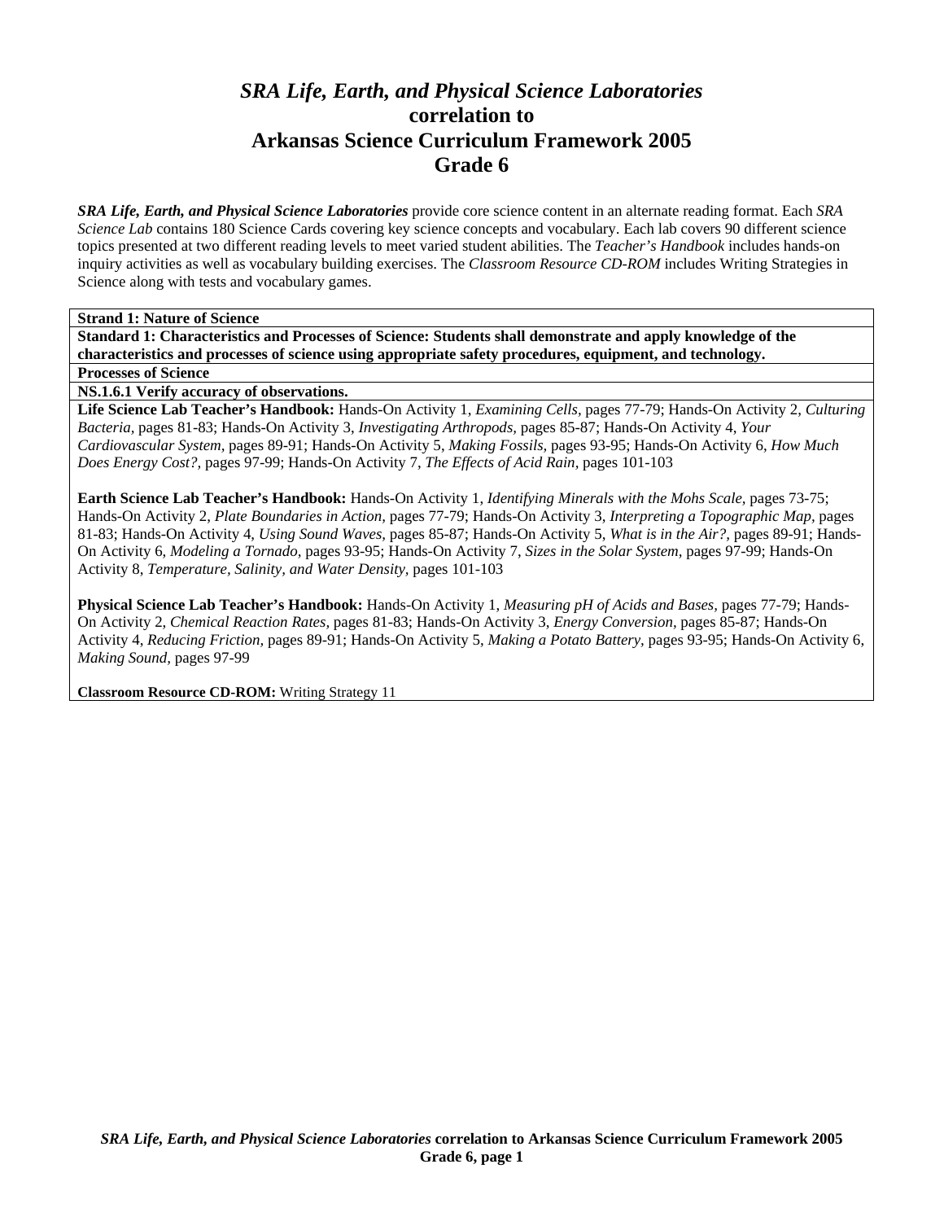# *SRA Life, Earth, and Physical Science Laboratories* correlation to Arkansas Science Curriculum Framework 2005 Grade 6

***SRA Life, Earth, and Physical Science Laboratories*** provide core science content in an alternate reading format. Each *SRA Science Lab* contains 180 Science Cards covering key science concepts and vocabulary. Each lab covers 90 different science topics presented at two different reading levels to meet varied student abilities. The *Teacher's Handbook* includes hands-on inquiry activities as well as vocabulary building exercises. The *Classroom Resource CD-ROM* includes Writing Strategies in Science along with tests and vocabulary games.

**Strand 1: Nature of Science**

**Standard 1: Characteristics and Processes of Science: Students shall demonstrate and apply knowledge of the characteristics and processes of science using appropriate safety procedures, equipment, and technology.**

**Processes of Science**

**NS.1.6.1 Verify accuracy of observations.**

**Life Science Lab Teacher's Handbook:** Hands-On Activity 1, *Examining Cells,* pages 77-79; Hands-On Activity 2, *Culturing Bacteria,* pages 81-83; Hands-On Activity 3, *Investigating Arthropods,* pages 85-87; Hands-On Activity 4, *Your Cardiovascular System,* pages 89-91; Hands-On Activity 5, *Making Fossils,* pages 93-95; Hands-On Activity 6, *How Much Does Energy Cost?,* pages 97-99; Hands-On Activity 7, *The Effects of Acid Rain,* pages 101-103

**Earth Science Lab Teacher's Handbook:** Hands-On Activity 1, *Identifying Minerals with the Mohs Scale,* pages 73-75; Hands-On Activity 2, *Plate Boundaries in Action,* pages 77-79; Hands-On Activity 3, *Interpreting a Topographic Map,* pages 81-83; Hands-On Activity 4, *Using Sound Waves,* pages 85-87; Hands-On Activity 5, *What is in the Air?,* pages 89-91; Hands-On Activity 6, *Modeling a Tornado,* pages 93-95; Hands-On Activity 7, *Sizes in the Solar System,* pages 97-99; Hands-On Activity 8, *Temperature, Salinity, and Water Density,* pages 101-103

**Physical Science Lab Teacher's Handbook:** Hands-On Activity 1, *Measuring pH of Acids and Bases,* pages 77-79; Hands-On Activity 2, *Chemical Reaction Rates,* pages 81-83; Hands-On Activity 3, *Energy Conversion,* pages 85-87; Hands-On Activity 4, *Reducing Friction,* pages 89-91; Hands-On Activity 5, *Making a Potato Battery,* pages 93-95; Hands-On Activity 6, *Making Sound,* pages 97-99

**Classroom Resource CD-ROM:** Writing Strategy 11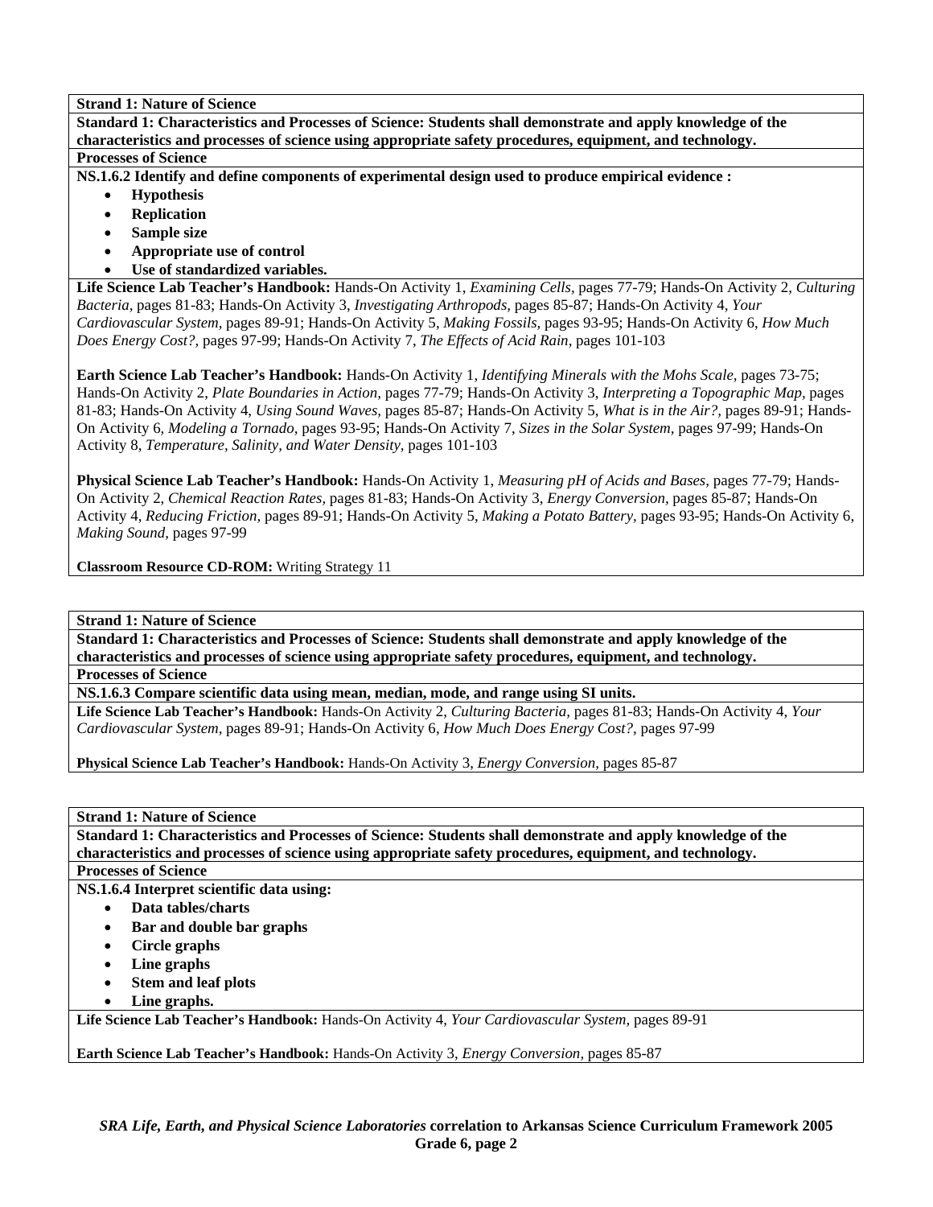**Strand 1: Nature of Science**

**Standard 1: Characteristics and Processes of Science: Students shall demonstrate and apply knowledge of the characteristics and processes of science using appropriate safety procedures, equipment, and technology.**

**Processes of Science**

**NS.1.6.2 Identify and define components of experimental design used to produce empirical evidence :**

- **Hypothesis**
- **Replication**
- **Sample size**
- **Appropriate use of control**
- **Use of standardized variables.**

**Life Science Lab Teacher's Handbook:** Hands-On Activity 1, *Examining Cells,* pages 77-79; Hands-On Activity 2, *Culturing Bacteria,* pages 81-83; Hands-On Activity 3, *Investigating Arthropods,* pages 85-87; Hands-On Activity 4, *Your Cardiovascular System,* pages 89-91; Hands-On Activity 5, *Making Fossils,* pages 93-95; Hands-On Activity 6, *How Much Does Energy Cost?,* pages 97-99; Hands-On Activity 7, *The Effects of Acid Rain,* pages 101-103

**Earth Science Lab Teacher's Handbook:** Hands-On Activity 1, *Identifying Minerals with the Mohs Scale,* pages 73-75; Hands-On Activity 2, *Plate Boundaries in Action,* pages 77-79; Hands-On Activity 3, *Interpreting a Topographic Map,* pages 81-83; Hands-On Activity 4, *Using Sound Waves,* pages 85-87; Hands-On Activity 5, *What is in the Air?,* pages 89-91; Hands-On Activity 6, *Modeling a Tornado,* pages 93-95; Hands-On Activity 7, *Sizes in the Solar System,* pages 97-99; Hands-On Activity 8, *Temperature, Salinity, and Water Density,* pages 101-103

**Physical Science Lab Teacher's Handbook:** Hands-On Activity 1, *Measuring pH of Acids and Bases,* pages 77-79; Hands-On Activity 2, *Chemical Reaction Rates,* pages 81-83; Hands-On Activity 3, *Energy Conversion,* pages 85-87; Hands-On Activity 4, *Reducing Friction,* pages 89-91; Hands-On Activity 5, *Making a Potato Battery,* pages 93-95; Hands-On Activity 6, *Making Sound,* pages 97-99

**Classroom Resource CD-ROM:** Writing Strategy 11

**Strand 1: Nature of Science**

**Standard 1: Characteristics and Processes of Science: Students shall demonstrate and apply knowledge of the characteristics and processes of science using appropriate safety procedures, equipment, and technology.**

**Processes of Science**

**NS.1.6.3 Compare scientific data using mean, median, mode, and range using SI units.**

**Life Science Lab Teacher's Handbook:** Hands-On Activity 2, *Culturing Bacteria,* pages 81-83; Hands-On Activity 4, *Your Cardiovascular System,* pages 89-91; Hands-On Activity 6, *How Much Does Energy Cost?,* pages 97-99

**Physical Science Lab Teacher's Handbook:** Hands-On Activity 3, *Energy Conversion,* pages 85-87

**Strand 1: Nature of Science**

**Standard 1: Characteristics and Processes of Science: Students shall demonstrate and apply knowledge of the characteristics and processes of science using appropriate safety procedures, equipment, and technology.**

**Processes of Science**

**NS.1.6.4 Interpret scientific data using:**

- **Data tables/charts**
- **Bar and double bar graphs**
- **Circle graphs**
- **Line graphs**
- **Stem and leaf plots**
- **Line graphs.**

**Life Science Lab Teacher's Handbook:** Hands-On Activity 4, *Your Cardiovascular System,* pages 89-91

**Earth Science Lab Teacher's Handbook:** Hands-On Activity 3, *Energy Conversion,* pages 85-87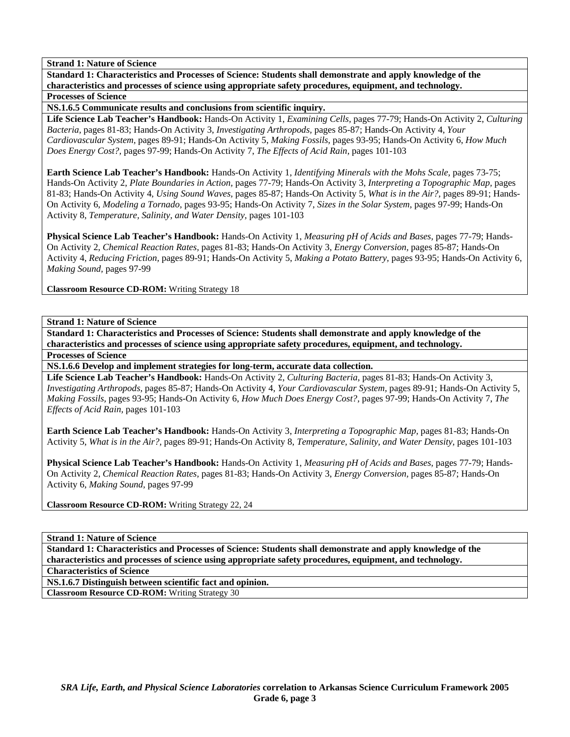**Strand 1: Nature of Science**

**Standard 1: Characteristics and Processes of Science: Students shall demonstrate and apply knowledge of the characteristics and processes of science using appropriate safety procedures, equipment, and technology.**

**Processes of Science**

**NS.1.6.5 Communicate results and conclusions from scientific inquiry.**

**Life Science Lab Teacher's Handbook:** Hands-On Activity 1, *Examining Cells,* pages 77-79; Hands-On Activity 2, *Culturing Bacteria,* pages 81-83; Hands-On Activity 3, *Investigating Arthropods,* pages 85-87; Hands-On Activity 4, *Your Cardiovascular System,* pages 89-91; Hands-On Activity 5, *Making Fossils,* pages 93-95; Hands-On Activity 6, *How Much Does Energy Cost?,* pages 97-99; Hands-On Activity 7, *The Effects of Acid Rain,* pages 101-103

**Earth Science Lab Teacher's Handbook:** Hands-On Activity 1, *Identifying Minerals with the Mohs Scale,* pages 73-75; Hands-On Activity 2, *Plate Boundaries in Action,* pages 77-79; Hands-On Activity 3, *Interpreting a Topographic Map,* pages 81-83; Hands-On Activity 4, *Using Sound Waves,* pages 85-87; Hands-On Activity 5, *What is in the Air?,* pages 89-91; Hands-On Activity 6, *Modeling a Tornado,* pages 93-95; Hands-On Activity 7, *Sizes in the Solar System,* pages 97-99; Hands-On Activity 8, *Temperature, Salinity, and Water Density,* pages 101-103

**Physical Science Lab Teacher's Handbook:** Hands-On Activity 1, *Measuring pH of Acids and Bases,* pages 77-79; Hands-On Activity 2, *Chemical Reaction Rates,* pages 81-83; Hands-On Activity 3, *Energy Conversion,* pages 85-87; Hands-On Activity 4, *Reducing Friction,* pages 89-91; Hands-On Activity 5, *Making a Potato Battery,* pages 93-95; Hands-On Activity 6, *Making Sound,* pages 97-99

**Classroom Resource CD-ROM:** Writing Strategy 18

**Strand 1: Nature of Science**

**Standard 1: Characteristics and Processes of Science: Students shall demonstrate and apply knowledge of the characteristics and processes of science using appropriate safety procedures, equipment, and technology.**

**Processes of Science**

**NS.1.6.6 Develop and implement strategies for long-term, accurate data collection.**

**Life Science Lab Teacher's Handbook:** Hands-On Activity 2, *Culturing Bacteria,* pages 81-83; Hands-On Activity 3, *Investigating Arthropods,* pages 85-87; Hands-On Activity 4, *Your Cardiovascular System,* pages 89-91; Hands-On Activity 5, *Making Fossils,* pages 93-95; Hands-On Activity 6, *How Much Does Energy Cost?,* pages 97-99; Hands-On Activity 7, *The Effects of Acid Rain,* pages 101-103

**Earth Science Lab Teacher's Handbook:** Hands-On Activity 3, *Interpreting a Topographic Map,* pages 81-83; Hands-On Activity 5, *What is in the Air?,* pages 89-91; Hands-On Activity 8, *Temperature, Salinity, and Water Density,* pages 101-103

**Physical Science Lab Teacher's Handbook:** Hands-On Activity 1, *Measuring pH of Acids and Bases,* pages 77-79; Hands-On Activity 2, *Chemical Reaction Rates,* pages 81-83; Hands-On Activity 3, *Energy Conversion,* pages 85-87; Hands-On Activity 6, *Making Sound,* pages 97-99

**Classroom Resource CD-ROM:** Writing Strategy 22, 24

**Strand 1: Nature of Science**

**Standard 1: Characteristics and Processes of Science: Students shall demonstrate and apply knowledge of the characteristics and processes of science using appropriate safety procedures, equipment, and technology.**

**Characteristics of Science**

**NS.1.6.7 Distinguish between scientific fact and opinion.**

**Classroom Resource CD-ROM:** Writing Strategy 30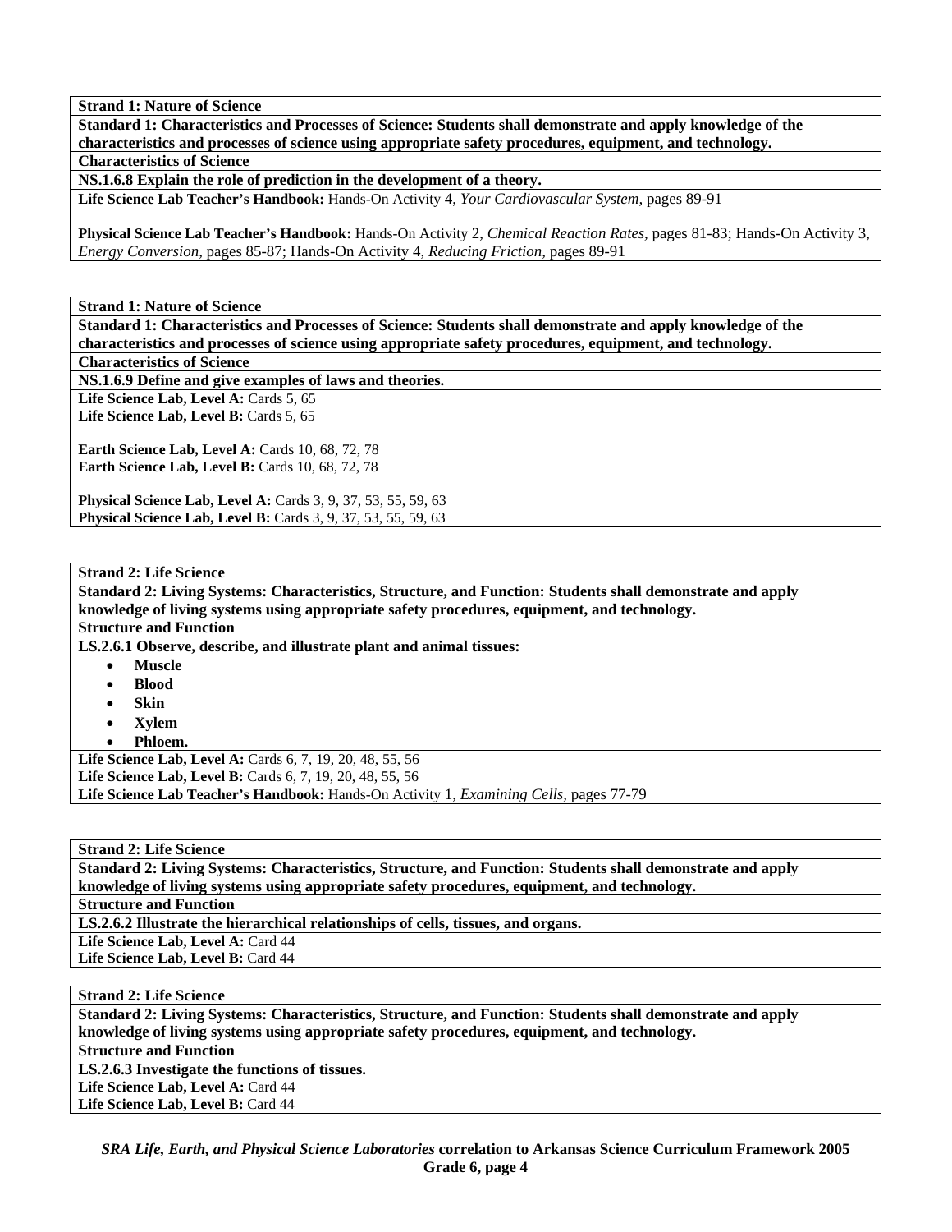**Strand 1: Nature of Science**

**Standard 1: Characteristics and Processes of Science: Students shall demonstrate and apply knowledge of the characteristics and processes of science using appropriate safety procedures, equipment, and technology.**

**Characteristics of Science**

**NS.1.6.8 Explain the role of prediction in the development of a theory.**

**Life Science Lab Teacher's Handbook:** Hands-On Activity 4, *Your Cardiovascular System,* pages 89-91

**Physical Science Lab Teacher's Handbook:** Hands-On Activity 2, *Chemical Reaction Rates,* pages 81-83; Hands-On Activity 3, *Energy Conversion,* pages 85-87; Hands-On Activity 4, *Reducing Friction,* pages 89-91

---

**Strand 1: Nature of Science**

**Standard 1: Characteristics and Processes of Science: Students shall demonstrate and apply knowledge of the characteristics and processes of science using appropriate safety procedures, equipment, and technology.**

**Characteristics of Science**

**NS.1.6.9 Define and give examples of laws and theories.**

**Life Science Lab, Level A:** Cards 5, 65
**Life Science Lab, Level B:** Cards 5, 65

**Earth Science Lab, Level A:** Cards 10, 68, 72, 78
**Earth Science Lab, Level B:** Cards 10, 68, 72, 78

**Physical Science Lab, Level A:** Cards 3, 9, 37, 53, 55, 59, 63
**Physical Science Lab, Level B:** Cards 3, 9, 37, 53, 55, 59, 63

---

**Strand 2: Life Science**

**Standard 2: Living Systems: Characteristics, Structure, and Function: Students shall demonstrate and apply knowledge of living systems using appropriate safety procedures, equipment, and technology.**

**Structure and Function**

**LS.2.6.1 Observe, describe, and illustrate plant and animal tissues:**

- **Muscle**
- **Blood**
- **Skin**
- **Xylem**
- **Phloem.**

**Life Science Lab, Level A:** Cards 6, 7, 19, 20, 48, 55, 56
**Life Science Lab, Level B:** Cards 6, 7, 19, 20, 48, 55, 56
**Life Science Lab Teacher's Handbook:** Hands-On Activity 1, *Examining Cells,* pages 77-79

---

**Strand 2: Life Science**

**Standard 2: Living Systems: Characteristics, Structure, and Function: Students shall demonstrate and apply knowledge of living systems using appropriate safety procedures, equipment, and technology.**

**Structure and Function**

**LS.2.6.2 Illustrate the hierarchical relationships of cells, tissues, and organs.**

**Life Science Lab, Level A:** Card 44
**Life Science Lab, Level B:** Card 44

---

**Strand 2: Life Science**

**Standard 2: Living Systems: Characteristics, Structure, and Function: Students shall demonstrate and apply knowledge of living systems using appropriate safety procedures, equipment, and technology.**

**Structure and Function**

**LS.2.6.3 Investigate the functions of tissues.**

**Life Science Lab, Level A:** Card 44
**Life Science Lab, Level B:** Card 44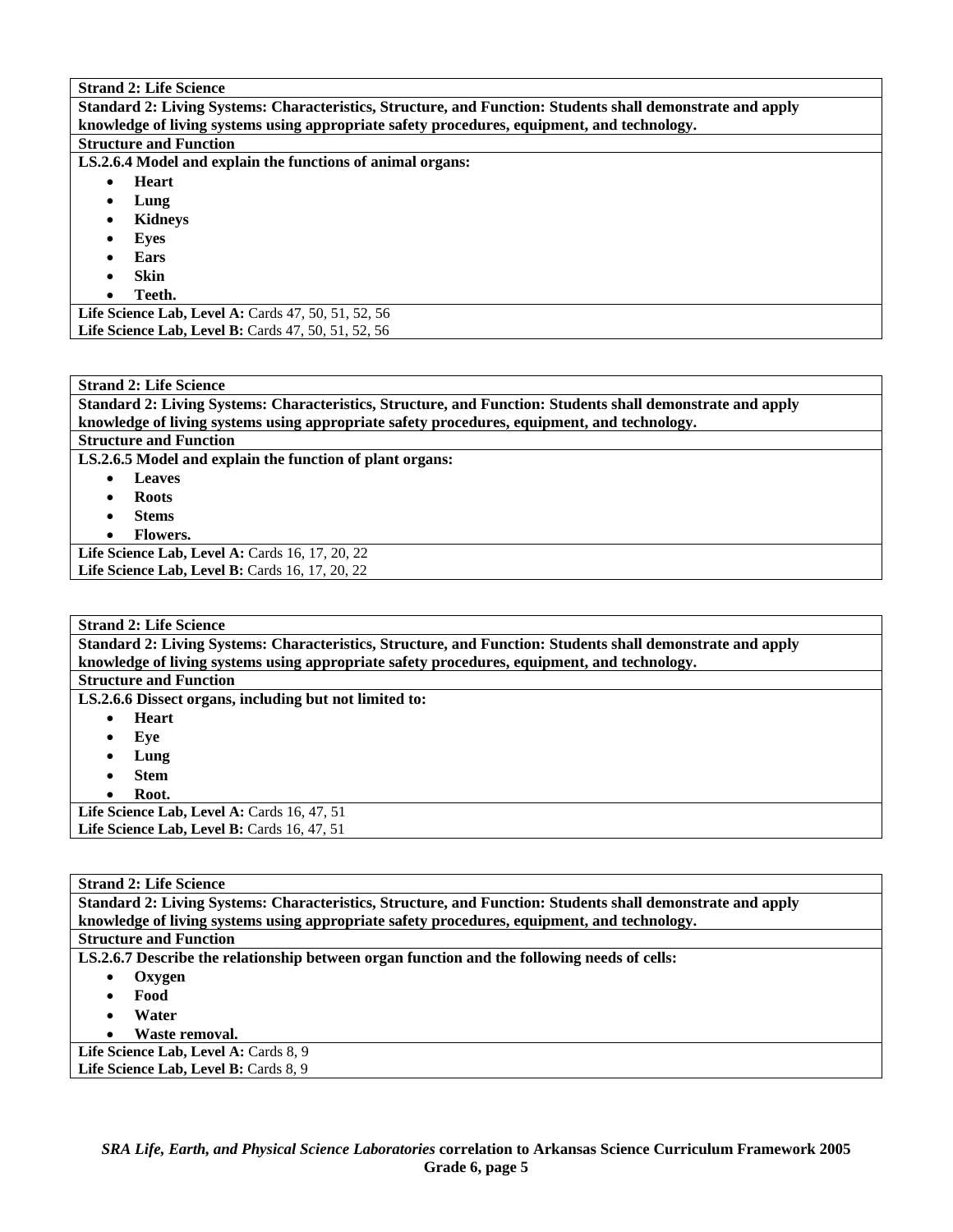**Strand 2: Life Science**

**Standard 2: Living Systems: Characteristics, Structure, and Function: Students shall demonstrate and apply knowledge of living systems using appropriate safety procedures, equipment, and technology.**

**Structure and Function**

**LS.2.6.4 Model and explain the functions of animal organs:**

- **Heart**
- **Lung**
- **Kidneys**
- **Eyes**
- **Ears**
- **Skin**
- **Teeth.**

**Life Science Lab, Level A:** Cards 47, 50, 51, 52, 56
**Life Science Lab, Level B:** Cards 47, 50, 51, 52, 56

---

**Strand 2: Life Science**

**Standard 2: Living Systems: Characteristics, Structure, and Function: Students shall demonstrate and apply knowledge of living systems using appropriate safety procedures, equipment, and technology.**

**Structure and Function**

**LS.2.6.5 Model and explain the function of plant organs:**

- **Leaves**
- **Roots**
- **Stems**
- **Flowers.**

**Life Science Lab, Level A:** Cards 16, 17, 20, 22
**Life Science Lab, Level B:** Cards 16, 17, 20, 22

---

**Strand 2: Life Science**

**Standard 2: Living Systems: Characteristics, Structure, and Function: Students shall demonstrate and apply knowledge of living systems using appropriate safety procedures, equipment, and technology.**

**Structure and Function**

**LS.2.6.6 Dissect organs, including but not limited to:**

- **Heart**
- **Eye**
- **Lung**
- **Stem**
- **Root.**

**Life Science Lab, Level A:** Cards 16, 47, 51
**Life Science Lab, Level B:** Cards 16, 47, 51

---

**Strand 2: Life Science**

**Standard 2: Living Systems: Characteristics, Structure, and Function: Students shall demonstrate and apply knowledge of living systems using appropriate safety procedures, equipment, and technology.**

**Structure and Function**

**LS.2.6.7 Describe the relationship between organ function and the following needs of cells:**

- **Oxygen**
- **Food**
- **Water**
- **Waste removal.**

**Life Science Lab, Level A:** Cards 8, 9
**Life Science Lab, Level B:** Cards 8, 9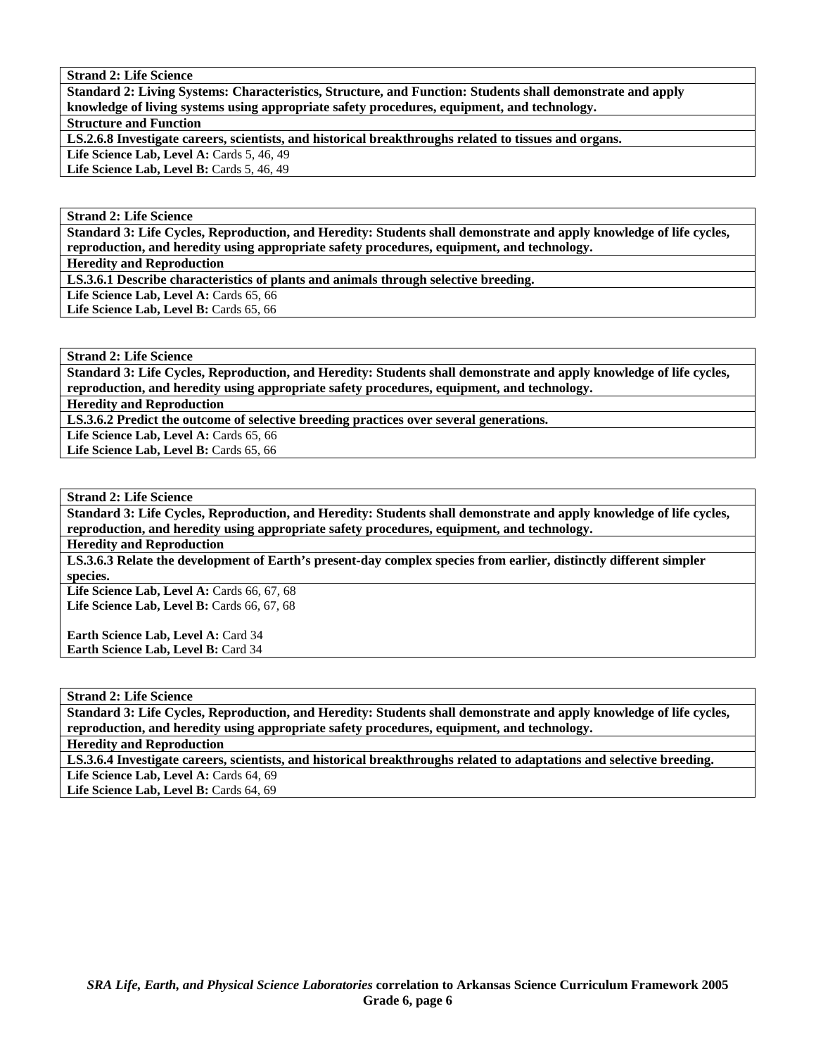**Strand 2: Life Science**

**Standard 2: Living Systems: Characteristics, Structure, and Function: Students shall demonstrate and apply knowledge of living systems using appropriate safety procedures, equipment, and technology.**

**Structure and Function**

**LS.2.6.8 Investigate careers, scientists, and historical breakthroughs related to tissues and organs.**

**Life Science Lab, Level A:** Cards 5, 46, 49
**Life Science Lab, Level B:** Cards 5, 46, 49

---

**Strand 2: Life Science**

**Standard 3: Life Cycles, Reproduction, and Heredity: Students shall demonstrate and apply knowledge of life cycles, reproduction, and heredity using appropriate safety procedures, equipment, and technology.**

**Heredity and Reproduction**

**LS.3.6.1 Describe characteristics of plants and animals through selective breeding.**

**Life Science Lab, Level A:** Cards 65, 66
**Life Science Lab, Level B:** Cards 65, 66

---

**Strand 2: Life Science**

**Standard 3: Life Cycles, Reproduction, and Heredity: Students shall demonstrate and apply knowledge of life cycles, reproduction, and heredity using appropriate safety procedures, equipment, and technology.**

**Heredity and Reproduction**

**LS.3.6.2 Predict the outcome of selective breeding practices over several generations.**

**Life Science Lab, Level A:** Cards 65, 66
**Life Science Lab, Level B:** Cards 65, 66

---

**Strand 2: Life Science**

**Standard 3: Life Cycles, Reproduction, and Heredity: Students shall demonstrate and apply knowledge of life cycles, reproduction, and heredity using appropriate safety procedures, equipment, and technology.**

**Heredity and Reproduction**

**LS.3.6.3 Relate the development of Earth's present-day complex species from earlier, distinctly different simpler species.**

**Life Science Lab, Level A:** Cards 66, 67, 68
**Life Science Lab, Level B:** Cards 66, 67, 68

**Earth Science Lab, Level A:** Card 34
**Earth Science Lab, Level B:** Card 34

---

**Strand 2: Life Science**

**Standard 3: Life Cycles, Reproduction, and Heredity: Students shall demonstrate and apply knowledge of life cycles, reproduction, and heredity using appropriate safety procedures, equipment, and technology.**

**Heredity and Reproduction**

**LS.3.6.4 Investigate careers, scientists, and historical breakthroughs related to adaptations and selective breeding.**

**Life Science Lab, Level A:** Cards 64, 69
**Life Science Lab, Level B:** Cards 64, 69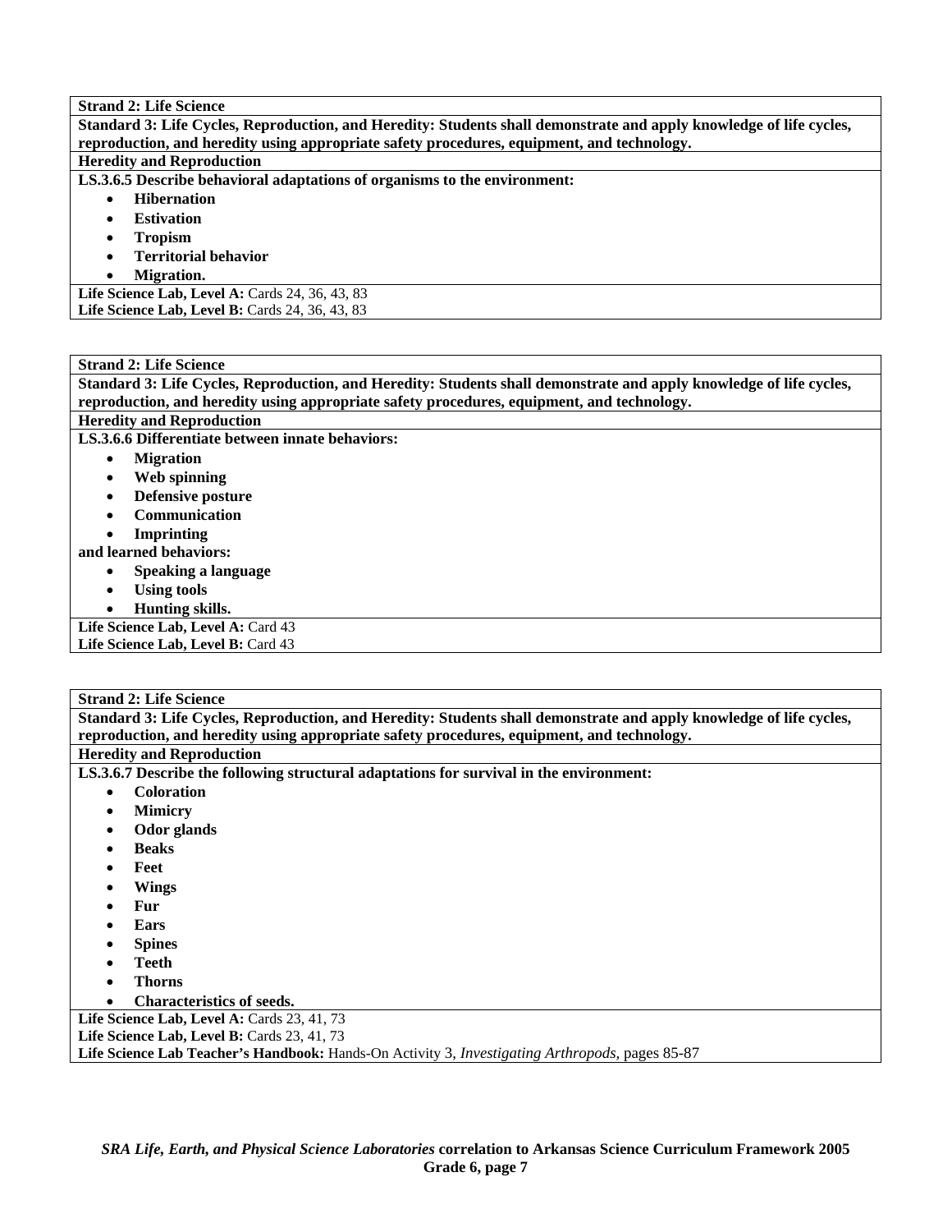**Strand 2: Life Science**

**Standard 3: Life Cycles, Reproduction, and Heredity: Students shall demonstrate and apply knowledge of life cycles, reproduction, and heredity using appropriate safety procedures, equipment, and technology.**

**Heredity and Reproduction**

**LS.3.6.5 Describe behavioral adaptations of organisms to the environment:**

- **Hibernation**
- **Estivation**
- **Tropism**
- **Territorial behavior**
- **Migration.**

**Life Science Lab, Level A:** Cards 24, 36, 43, 83
**Life Science Lab, Level B:** Cards 24, 36, 43, 83

---

**Strand 2: Life Science**

**Standard 3: Life Cycles, Reproduction, and Heredity: Students shall demonstrate and apply knowledge of life cycles, reproduction, and heredity using appropriate safety procedures, equipment, and technology.**

**Heredity and Reproduction**

**LS.3.6.6 Differentiate between innate behaviors:**

- **Migration**
- **Web spinning**
- **Defensive posture**
- **Communication**
- **Imprinting**

**and learned behaviors:**

- **Speaking a language**
- **Using tools**
- **Hunting skills.**

**Life Science Lab, Level A:** Card 43
**Life Science Lab, Level B:** Card 43

---

**Strand 2: Life Science**

**Standard 3: Life Cycles, Reproduction, and Heredity: Students shall demonstrate and apply knowledge of life cycles, reproduction, and heredity using appropriate safety procedures, equipment, and technology.**

**Heredity and Reproduction**

**LS.3.6.7 Describe the following structural adaptations for survival in the environment:**

- **Coloration**
- **Mimicry**
- **Odor glands**
- **Beaks**
- **Feet**
- **Wings**
- **Fur**
- **Ears**
- **Spines**
- **Teeth**
- **Thorns**
- **Characteristics of seeds.**

**Life Science Lab, Level A:** Cards 23, 41, 73
**Life Science Lab, Level B:** Cards 23, 41, 73
**Life Science Lab Teacher's Handbook:** Hands-On Activity 3, *Investigating Arthropods,* pages 85-87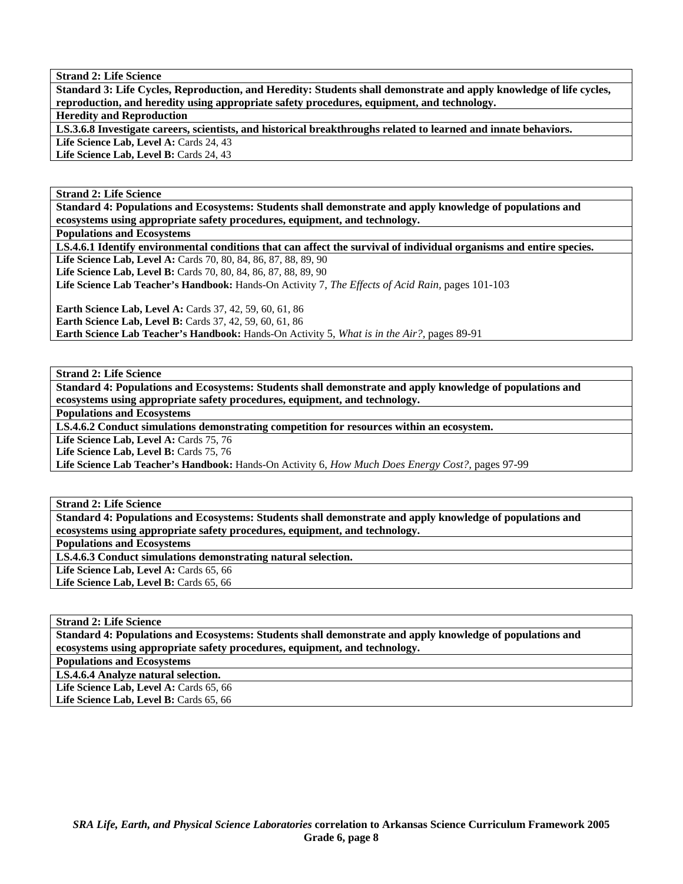**Strand 2: Life Science**

**Standard 3: Life Cycles, Reproduction, and Heredity: Students shall demonstrate and apply knowledge of life cycles, reproduction, and heredity using appropriate safety procedures, equipment, and technology.**

**Heredity and Reproduction**

**LS.3.6.8 Investigate careers, scientists, and historical breakthroughs related to learned and innate behaviors.**

**Life Science Lab, Level A:** Cards 24, 43
**Life Science Lab, Level B:** Cards 24, 43

---

**Strand 2: Life Science**

**Standard 4: Populations and Ecosystems: Students shall demonstrate and apply knowledge of populations and ecosystems using appropriate safety procedures, equipment, and technology.**

**Populations and Ecosystems**

**LS.4.6.1 Identify environmental conditions that can affect the survival of individual organisms and entire species.**

**Life Science Lab, Level A:** Cards 70, 80, 84, 86, 87, 88, 89, 90
**Life Science Lab, Level B:** Cards 70, 80, 84, 86, 87, 88, 89, 90
**Life Science Lab Teacher's Handbook:** Hands-On Activity 7, *The Effects of Acid Rain,* pages 101-103

**Earth Science Lab, Level A:** Cards 37, 42, 59, 60, 61, 86
**Earth Science Lab, Level B:** Cards 37, 42, 59, 60, 61, 86
**Earth Science Lab Teacher's Handbook:** Hands-On Activity 5, *What is in the Air?,* pages 89-91

---

**Strand 2: Life Science**

**Standard 4: Populations and Ecosystems: Students shall demonstrate and apply knowledge of populations and ecosystems using appropriate safety procedures, equipment, and technology.**

**Populations and Ecosystems**

**LS.4.6.2 Conduct simulations demonstrating competition for resources within an ecosystem.**

**Life Science Lab, Level A:** Cards 75, 76
**Life Science Lab, Level B:** Cards 75, 76
**Life Science Lab Teacher's Handbook:** Hands-On Activity 6, *How Much Does Energy Cost?,* pages 97-99

---

**Strand 2: Life Science**

**Standard 4: Populations and Ecosystems: Students shall demonstrate and apply knowledge of populations and ecosystems using appropriate safety procedures, equipment, and technology.**

**Populations and Ecosystems**

**LS.4.6.3 Conduct simulations demonstrating natural selection.**

**Life Science Lab, Level A:** Cards 65, 66
**Life Science Lab, Level B:** Cards 65, 66

---

**Strand 2: Life Science**

**Standard 4: Populations and Ecosystems: Students shall demonstrate and apply knowledge of populations and ecosystems using appropriate safety procedures, equipment, and technology.**

**Populations and Ecosystems**

**LS.4.6.4 Analyze natural selection.**

**Life Science Lab, Level A:** Cards 65, 66
**Life Science Lab, Level B:** Cards 65, 66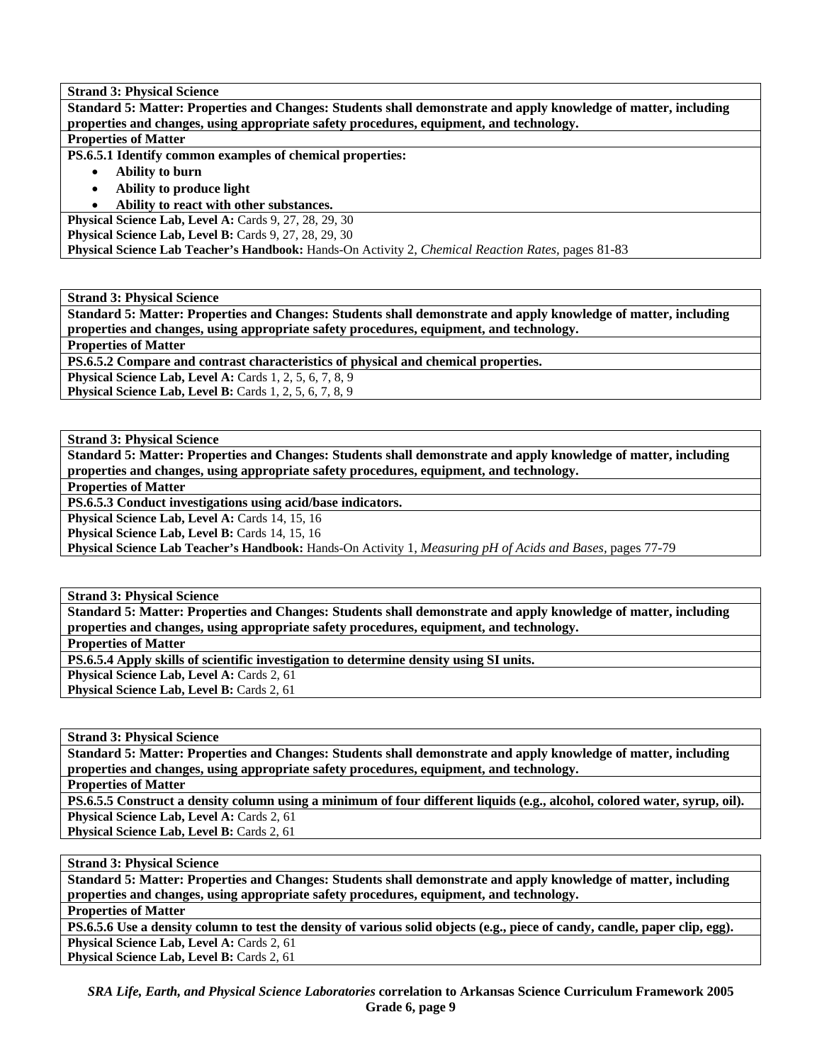**Strand 3: Physical Science**

**Standard 5: Matter: Properties and Changes: Students shall demonstrate and apply knowledge of matter, including properties and changes, using appropriate safety procedures, equipment, and technology.**

**Properties of Matter**

**PS.6.5.1 Identify common examples of chemical properties:**

- **Ability to burn**
- **Ability to produce light**
- **Ability to react with other substances.**

**Physical Science Lab, Level A:** Cards 9, 27, 28, 29, 30
**Physical Science Lab, Level B:** Cards 9, 27, 28, 29, 30
**Physical Science Lab Teacher's Handbook:** Hands-On Activity 2, *Chemical Reaction Rates,* pages 81-83

---

**Strand 3: Physical Science**

**Standard 5: Matter: Properties and Changes: Students shall demonstrate and apply knowledge of matter, including properties and changes, using appropriate safety procedures, equipment, and technology.**

**Properties of Matter**

**PS.6.5.2 Compare and contrast characteristics of physical and chemical properties.**

**Physical Science Lab, Level A:** Cards 1, 2, 5, 6, 7, 8, 9
**Physical Science Lab, Level B:** Cards 1, 2, 5, 6, 7, 8, 9

---

**Strand 3: Physical Science**

**Standard 5: Matter: Properties and Changes: Students shall demonstrate and apply knowledge of matter, including properties and changes, using appropriate safety procedures, equipment, and technology.**

**Properties of Matter**

**PS.6.5.3 Conduct investigations using acid/base indicators.**

**Physical Science Lab, Level A:** Cards 14, 15, 16
**Physical Science Lab, Level B:** Cards 14, 15, 16
**Physical Science Lab Teacher's Handbook:** Hands-On Activity 1, *Measuring pH of Acids and Bases,* pages 77-79

---

**Strand 3: Physical Science**

**Standard 5: Matter: Properties and Changes: Students shall demonstrate and apply knowledge of matter, including properties and changes, using appropriate safety procedures, equipment, and technology.**

**Properties of Matter**

**PS.6.5.4 Apply skills of scientific investigation to determine density using SI units.**

**Physical Science Lab, Level A:** Cards 2, 61
**Physical Science Lab, Level B:** Cards 2, 61

---

**Strand 3: Physical Science**

**Standard 5: Matter: Properties and Changes: Students shall demonstrate and apply knowledge of matter, including properties and changes, using appropriate safety procedures, equipment, and technology.**

**Properties of Matter**

**PS.6.5.5 Construct a density column using a minimum of four different liquids (e.g., alcohol, colored water, syrup, oil).**

**Physical Science Lab, Level A:** Cards 2, 61
**Physical Science Lab, Level B:** Cards 2, 61

---

**Strand 3: Physical Science**

**Standard 5: Matter: Properties and Changes: Students shall demonstrate and apply knowledge of matter, including properties and changes, using appropriate safety procedures, equipment, and technology.**

**Properties of Matter**

**PS.6.5.6 Use a density column to test the density of various solid objects (e.g., piece of candy, candle, paper clip, egg).**

**Physical Science Lab, Level A:** Cards 2, 61
**Physical Science Lab, Level B:** Cards 2, 61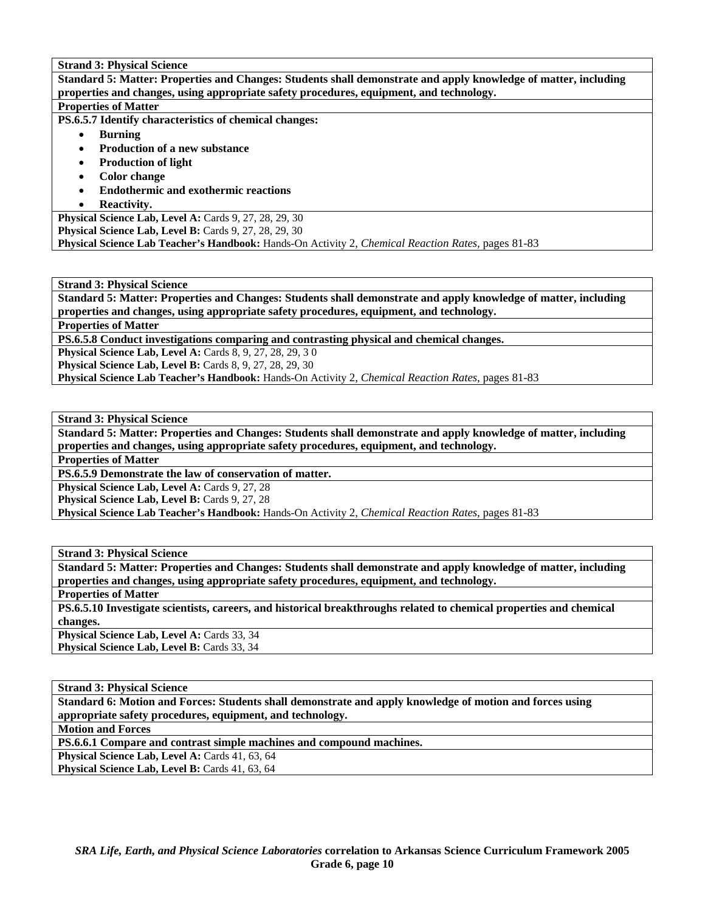**Strand 3: Physical Science**

**Standard 5: Matter: Properties and Changes: Students shall demonstrate and apply knowledge of matter, including properties and changes, using appropriate safety procedures, equipment, and technology.**

**Properties of Matter**

**PS.6.5.7 Identify characteristics of chemical changes:**

- **Burning**
- **Production of a new substance**
- **Production of light**
- **Color change**
- **Endothermic and exothermic reactions**
- **Reactivity.**

**Physical Science Lab, Level A:** Cards 9, 27, 28, 29, 30
**Physical Science Lab, Level B:** Cards 9, 27, 28, 29, 30
**Physical Science Lab Teacher's Handbook:** Hands-On Activity 2, *Chemical Reaction Rates,* pages 81-83

---

**Strand 3: Physical Science**

**Standard 5: Matter: Properties and Changes: Students shall demonstrate and apply knowledge of matter, including properties and changes, using appropriate safety procedures, equipment, and technology.**

**Properties of Matter**

**PS.6.5.8 Conduct investigations comparing and contrasting physical and chemical changes.**

**Physical Science Lab, Level A:** Cards 8, 9, 27, 28, 29, 3 0
**Physical Science Lab, Level B:** Cards 8, 9, 27, 28, 29, 30
**Physical Science Lab Teacher's Handbook:** Hands-On Activity 2, *Chemical Reaction Rates,* pages 81-83

---

**Strand 3: Physical Science**

**Standard 5: Matter: Properties and Changes: Students shall demonstrate and apply knowledge of matter, including properties and changes, using appropriate safety procedures, equipment, and technology.**

**Properties of Matter**

**PS.6.5.9 Demonstrate the law of conservation of matter.**

**Physical Science Lab, Level A:** Cards 9, 27, 28
**Physical Science Lab, Level B:** Cards 9, 27, 28
**Physical Science Lab Teacher's Handbook:** Hands-On Activity 2, *Chemical Reaction Rates,* pages 81-83

---

**Strand 3: Physical Science**

**Standard 5: Matter: Properties and Changes: Students shall demonstrate and apply knowledge of matter, including properties and changes, using appropriate safety procedures, equipment, and technology.**

**Properties of Matter**

**PS.6.5.10 Investigate scientists, careers, and historical breakthroughs related to chemical properties and chemical changes.**

**Physical Science Lab, Level A:** Cards 33, 34
**Physical Science Lab, Level B:** Cards 33, 34

---

**Strand 3: Physical Science**

**Standard 6: Motion and Forces: Students shall demonstrate and apply knowledge of motion and forces using appropriate safety procedures, equipment, and technology.**

**Motion and Forces**

**PS.6.6.1 Compare and contrast simple machines and compound machines.**

**Physical Science Lab, Level A:** Cards 41, 63, 64
**Physical Science Lab, Level B:** Cards 41, 63, 64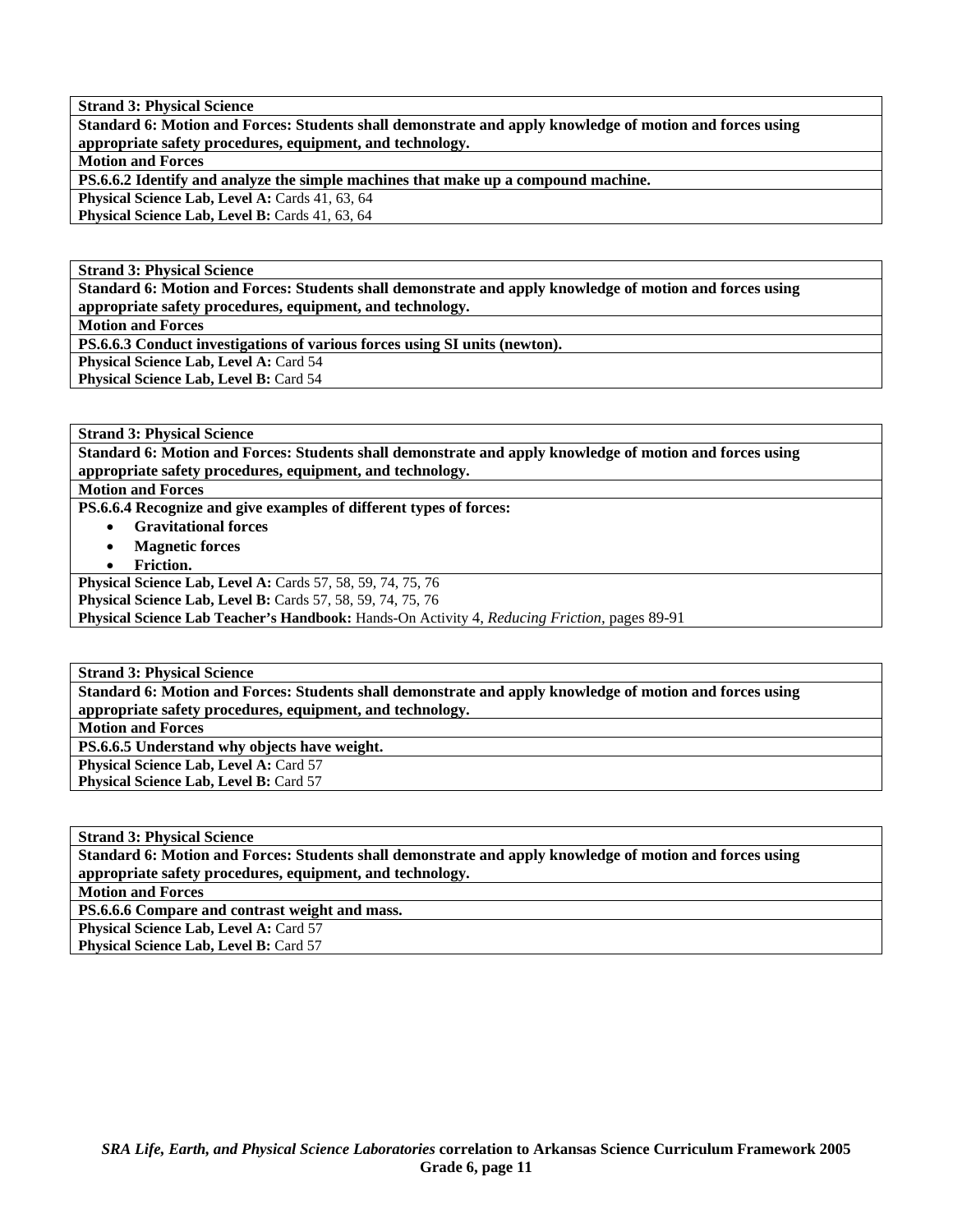**Strand 3: Physical Science**

**Standard 6: Motion and Forces: Students shall demonstrate and apply knowledge of motion and forces using appropriate safety procedures, equipment, and technology.**

**Motion and Forces**

**PS.6.6.2 Identify and analyze the simple machines that make up a compound machine.**

**Physical Science Lab, Level A:** Cards 41, 63, 64
**Physical Science Lab, Level B:** Cards 41, 63, 64

---

**Strand 3: Physical Science**

**Standard 6: Motion and Forces: Students shall demonstrate and apply knowledge of motion and forces using appropriate safety procedures, equipment, and technology.**

**Motion and Forces**

**PS.6.6.3 Conduct investigations of various forces using SI units (newton).**

**Physical Science Lab, Level A:** Card 54
**Physical Science Lab, Level B:** Card 54

---

**Strand 3: Physical Science**

**Standard 6: Motion and Forces: Students shall demonstrate and apply knowledge of motion and forces using appropriate safety procedures, equipment, and technology.**

**Motion and Forces**

**PS.6.6.4 Recognize and give examples of different types of forces:**

- **Gravitational forces**
- **Magnetic forces**
- **Friction.**

**Physical Science Lab, Level A:** Cards 57, 58, 59, 74, 75, 76
**Physical Science Lab, Level B:** Cards 57, 58, 59, 74, 75, 76
**Physical Science Lab Teacher's Handbook:** Hands-On Activity 4, *Reducing Friction*, pages 89-91

---

**Strand 3: Physical Science**

**Standard 6: Motion and Forces: Students shall demonstrate and apply knowledge of motion and forces using appropriate safety procedures, equipment, and technology.**

**Motion and Forces**

**PS.6.6.5 Understand why objects have weight.**

**Physical Science Lab, Level A:** Card 57
**Physical Science Lab, Level B:** Card 57

---

**Strand 3: Physical Science**

**Standard 6: Motion and Forces: Students shall demonstrate and apply knowledge of motion and forces using appropriate safety procedures, equipment, and technology.**

**Motion and Forces**

**PS.6.6.6 Compare and contrast weight and mass.**

**Physical Science Lab, Level A:** Card 57
**Physical Science Lab, Level B:** Card 57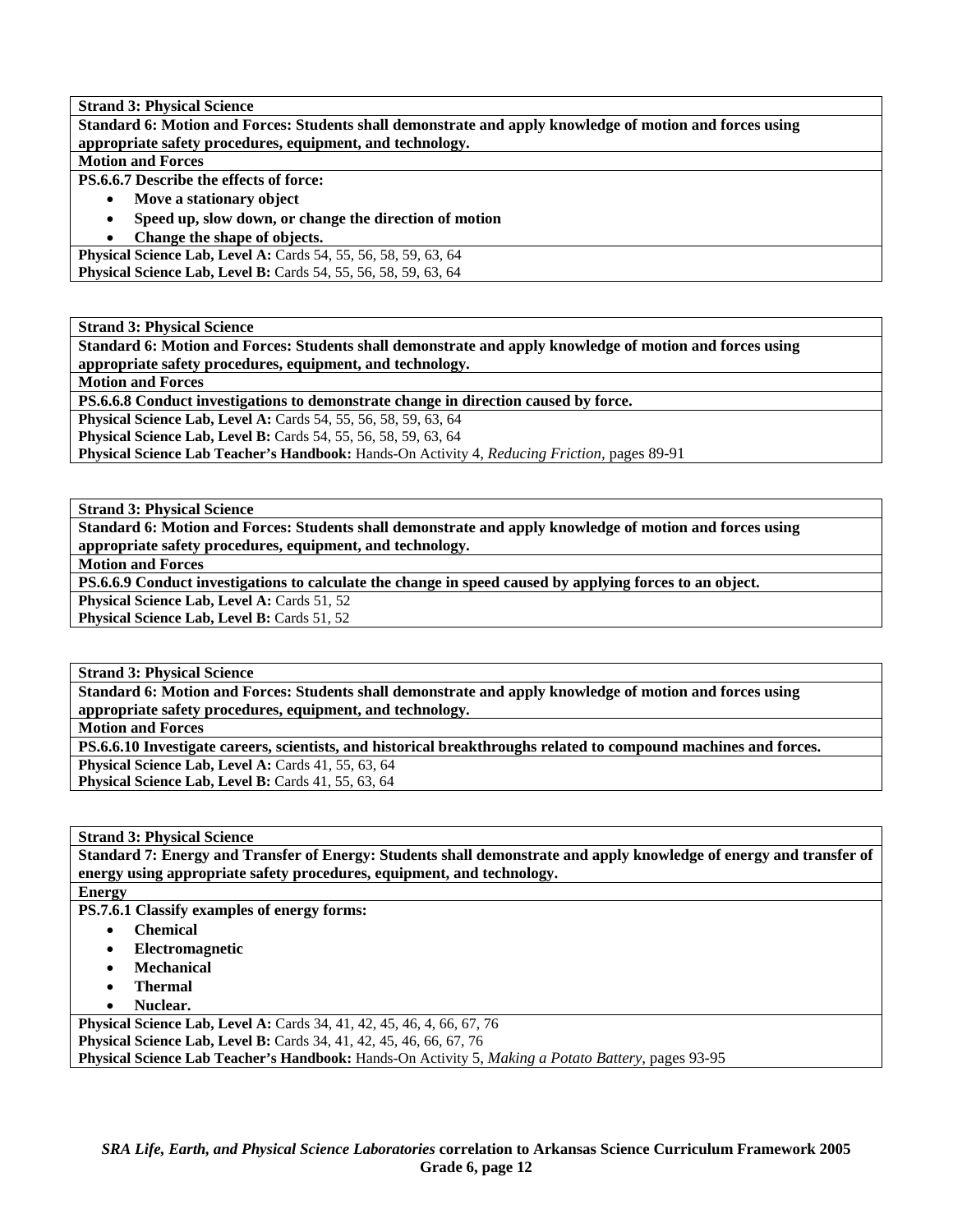**Strand 3: Physical Science**

**Standard 6: Motion and Forces: Students shall demonstrate and apply knowledge of motion and forces using appropriate safety procedures, equipment, and technology.**

**Motion and Forces**

**PS.6.6.7 Describe the effects of force:**

- **Move a stationary object**
- **Speed up, slow down, or change the direction of motion**
- **Change the shape of objects.**

**Physical Science Lab, Level A:** Cards 54, 55, 56, 58, 59, 63, 64
**Physical Science Lab, Level B:** Cards 54, 55, 56, 58, 59, 63, 64

---

**Strand 3: Physical Science**

**Standard 6: Motion and Forces: Students shall demonstrate and apply knowledge of motion and forces using appropriate safety procedures, equipment, and technology.**

**Motion and Forces**

**PS.6.6.8 Conduct investigations to demonstrate change in direction caused by force.**

**Physical Science Lab, Level A:** Cards 54, 55, 56, 58, 59, 63, 64
**Physical Science Lab, Level B:** Cards 54, 55, 56, 58, 59, 63, 64
**Physical Science Lab Teacher's Handbook:** Hands-On Activity 4, *Reducing Friction,* pages 89-91

---

**Strand 3: Physical Science**

**Standard 6: Motion and Forces: Students shall demonstrate and apply knowledge of motion and forces using appropriate safety procedures, equipment, and technology.**

**Motion and Forces**

**PS.6.6.9 Conduct investigations to calculate the change in speed caused by applying forces to an object.**

**Physical Science Lab, Level A:** Cards 51, 52
**Physical Science Lab, Level B:** Cards 51, 52

---

**Strand 3: Physical Science**

**Standard 6: Motion and Forces: Students shall demonstrate and apply knowledge of motion and forces using appropriate safety procedures, equipment, and technology.**

**Motion and Forces**

**PS.6.6.10 Investigate careers, scientists, and historical breakthroughs related to compound machines and forces.**

**Physical Science Lab, Level A:** Cards 41, 55, 63, 64
**Physical Science Lab, Level B:** Cards 41, 55, 63, 64

---

**Strand 3: Physical Science**

**Standard 7: Energy and Transfer of Energy: Students shall demonstrate and apply knowledge of energy and transfer of energy using appropriate safety procedures, equipment, and technology.**

**Energy**

**PS.7.6.1 Classify examples of energy forms:**

- **Chemical**
- **Electromagnetic**
- **Mechanical**
- **Thermal**
- **Nuclear.**

**Physical Science Lab, Level A:** Cards 34, 41, 42, 45, 46, 4, 66, 67, 76
**Physical Science Lab, Level B:** Cards 34, 41, 42, 45, 46, 66, 67, 76
**Physical Science Lab Teacher's Handbook:** Hands-On Activity 5, *Making a Potato Battery,* pages 93-95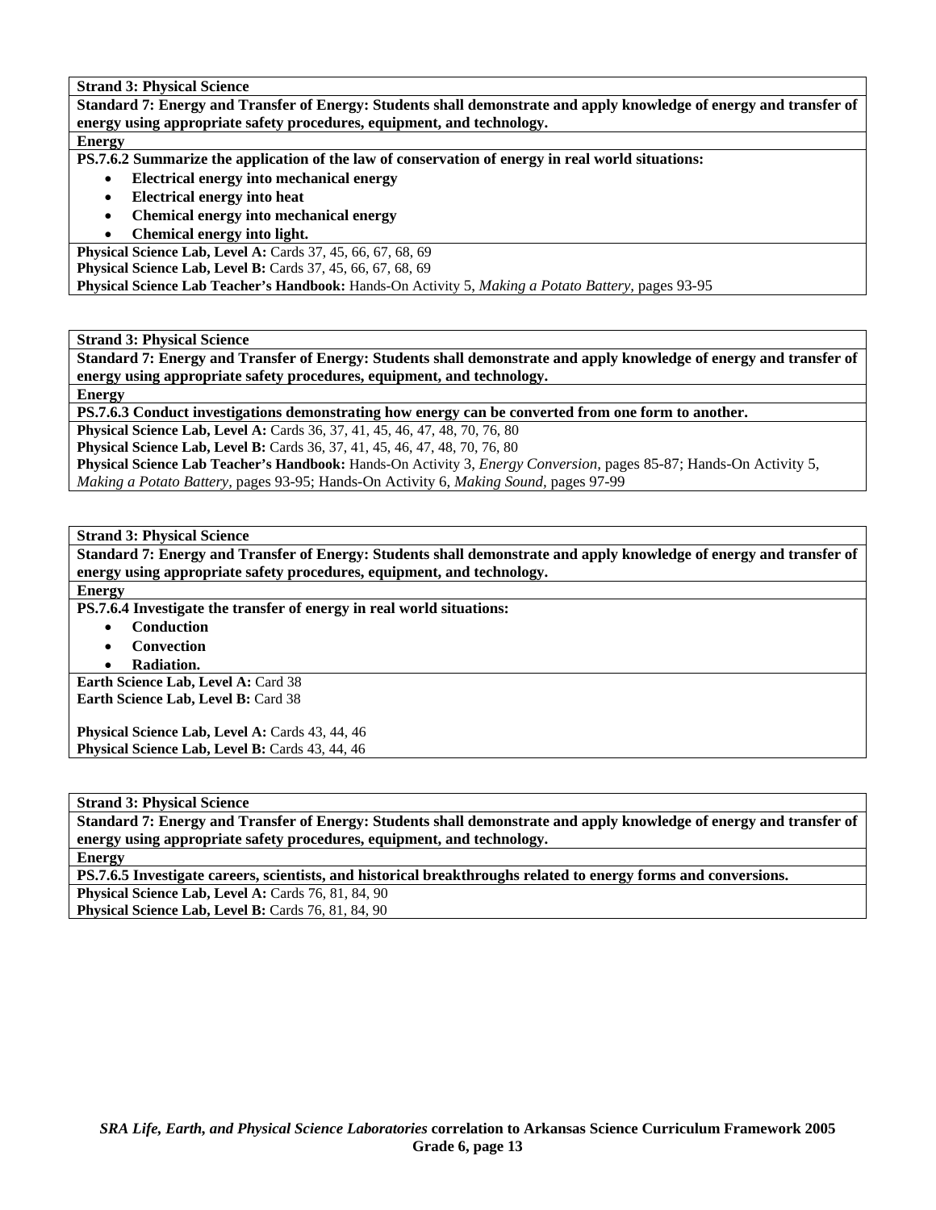**Strand 3: Physical Science**

**Standard 7: Energy and Transfer of Energy: Students shall demonstrate and apply knowledge of energy and transfer of energy using appropriate safety procedures, equipment, and technology.**

**Energy**

**PS.7.6.2 Summarize the application of the law of conservation of energy in real world situations:**

- **Electrical energy into mechanical energy**
- **Electrical energy into heat**
- **Chemical energy into mechanical energy**
- **Chemical energy into light.**

**Physical Science Lab, Level A:** Cards 37, 45, 66, 67, 68, 69
**Physical Science Lab, Level B:** Cards 37, 45, 66, 67, 68, 69
**Physical Science Lab Teacher's Handbook:** Hands-On Activity 5, *Making a Potato Battery,* pages 93-95

---

**Strand 3: Physical Science**

**Standard 7: Energy and Transfer of Energy: Students shall demonstrate and apply knowledge of energy and transfer of energy using appropriate safety procedures, equipment, and technology.**

**Energy**

**PS.7.6.3 Conduct investigations demonstrating how energy can be converted from one form to another.**

**Physical Science Lab, Level A:** Cards 36, 37, 41, 45, 46, 47, 48, 70, 76, 80
**Physical Science Lab, Level B:** Cards 36, 37, 41, 45, 46, 47, 48, 70, 76, 80
**Physical Science Lab Teacher's Handbook:** Hands-On Activity 3, *Energy Conversion,* pages 85-87; Hands-On Activity 5, *Making a Potato Battery,* pages 93-95; Hands-On Activity 6, *Making Sound,* pages 97-99

---

**Strand 3: Physical Science**

**Standard 7: Energy and Transfer of Energy: Students shall demonstrate and apply knowledge of energy and transfer of energy using appropriate safety procedures, equipment, and technology.**

**Energy**

**PS.7.6.4 Investigate the transfer of energy in real world situations:**

- **Conduction**
- **Convection**
- **Radiation.**

**Earth Science Lab, Level A:** Card 38
**Earth Science Lab, Level B:** Card 38

**Physical Science Lab, Level A:** Cards 43, 44, 46
**Physical Science Lab, Level B:** Cards 43, 44, 46

---

**Strand 3: Physical Science**

**Standard 7: Energy and Transfer of Energy: Students shall demonstrate and apply knowledge of energy and transfer of energy using appropriate safety procedures, equipment, and technology.**

**Energy**

**PS.7.6.5 Investigate careers, scientists, and historical breakthroughs related to energy forms and conversions.**

**Physical Science Lab, Level A:** Cards 76, 81, 84, 90
**Physical Science Lab, Level B:** Cards 76, 81, 84, 90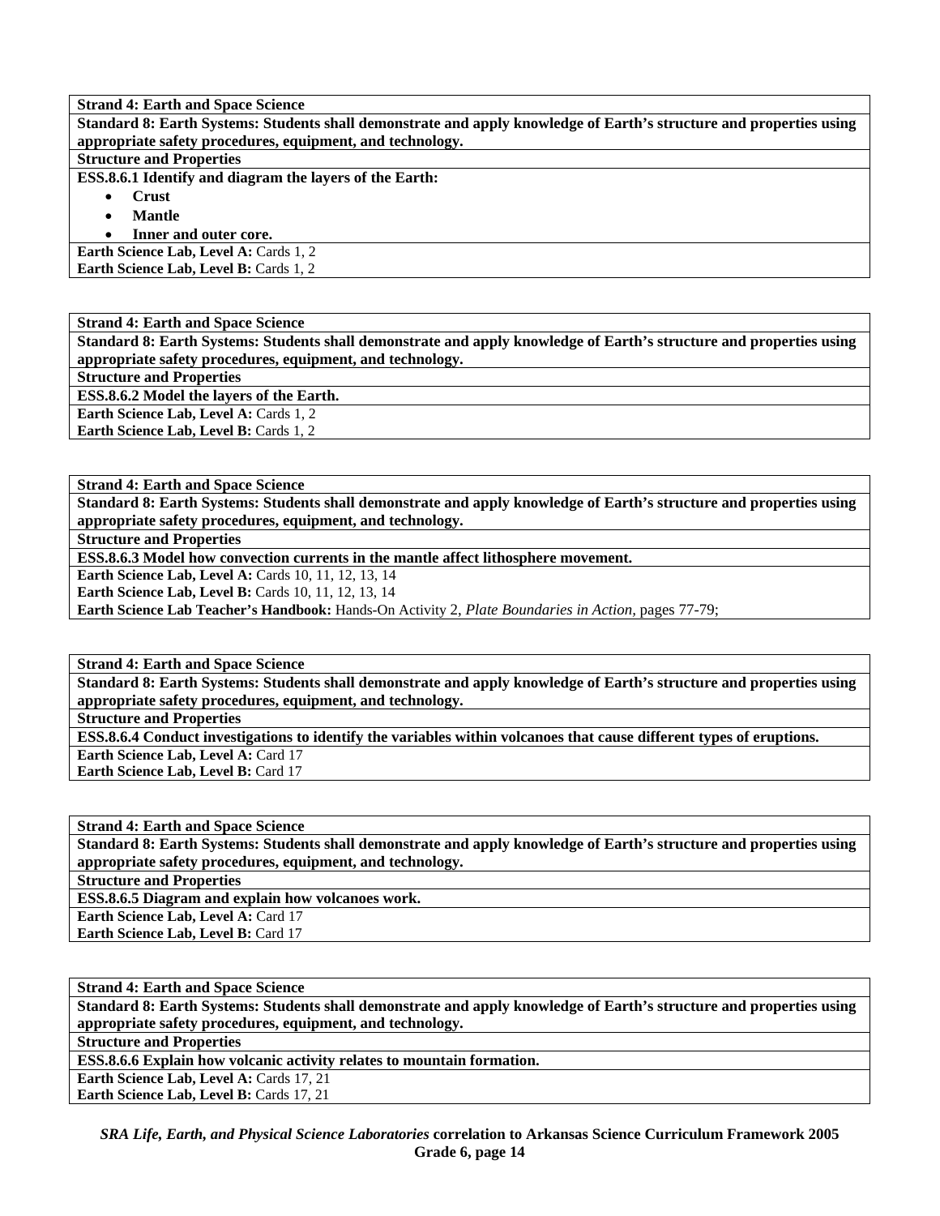**Strand 4: Earth and Space Science**

**Standard 8: Earth Systems: Students shall demonstrate and apply knowledge of Earth's structure and properties using appropriate safety procedures, equipment, and technology.**

**Structure and Properties**

**ESS.8.6.1 Identify and diagram the layers of the Earth:**

- **Crust**
- **Mantle**
- **Inner and outer core.**

**Earth Science Lab, Level A:** Cards 1, 2
**Earth Science Lab, Level B:** Cards 1, 2

---

**Strand 4: Earth and Space Science**

**Standard 8: Earth Systems: Students shall demonstrate and apply knowledge of Earth's structure and properties using appropriate safety procedures, equipment, and technology.**

**Structure and Properties**

**ESS.8.6.2 Model the layers of the Earth.**

**Earth Science Lab, Level A:** Cards 1, 2
**Earth Science Lab, Level B:** Cards 1, 2

---

**Strand 4: Earth and Space Science**

**Standard 8: Earth Systems: Students shall demonstrate and apply knowledge of Earth's structure and properties using appropriate safety procedures, equipment, and technology.**

**Structure and Properties**

**ESS.8.6.3 Model how convection currents in the mantle affect lithosphere movement.**

**Earth Science Lab, Level A:** Cards 10, 11, 12, 13, 14
**Earth Science Lab, Level B:** Cards 10, 11, 12, 13, 14
**Earth Science Lab Teacher's Handbook:** Hands-On Activity 2, *Plate Boundaries in Action*, pages 77-79;

---

**Strand 4: Earth and Space Science**

**Standard 8: Earth Systems: Students shall demonstrate and apply knowledge of Earth's structure and properties using appropriate safety procedures, equipment, and technology.**

**Structure and Properties**

**ESS.8.6.4 Conduct investigations to identify the variables within volcanoes that cause different types of eruptions.**

**Earth Science Lab, Level A:** Card 17
**Earth Science Lab, Level B:** Card 17

---

**Strand 4: Earth and Space Science**

**Standard 8: Earth Systems: Students shall demonstrate and apply knowledge of Earth's structure and properties using appropriate safety procedures, equipment, and technology.**

**Structure and Properties**

**ESS.8.6.5 Diagram and explain how volcanoes work.**

**Earth Science Lab, Level A:** Card 17
**Earth Science Lab, Level B:** Card 17

---

**Strand 4: Earth and Space Science**

**Standard 8: Earth Systems: Students shall demonstrate and apply knowledge of Earth's structure and properties using appropriate safety procedures, equipment, and technology.**

**Structure and Properties**

**ESS.8.6.6 Explain how volcanic activity relates to mountain formation.**

**Earth Science Lab, Level A:** Cards 17, 21
**Earth Science Lab, Level B:** Cards 17, 21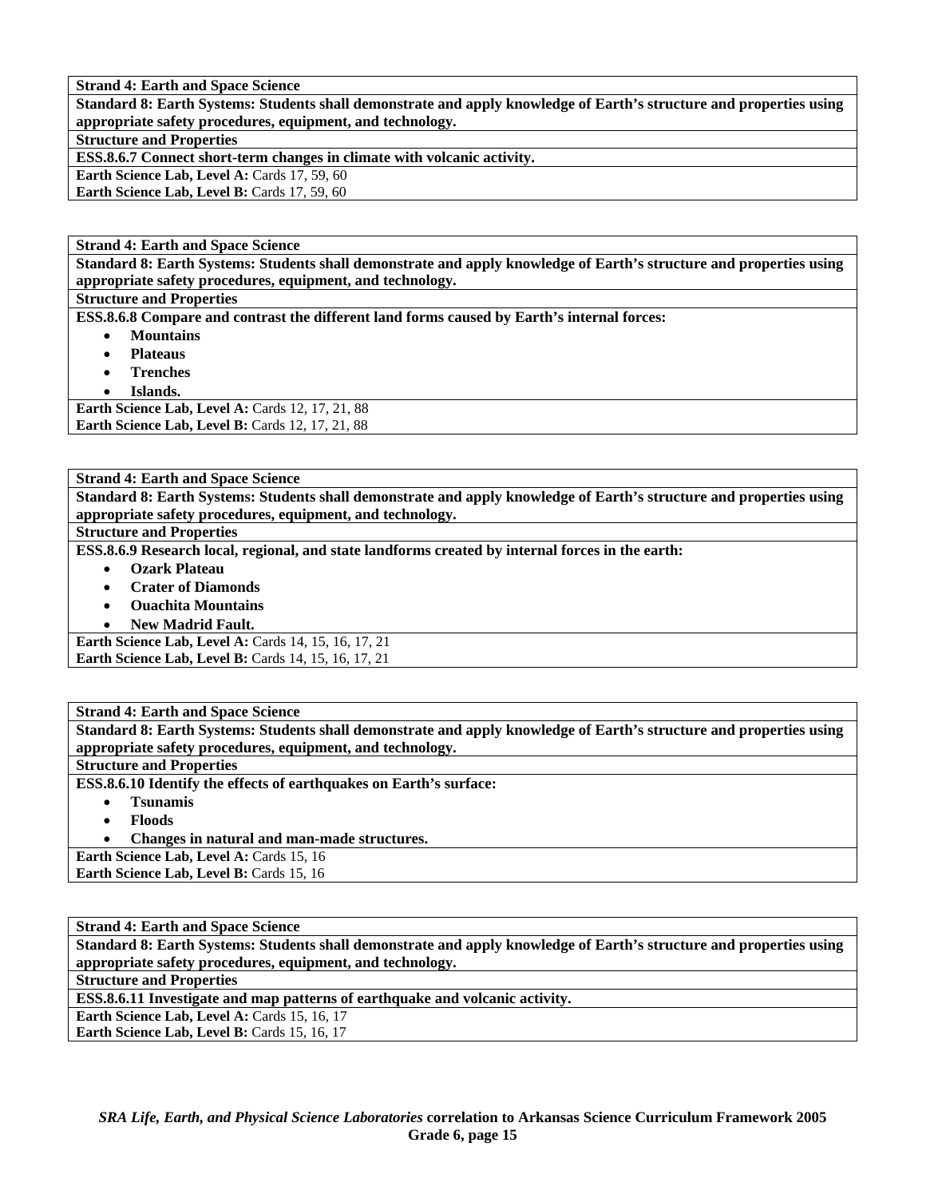**Strand 4: Earth and Space Science**

**Standard 8: Earth Systems: Students shall demonstrate and apply knowledge of Earth's structure and properties using appropriate safety procedures, equipment, and technology.**

**Structure and Properties**

**ESS.8.6.7 Connect short-term changes in climate with volcanic activity.**

**Earth Science Lab, Level A:** Cards 17, 59, 60
**Earth Science Lab, Level B:** Cards 17, 59, 60

**Strand 4: Earth and Space Science**

**Standard 8: Earth Systems: Students shall demonstrate and apply knowledge of Earth's structure and properties using appropriate safety procedures, equipment, and technology.**

**Structure and Properties**

**ESS.8.6.8 Compare and contrast the different land forms caused by Earth's internal forces:**

- **Mountains**
- **Plateaus**
- **Trenches**
- **Islands.**

**Earth Science Lab, Level A:** Cards 12, 17, 21, 88
**Earth Science Lab, Level B:** Cards 12, 17, 21, 88

**Strand 4: Earth and Space Science**

**Standard 8: Earth Systems: Students shall demonstrate and apply knowledge of Earth's structure and properties using appropriate safety procedures, equipment, and technology.**

**Structure and Properties**

**ESS.8.6.9 Research local, regional, and state landforms created by internal forces in the earth:**

- **Ozark Plateau**
- **Crater of Diamonds**
- **Ouachita Mountains**
- **New Madrid Fault.**

**Earth Science Lab, Level A:** Cards 14, 15, 16, 17, 21
**Earth Science Lab, Level B:** Cards 14, 15, 16, 17, 21

**Strand 4: Earth and Space Science**

**Standard 8: Earth Systems: Students shall demonstrate and apply knowledge of Earth's structure and properties using appropriate safety procedures, equipment, and technology.**

**Structure and Properties**

**ESS.8.6.10 Identify the effects of earthquakes on Earth's surface:**

- **Tsunamis**
- **Floods**
- **Changes in natural and man-made structures.**

**Earth Science Lab, Level A:** Cards 15, 16
**Earth Science Lab, Level B:** Cards 15, 16

**Strand 4: Earth and Space Science**

**Standard 8: Earth Systems: Students shall demonstrate and apply knowledge of Earth's structure and properties using appropriate safety procedures, equipment, and technology.**

**Structure and Properties**

**ESS.8.6.11 Investigate and map patterns of earthquake and volcanic activity.**

**Earth Science Lab, Level A:** Cards 15, 16, 17
**Earth Science Lab, Level B:** Cards 15, 16, 17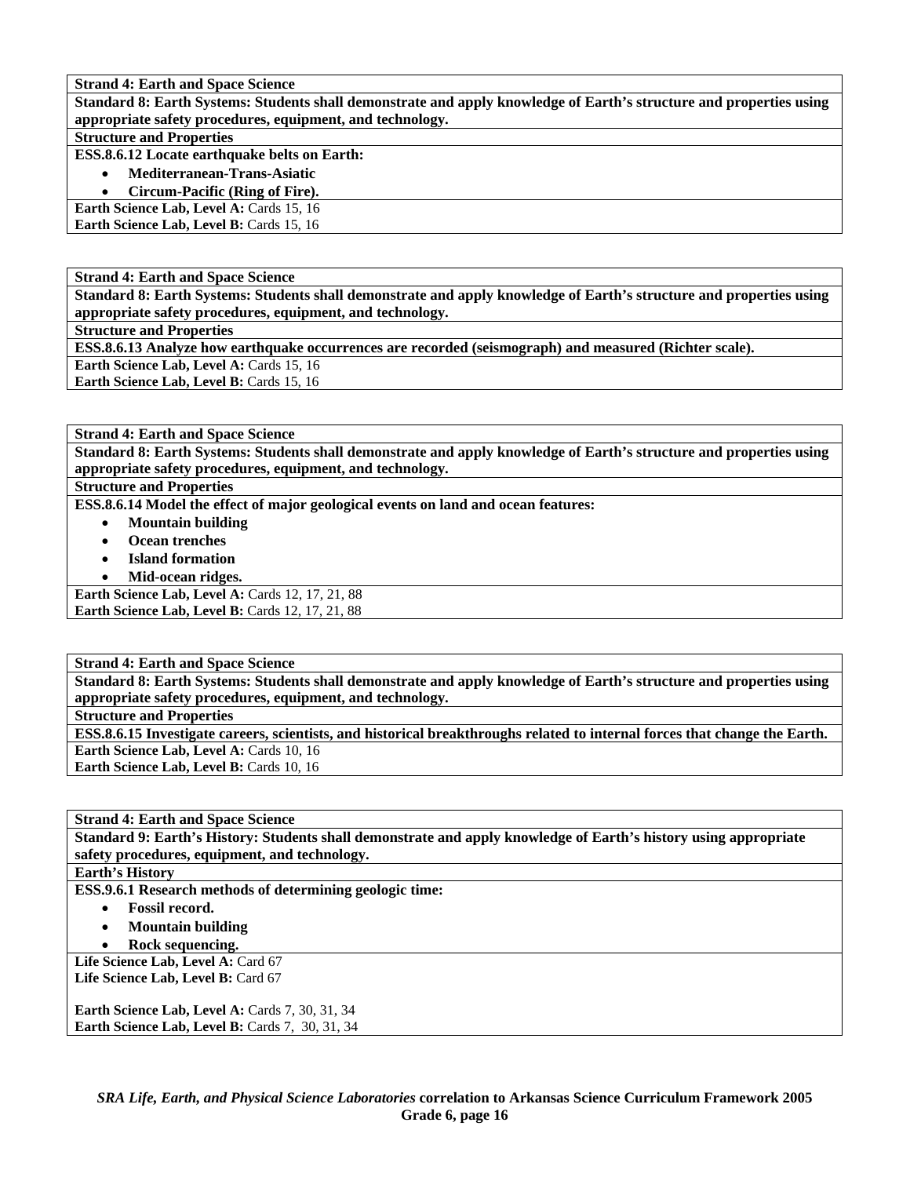**Strand 4: Earth and Space Science**

**Standard 8: Earth Systems: Students shall demonstrate and apply knowledge of Earth's structure and properties using appropriate safety procedures, equipment, and technology.**

**Structure and Properties**

**ESS.8.6.12 Locate earthquake belts on Earth:**

- **Mediterranean-Trans-Asiatic**
- **Circum-Pacific (Ring of Fire).**

**Earth Science Lab, Level A:** Cards 15, 16
**Earth Science Lab, Level B:** Cards 15, 16

---

**Strand 4: Earth and Space Science**

**Standard 8: Earth Systems: Students shall demonstrate and apply knowledge of Earth's structure and properties using appropriate safety procedures, equipment, and technology.**

**Structure and Properties**

**ESS.8.6.13 Analyze how earthquake occurrences are recorded (seismograph) and measured (Richter scale).**

**Earth Science Lab, Level A:** Cards 15, 16
**Earth Science Lab, Level B:** Cards 15, 16

---

**Strand 4: Earth and Space Science**

**Standard 8: Earth Systems: Students shall demonstrate and apply knowledge of Earth's structure and properties using appropriate safety procedures, equipment, and technology.**

**Structure and Properties**

**ESS.8.6.14 Model the effect of major geological events on land and ocean features:**

- **Mountain building**
- **Ocean trenches**
- **Island formation**
- **Mid-ocean ridges.**

**Earth Science Lab, Level A:** Cards 12, 17, 21, 88
**Earth Science Lab, Level B:** Cards 12, 17, 21, 88

---

**Strand 4: Earth and Space Science**

**Standard 8: Earth Systems: Students shall demonstrate and apply knowledge of Earth's structure and properties using appropriate safety procedures, equipment, and technology.**

**Structure and Properties**

**ESS.8.6.15 Investigate careers, scientists, and historical breakthroughs related to internal forces that change the Earth.**

**Earth Science Lab, Level A:** Cards 10, 16
**Earth Science Lab, Level B:** Cards 10, 16

---

**Strand 4: Earth and Space Science**

**Standard 9: Earth's History: Students shall demonstrate and apply knowledge of Earth's history using appropriate safety procedures, equipment, and technology.**

**Earth's History**

**ESS.9.6.1 Research methods of determining geologic time:**

- **Fossil record.**
- **Mountain building**
- **Rock sequencing.**

**Life Science Lab, Level A:** Card 67
**Life Science Lab, Level B:** Card 67

**Earth Science Lab, Level A:** Cards 7, 30, 31, 34
**Earth Science Lab, Level B:** Cards 7, 30, 31, 34

*SRA Life, Earth, and Physical Science Laboratories* **correlation to Arkansas Science Curriculum Framework 2005**
**Grade 6, page 16**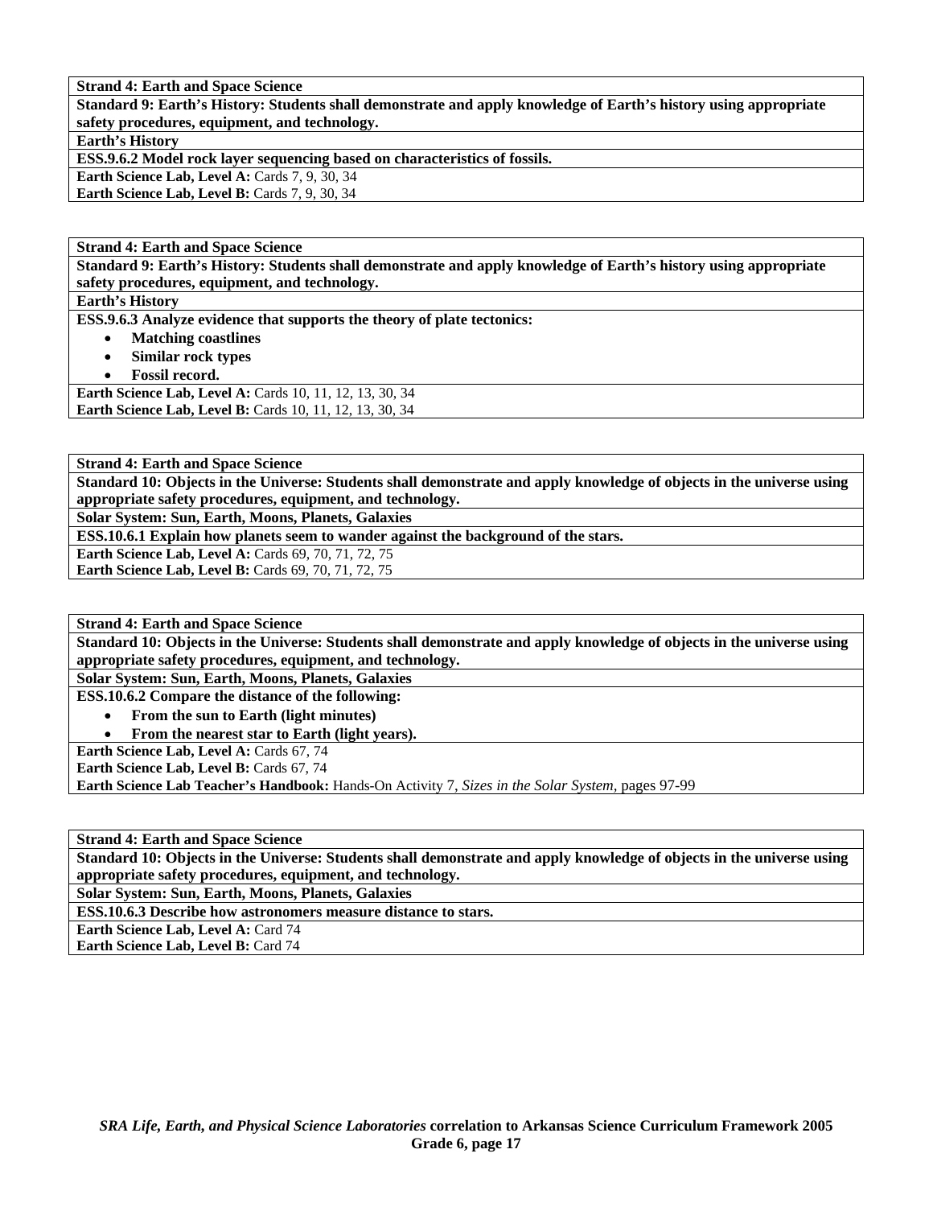**Strand 4: Earth and Space Science**

**Standard 9: Earth's History: Students shall demonstrate and apply knowledge of Earth's history using appropriate safety procedures, equipment, and technology.**

**Earth's History**

**ESS.9.6.2 Model rock layer sequencing based on characteristics of fossils.**

**Earth Science Lab, Level A:** Cards 7, 9, 30, 34
**Earth Science Lab, Level B:** Cards 7, 9, 30, 34

**Strand 4: Earth and Space Science**

**Standard 9: Earth's History: Students shall demonstrate and apply knowledge of Earth's history using appropriate safety procedures, equipment, and technology.**

**Earth's History**

**ESS.9.6.3 Analyze evidence that supports the theory of plate tectonics:**

- **Matching coastlines**
- **Similar rock types**
- **Fossil record.**

**Earth Science Lab, Level A:** Cards 10, 11, 12, 13, 30, 34
**Earth Science Lab, Level B:** Cards 10, 11, 12, 13, 30, 34

**Strand 4: Earth and Space Science**

**Standard 10: Objects in the Universe: Students shall demonstrate and apply knowledge of objects in the universe using appropriate safety procedures, equipment, and technology.**

**Solar System: Sun, Earth, Moons, Planets, Galaxies**

**ESS.10.6.1 Explain how planets seem to wander against the background of the stars.**

**Earth Science Lab, Level A:** Cards 69, 70, 71, 72, 75
**Earth Science Lab, Level B:** Cards 69, 70, 71, 72, 75

**Strand 4: Earth and Space Science**

**Standard 10: Objects in the Universe: Students shall demonstrate and apply knowledge of objects in the universe using appropriate safety procedures, equipment, and technology.**

**Solar System: Sun, Earth, Moons, Planets, Galaxies**

**ESS.10.6.2 Compare the distance of the following:**

- **From the sun to Earth (light minutes)**
- **From the nearest star to Earth (light years).**

**Earth Science Lab, Level A:** Cards 67, 74
**Earth Science Lab, Level B:** Cards 67, 74
**Earth Science Lab Teacher's Handbook:** Hands-On Activity 7, *Sizes in the Solar System*, pages 97-99

**Strand 4: Earth and Space Science**

**Standard 10: Objects in the Universe: Students shall demonstrate and apply knowledge of objects in the universe using appropriate safety procedures, equipment, and technology.**

**Solar System: Sun, Earth, Moons, Planets, Galaxies**

**ESS.10.6.3 Describe how astronomers measure distance to stars.**

**Earth Science Lab, Level A:** Card 74
**Earth Science Lab, Level B:** Card 74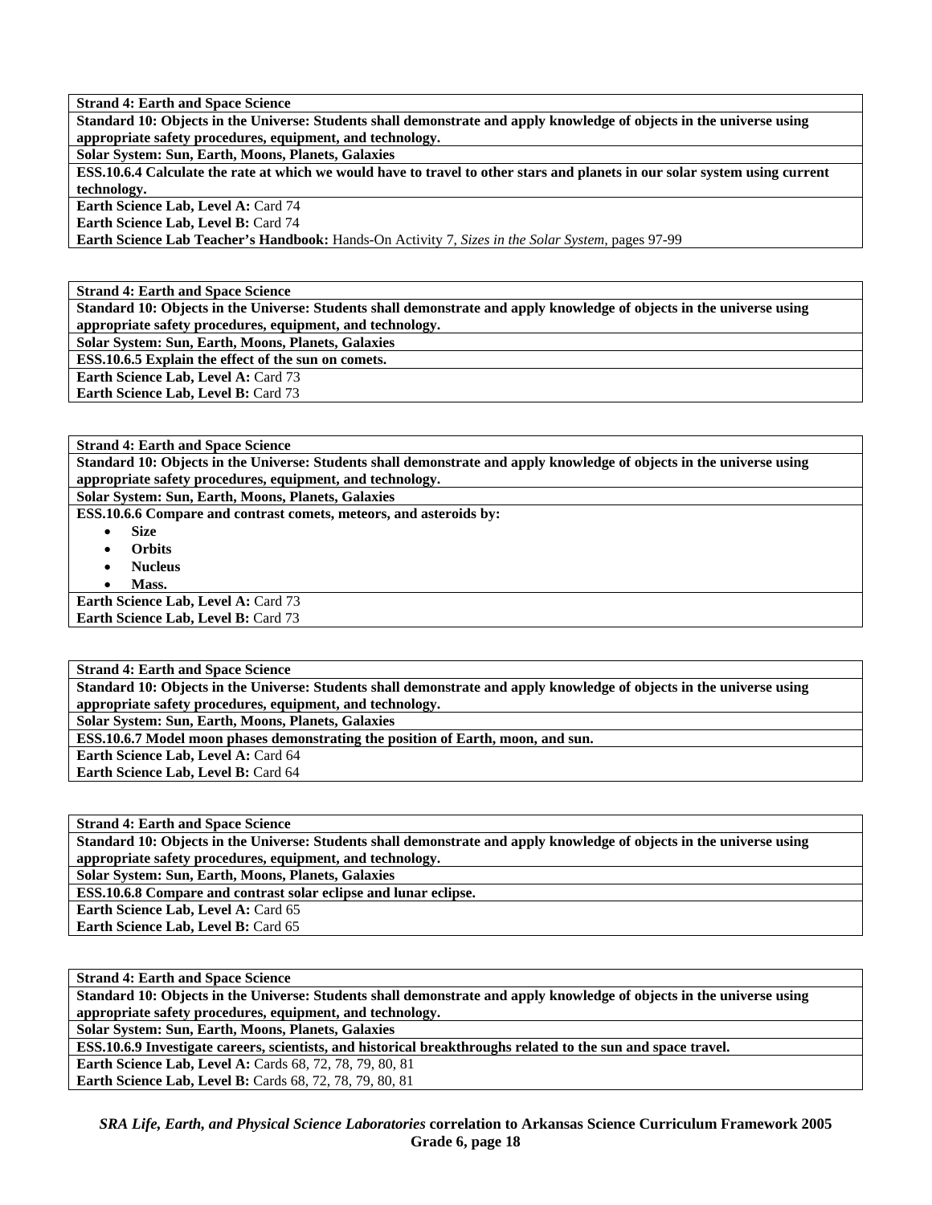**Strand 4: Earth and Space Science**

**Standard 10: Objects in the Universe: Students shall demonstrate and apply knowledge of objects in the universe using appropriate safety procedures, equipment, and technology.**

**Solar System: Sun, Earth, Moons, Planets, Galaxies**

**ESS.10.6.4 Calculate the rate at which we would have to travel to other stars and planets in our solar system using current technology.**

**Earth Science Lab, Level A:** Card 74
**Earth Science Lab, Level B:** Card 74
**Earth Science Lab Teacher's Handbook:** Hands-On Activity 7, *Sizes in the Solar System,* pages 97-99

---

**Strand 4: Earth and Space Science**

**Standard 10: Objects in the Universe: Students shall demonstrate and apply knowledge of objects in the universe using appropriate safety procedures, equipment, and technology.**

**Solar System: Sun, Earth, Moons, Planets, Galaxies**

**ESS.10.6.5 Explain the effect of the sun on comets.**

**Earth Science Lab, Level A:** Card 73
**Earth Science Lab, Level B:** Card 73

---

**Strand 4: Earth and Space Science**

**Standard 10: Objects in the Universe: Students shall demonstrate and apply knowledge of objects in the universe using appropriate safety procedures, equipment, and technology.**

**Solar System: Sun, Earth, Moons, Planets, Galaxies**

**ESS.10.6.6 Compare and contrast comets, meteors, and asteroids by:**

- **Size**
- **Orbits**
- **Nucleus**
- **Mass.**

**Earth Science Lab, Level A:** Card 73
**Earth Science Lab, Level B:** Card 73

---

**Strand 4: Earth and Space Science**

**Standard 10: Objects in the Universe: Students shall demonstrate and apply knowledge of objects in the universe using appropriate safety procedures, equipment, and technology.**

**Solar System: Sun, Earth, Moons, Planets, Galaxies**

**ESS.10.6.7 Model moon phases demonstrating the position of Earth, moon, and sun.**

**Earth Science Lab, Level A:** Card 64
**Earth Science Lab, Level B:** Card 64

---

**Strand 4: Earth and Space Science**

**Standard 10: Objects in the Universe: Students shall demonstrate and apply knowledge of objects in the universe using appropriate safety procedures, equipment, and technology.**

**Solar System: Sun, Earth, Moons, Planets, Galaxies**

**ESS.10.6.8 Compare and contrast solar eclipse and lunar eclipse.**

**Earth Science Lab, Level A:** Card 65
**Earth Science Lab, Level B:** Card 65

---

**Strand 4: Earth and Space Science**

**Standard 10: Objects in the Universe: Students shall demonstrate and apply knowledge of objects in the universe using appropriate safety procedures, equipment, and technology.**

**Solar System: Sun, Earth, Moons, Planets, Galaxies**

**ESS.10.6.9 Investigate careers, scientists, and historical breakthroughs related to the sun and space travel.**

**Earth Science Lab, Level A:** Cards 68, 72, 78, 79, 80, 81
**Earth Science Lab, Level B:** Cards 68, 72, 78, 79, 80, 81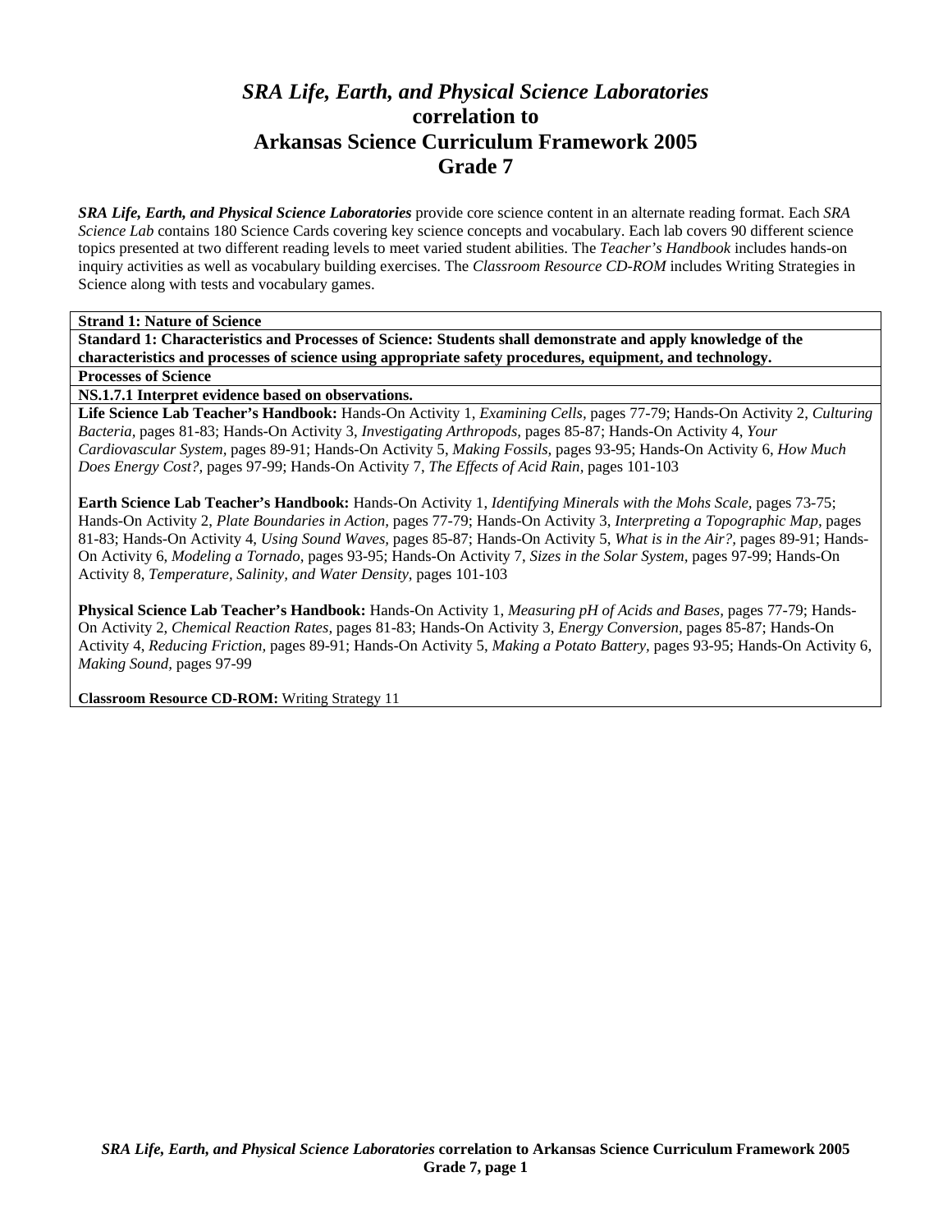# *SRA Life, Earth, and Physical Science Laboratories*
## correlation to
## Arkansas Science Curriculum Framework 2005
## Grade 7

***SRA Life, Earth, and Physical Science Laboratories*** provide core science content in an alternate reading format. Each *SRA Science Lab* contains 180 Science Cards covering key science concepts and vocabulary. Each lab covers 90 different science topics presented at two different reading levels to meet varied student abilities. The *Teacher's Handbook* includes hands-on inquiry activities as well as vocabulary building exercises. The *Classroom Resource CD-ROM* includes Writing Strategies in Science along with tests and vocabulary games.

**Strand 1: Nature of Science**

**Standard 1: Characteristics and Processes of Science: Students shall demonstrate and apply knowledge of the characteristics and processes of science using appropriate safety procedures, equipment, and technology.**

**Processes of Science**

**NS.1.7.1 Interpret evidence based on observations.**

**Life Science Lab Teacher's Handbook:** Hands-On Activity 1, *Examining Cells,* pages 77-79; Hands-On Activity 2, *Culturing Bacteria,* pages 81-83; Hands-On Activity 3, *Investigating Arthropods,* pages 85-87; Hands-On Activity 4, *Your Cardiovascular System,* pages 89-91; Hands-On Activity 5, *Making Fossils,* pages 93-95; Hands-On Activity 6, *How Much Does Energy Cost?,* pages 97-99; Hands-On Activity 7, *The Effects of Acid Rain,* pages 101-103

**Earth Science Lab Teacher's Handbook:** Hands-On Activity 1, *Identifying Minerals with the Mohs Scale,* pages 73-75; Hands-On Activity 2, *Plate Boundaries in Action,* pages 77-79; Hands-On Activity 3, *Interpreting a Topographic Map,* pages 81-83; Hands-On Activity 4, *Using Sound Waves,* pages 85-87; Hands-On Activity 5, *What is in the Air?,* pages 89-91; Hands-On Activity 6, *Modeling a Tornado,* pages 93-95; Hands-On Activity 7, *Sizes in the Solar System,* pages 97-99; Hands-On Activity 8, *Temperature, Salinity, and Water Density,* pages 101-103

**Physical Science Lab Teacher's Handbook:** Hands-On Activity 1, *Measuring pH of Acids and Bases,* pages 77-79; Hands-On Activity 2, *Chemical Reaction Rates,* pages 81-83; Hands-On Activity 3, *Energy Conversion,* pages 85-87; Hands-On Activity 4, *Reducing Friction,* pages 89-91; Hands-On Activity 5, *Making a Potato Battery,* pages 93-95; Hands-On Activity 6, *Making Sound,* pages 97-99

**Classroom Resource CD-ROM:** Writing Strategy 11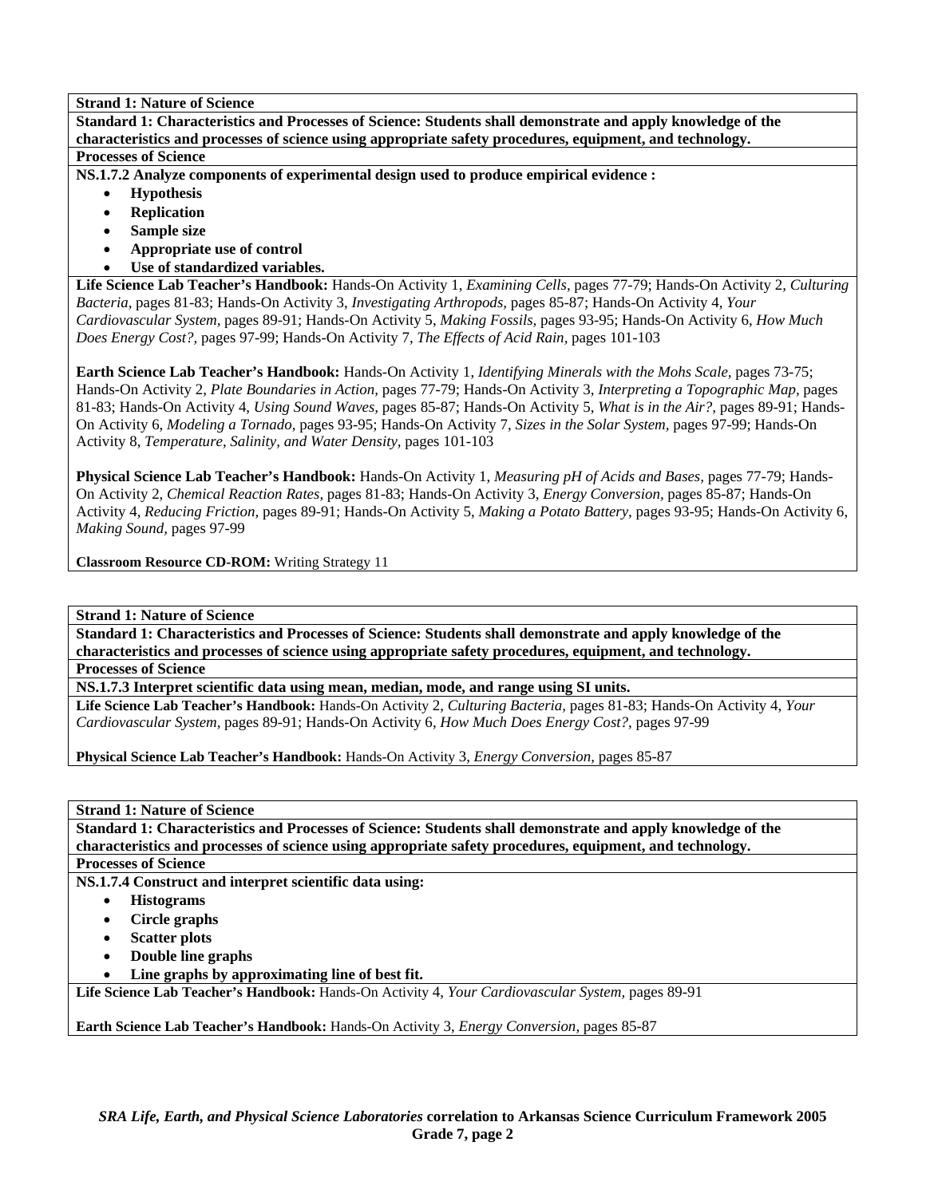**Strand 1: Nature of Science**

**Standard 1: Characteristics and Processes of Science: Students shall demonstrate and apply knowledge of the characteristics and processes of science using appropriate safety procedures, equipment, and technology.**

**Processes of Science**

**NS.1.7.2 Analyze components of experimental design used to produce empirical evidence :**

- **Hypothesis**
- **Replication**
- **Sample size**
- **Appropriate use of control**
- **Use of standardized variables.**

**Life Science Lab Teacher's Handbook:** Hands-On Activity 1, *Examining Cells,* pages 77-79; Hands-On Activity 2, *Culturing Bacteria,* pages 81-83; Hands-On Activity 3, *Investigating Arthropods,* pages 85-87; Hands-On Activity 4, *Your Cardiovascular System,* pages 89-91; Hands-On Activity 5, *Making Fossils,* pages 93-95; Hands-On Activity 6, *How Much Does Energy Cost?,* pages 97-99; Hands-On Activity 7, *The Effects of Acid Rain,* pages 101-103

**Earth Science Lab Teacher's Handbook:** Hands-On Activity 1, *Identifying Minerals with the Mohs Scale,* pages 73-75; Hands-On Activity 2, *Plate Boundaries in Action,* pages 77-79; Hands-On Activity 3, *Interpreting a Topographic Map,* pages 81-83; Hands-On Activity 4, *Using Sound Waves,* pages 85-87; Hands-On Activity 5, *What is in the Air?,* pages 89-91; Hands-On Activity 6, *Modeling a Tornado,* pages 93-95; Hands-On Activity 7, *Sizes in the Solar System,* pages 97-99; Hands-On Activity 8, *Temperature, Salinity, and Water Density,* pages 101-103

**Physical Science Lab Teacher's Handbook:** Hands-On Activity 1, *Measuring pH of Acids and Bases,* pages 77-79; Hands-On Activity 2, *Chemical Reaction Rates,* pages 81-83; Hands-On Activity 3, *Energy Conversion,* pages 85-87; Hands-On Activity 4, *Reducing Friction,* pages 89-91; Hands-On Activity 5, *Making a Potato Battery,* pages 93-95; Hands-On Activity 6, *Making Sound,* pages 97-99

**Classroom Resource CD-ROM:** Writing Strategy 11

**Strand 1: Nature of Science**

**Standard 1: Characteristics and Processes of Science: Students shall demonstrate and apply knowledge of the characteristics and processes of science using appropriate safety procedures, equipment, and technology.**

**Processes of Science**

**NS.1.7.3 Interpret scientific data using mean, median, mode, and range using SI units.**

**Life Science Lab Teacher's Handbook:** Hands-On Activity 2, *Culturing Bacteria,* pages 81-83; Hands-On Activity 4, *Your Cardiovascular System,* pages 89-91; Hands-On Activity 6, *How Much Does Energy Cost?,* pages 97-99

**Physical Science Lab Teacher's Handbook:** Hands-On Activity 3, *Energy Conversion,* pages 85-87

**Strand 1: Nature of Science**

**Standard 1: Characteristics and Processes of Science: Students shall demonstrate and apply knowledge of the characteristics and processes of science using appropriate safety procedures, equipment, and technology.**

**Processes of Science**

**NS.1.7.4 Construct and interpret scientific data using:**

- **Histograms**
- **Circle graphs**
- **Scatter plots**
- **Double line graphs**
- **Line graphs by approximating line of best fit.**

**Life Science Lab Teacher's Handbook:** Hands-On Activity 4, *Your Cardiovascular System,* pages 89-91

**Earth Science Lab Teacher's Handbook:** Hands-On Activity 3, *Energy Conversion,* pages 85-87

***SRA Life, Earth, and Physical Science Laboratories* correlation to Arkansas Science Curriculum Framework 2005**
**Grade 7, page 2**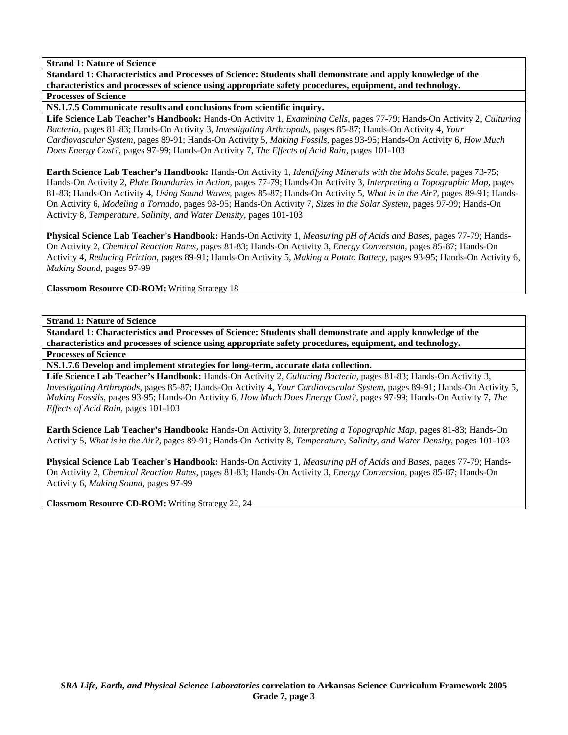**Strand 1: Nature of Science**

**Standard 1: Characteristics and Processes of Science: Students shall demonstrate and apply knowledge of the characteristics and processes of science using appropriate safety procedures, equipment, and technology.**

**Processes of Science**

**NS.1.7.5 Communicate results and conclusions from scientific inquiry.**

**Life Science Lab Teacher's Handbook:** Hands-On Activity 1, *Examining Cells,* pages 77-79; Hands-On Activity 2, *Culturing Bacteria,* pages 81-83; Hands-On Activity 3, *Investigating Arthropods,* pages 85-87; Hands-On Activity 4, *Your Cardiovascular System,* pages 89-91; Hands-On Activity 5, *Making Fossils,* pages 93-95; Hands-On Activity 6, *How Much Does Energy Cost?,* pages 97-99; Hands-On Activity 7, *The Effects of Acid Rain,* pages 101-103

**Earth Science Lab Teacher's Handbook:** Hands-On Activity 1, *Identifying Minerals with the Mohs Scale,* pages 73-75; Hands-On Activity 2, *Plate Boundaries in Action,* pages 77-79; Hands-On Activity 3, *Interpreting a Topographic Map,* pages 81-83; Hands-On Activity 4, *Using Sound Waves,* pages 85-87; Hands-On Activity 5, *What is in the Air?,* pages 89-91; Hands-On Activity 6, *Modeling a Tornado,* pages 93-95; Hands-On Activity 7, *Sizes in the Solar System,* pages 97-99; Hands-On Activity 8, *Temperature, Salinity, and Water Density,* pages 101-103

**Physical Science Lab Teacher's Handbook:** Hands-On Activity 1, *Measuring pH of Acids and Bases,* pages 77-79; Hands-On Activity 2, *Chemical Reaction Rates,* pages 81-83; Hands-On Activity 3, *Energy Conversion,* pages 85-87; Hands-On Activity 4, *Reducing Friction,* pages 89-91; Hands-On Activity 5, *Making a Potato Battery,* pages 93-95; Hands-On Activity 6, *Making Sound,* pages 97-99

**Classroom Resource CD-ROM:** Writing Strategy 18

**Strand 1: Nature of Science**

**Standard 1: Characteristics and Processes of Science: Students shall demonstrate and apply knowledge of the characteristics and processes of science using appropriate safety procedures, equipment, and technology.**

**Processes of Science**

**NS.1.7.6 Develop and implement strategies for long-term, accurate data collection.**

**Life Science Lab Teacher's Handbook:** Hands-On Activity 2, *Culturing Bacteria,* pages 81-83; Hands-On Activity 3, *Investigating Arthropods,* pages 85-87; Hands-On Activity 4, *Your Cardiovascular System,* pages 89-91; Hands-On Activity 5, *Making Fossils,* pages 93-95; Hands-On Activity 6, *How Much Does Energy Cost?,* pages 97-99; Hands-On Activity 7, *The Effects of Acid Rain,* pages 101-103

**Earth Science Lab Teacher's Handbook:** Hands-On Activity 3, *Interpreting a Topographic Map,* pages 81-83; Hands-On Activity 5, *What is in the Air?,* pages 89-91; Hands-On Activity 8, *Temperature, Salinity, and Water Density,* pages 101-103

**Physical Science Lab Teacher's Handbook:** Hands-On Activity 1, *Measuring pH of Acids and Bases,* pages 77-79; Hands-On Activity 2, *Chemical Reaction Rates,* pages 81-83; Hands-On Activity 3, *Energy Conversion,* pages 85-87; Hands-On Activity 6, *Making Sound,* pages 97-99

**Classroom Resource CD-ROM:** Writing Strategy 22, 24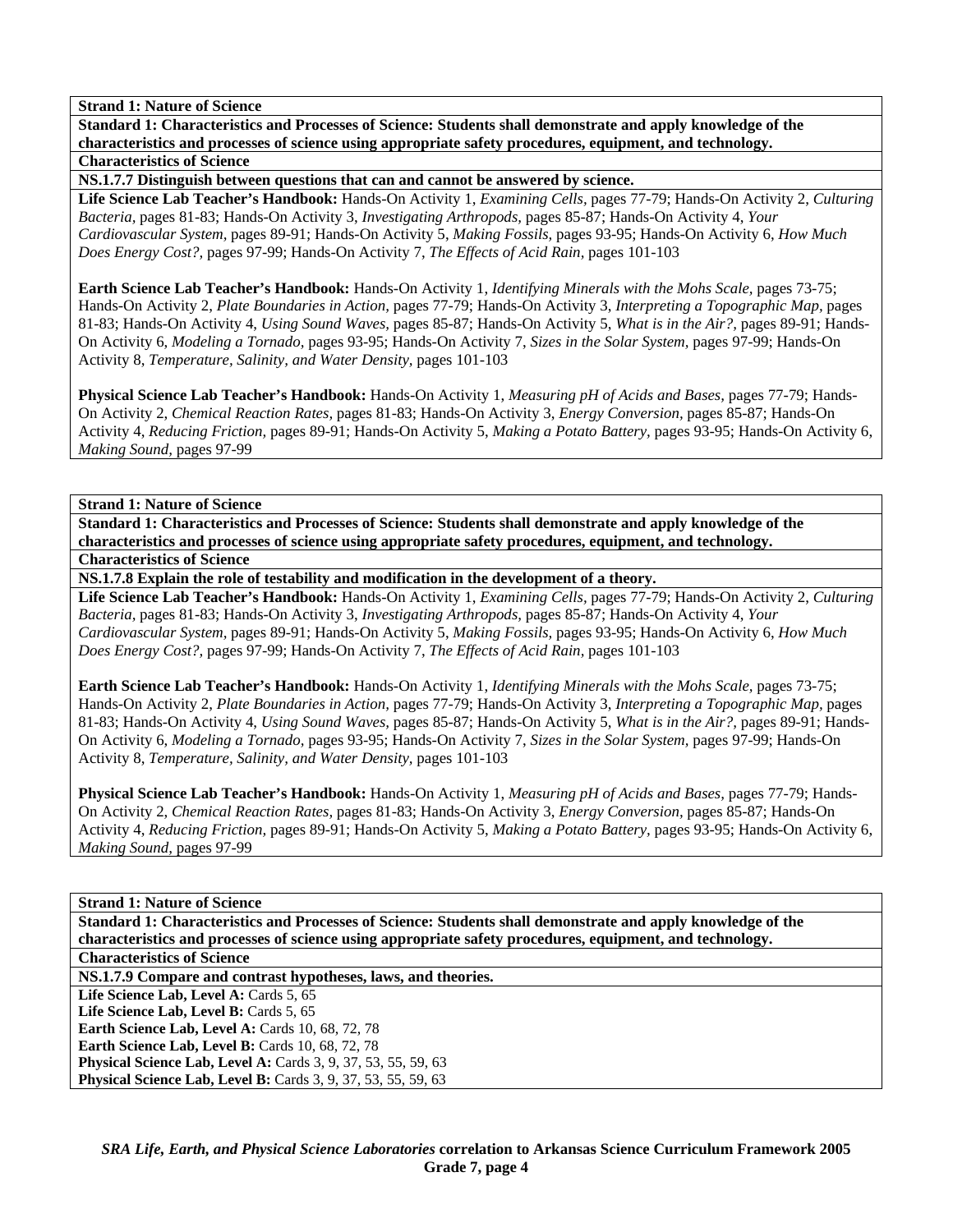**Strand 1: Nature of Science**

**Standard 1: Characteristics and Processes of Science: Students shall demonstrate and apply knowledge of the characteristics and processes of science using appropriate safety procedures, equipment, and technology.**

**Characteristics of Science**

**NS.1.7.7 Distinguish between questions that can and cannot be answered by science.**

**Life Science Lab Teacher's Handbook:** Hands-On Activity 1, *Examining Cells,* pages 77-79; Hands-On Activity 2, *Culturing Bacteria,* pages 81-83; Hands-On Activity 3, *Investigating Arthropods,* pages 85-87; Hands-On Activity 4, *Your Cardiovascular System,* pages 89-91; Hands-On Activity 5, *Making Fossils,* pages 93-95; Hands-On Activity 6, *How Much Does Energy Cost?,* pages 97-99; Hands-On Activity 7, *The Effects of Acid Rain,* pages 101-103

**Earth Science Lab Teacher's Handbook:** Hands-On Activity 1, *Identifying Minerals with the Mohs Scale,* pages 73-75; Hands-On Activity 2, *Plate Boundaries in Action,* pages 77-79; Hands-On Activity 3, *Interpreting a Topographic Map,* pages 81-83; Hands-On Activity 4, *Using Sound Waves,* pages 85-87; Hands-On Activity 5, *What is in the Air?,* pages 89-91; Hands-On Activity 6, *Modeling a Tornado,* pages 93-95; Hands-On Activity 7, *Sizes in the Solar System,* pages 97-99; Hands-On Activity 8, *Temperature, Salinity, and Water Density,* pages 101-103

**Physical Science Lab Teacher's Handbook:** Hands-On Activity 1, *Measuring pH of Acids and Bases,* pages 77-79; Hands-On Activity 2, *Chemical Reaction Rates,* pages 81-83; Hands-On Activity 3, *Energy Conversion,* pages 85-87; Hands-On Activity 4, *Reducing Friction,* pages 89-91; Hands-On Activity 5, *Making a Potato Battery,* pages 93-95; Hands-On Activity 6, *Making Sound,* pages 97-99

**Strand 1: Nature of Science**

**Standard 1: Characteristics and Processes of Science: Students shall demonstrate and apply knowledge of the characteristics and processes of science using appropriate safety procedures, equipment, and technology.**

**Characteristics of Science**

**NS.1.7.8 Explain the role of testability and modification in the development of a theory.**

**Life Science Lab Teacher's Handbook:** Hands-On Activity 1, *Examining Cells,* pages 77-79; Hands-On Activity 2, *Culturing Bacteria,* pages 81-83; Hands-On Activity 3, *Investigating Arthropods,* pages 85-87; Hands-On Activity 4, *Your Cardiovascular System,* pages 89-91; Hands-On Activity 5, *Making Fossils,* pages 93-95; Hands-On Activity 6, *How Much Does Energy Cost?,* pages 97-99; Hands-On Activity 7, *The Effects of Acid Rain,* pages 101-103

**Earth Science Lab Teacher's Handbook:** Hands-On Activity 1, *Identifying Minerals with the Mohs Scale,* pages 73-75; Hands-On Activity 2, *Plate Boundaries in Action,* pages 77-79; Hands-On Activity 3, *Interpreting a Topographic Map,* pages 81-83; Hands-On Activity 4, *Using Sound Waves,* pages 85-87; Hands-On Activity 5, *What is in the Air?,* pages 89-91; Hands-On Activity 6, *Modeling a Tornado,* pages 93-95; Hands-On Activity 7, *Sizes in the Solar System,* pages 97-99; Hands-On Activity 8, *Temperature, Salinity, and Water Density,* pages 101-103

**Physical Science Lab Teacher's Handbook:** Hands-On Activity 1, *Measuring pH of Acids and Bases,* pages 77-79; Hands-On Activity 2, *Chemical Reaction Rates,* pages 81-83; Hands-On Activity 3, *Energy Conversion,* pages 85-87; Hands-On Activity 4, *Reducing Friction,* pages 89-91; Hands-On Activity 5, *Making a Potato Battery,* pages 93-95; Hands-On Activity 6, *Making Sound,* pages 97-99

**Strand 1: Nature of Science**

**Standard 1: Characteristics and Processes of Science: Students shall demonstrate and apply knowledge of the characteristics and processes of science using appropriate safety procedures, equipment, and technology.**

**Characteristics of Science**

**NS.1.7.9 Compare and contrast hypotheses, laws, and theories.**

**Life Science Lab, Level A:** Cards 5, 65
**Life Science Lab, Level B:** Cards 5, 65
**Earth Science Lab, Level A:** Cards 10, 68, 72, 78
**Earth Science Lab, Level B:** Cards 10, 68, 72, 78
**Physical Science Lab, Level A:** Cards 3, 9, 37, 53, 55, 59, 63
**Physical Science Lab, Level B:** Cards 3, 9, 37, 53, 55, 59, 63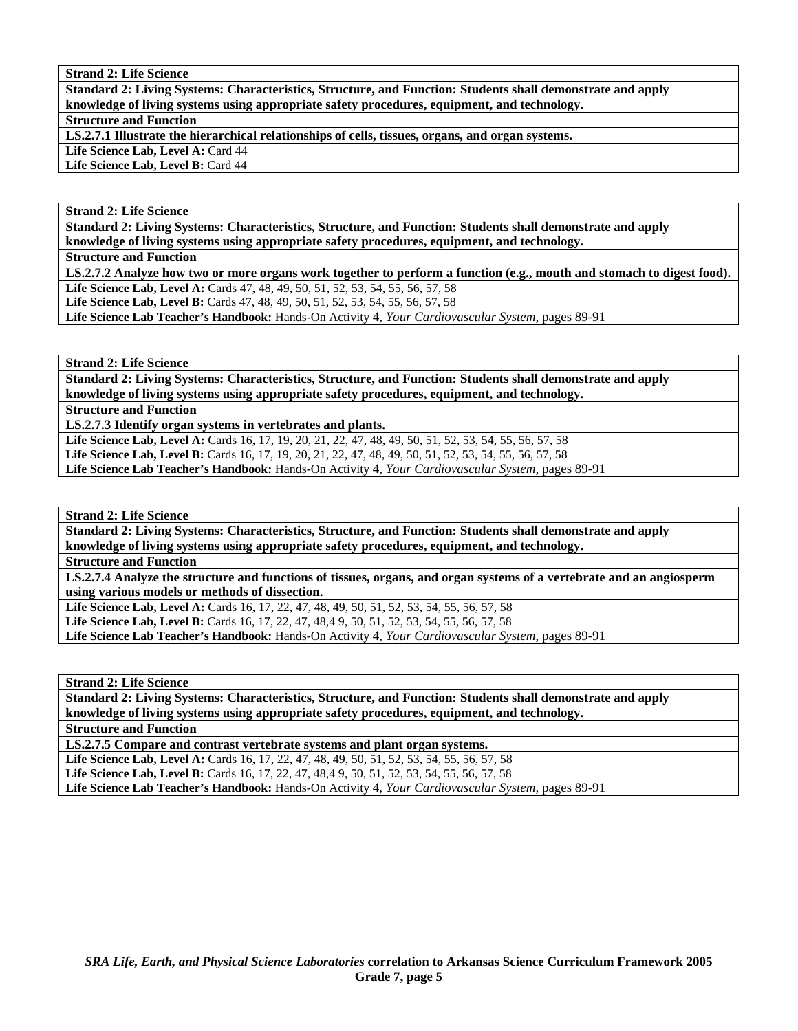**Strand 2: Life Science**

**Standard 2: Living Systems: Characteristics, Structure, and Function: Students shall demonstrate and apply knowledge of living systems using appropriate safety procedures, equipment, and technology.**

**Structure and Function**

**LS.2.7.1 Illustrate the hierarchical relationships of cells, tissues, organs, and organ systems.**

**Life Science Lab, Level A:** Card 44
**Life Science Lab, Level B:** Card 44

**Strand 2: Life Science**

**Standard 2: Living Systems: Characteristics, Structure, and Function: Students shall demonstrate and apply knowledge of living systems using appropriate safety procedures, equipment, and technology.**

**Structure and Function**

**LS.2.7.2 Analyze how two or more organs work together to perform a function (e.g., mouth and stomach to digest food).**

**Life Science Lab, Level A:** Cards 47, 48, 49, 50, 51, 52, 53, 54, 55, 56, 57, 58
**Life Science Lab, Level B:** Cards 47, 48, 49, 50, 51, 52, 53, 54, 55, 56, 57, 58
**Life Science Lab Teacher's Handbook:** Hands-On Activity 4, *Your Cardiovascular System,* pages 89-91

**Strand 2: Life Science**

**Standard 2: Living Systems: Characteristics, Structure, and Function: Students shall demonstrate and apply knowledge of living systems using appropriate safety procedures, equipment, and technology.**

**Structure and Function**

**LS.2.7.3 Identify organ systems in vertebrates and plants.**

**Life Science Lab, Level A:** Cards 16, 17, 19, 20, 21, 22, 47, 48, 49, 50, 51, 52, 53, 54, 55, 56, 57, 58
**Life Science Lab, Level B:** Cards 16, 17, 19, 20, 21, 22, 47, 48, 49, 50, 51, 52, 53, 54, 55, 56, 57, 58
**Life Science Lab Teacher's Handbook:** Hands-On Activity 4, *Your Cardiovascular System,* pages 89-91

**Strand 2: Life Science**

**Standard 2: Living Systems: Characteristics, Structure, and Function: Students shall demonstrate and apply knowledge of living systems using appropriate safety procedures, equipment, and technology.**

**Structure and Function**

**LS.2.7.4 Analyze the structure and functions of tissues, organs, and organ systems of a vertebrate and an angiosperm using various models or methods of dissection.**

**Life Science Lab, Level A:** Cards 16, 17, 22, 47, 48, 49, 50, 51, 52, 53, 54, 55, 56, 57, 58
**Life Science Lab, Level B:** Cards 16, 17, 22, 47, 48,4 9, 50, 51, 52, 53, 54, 55, 56, 57, 58
**Life Science Lab Teacher's Handbook:** Hands-On Activity 4, *Your Cardiovascular System,* pages 89-91

**Strand 2: Life Science**

**Standard 2: Living Systems: Characteristics, Structure, and Function: Students shall demonstrate and apply knowledge of living systems using appropriate safety procedures, equipment, and technology.**

**Structure and Function**

**LS.2.7.5 Compare and contrast vertebrate systems and plant organ systems.**

**Life Science Lab, Level A:** Cards 16, 17, 22, 47, 48, 49, 50, 51, 52, 53, 54, 55, 56, 57, 58
**Life Science Lab, Level B:** Cards 16, 17, 22, 47, 48,4 9, 50, 51, 52, 53, 54, 55, 56, 57, 58
**Life Science Lab Teacher's Handbook:** Hands-On Activity 4, *Your Cardiovascular System,* pages 89-91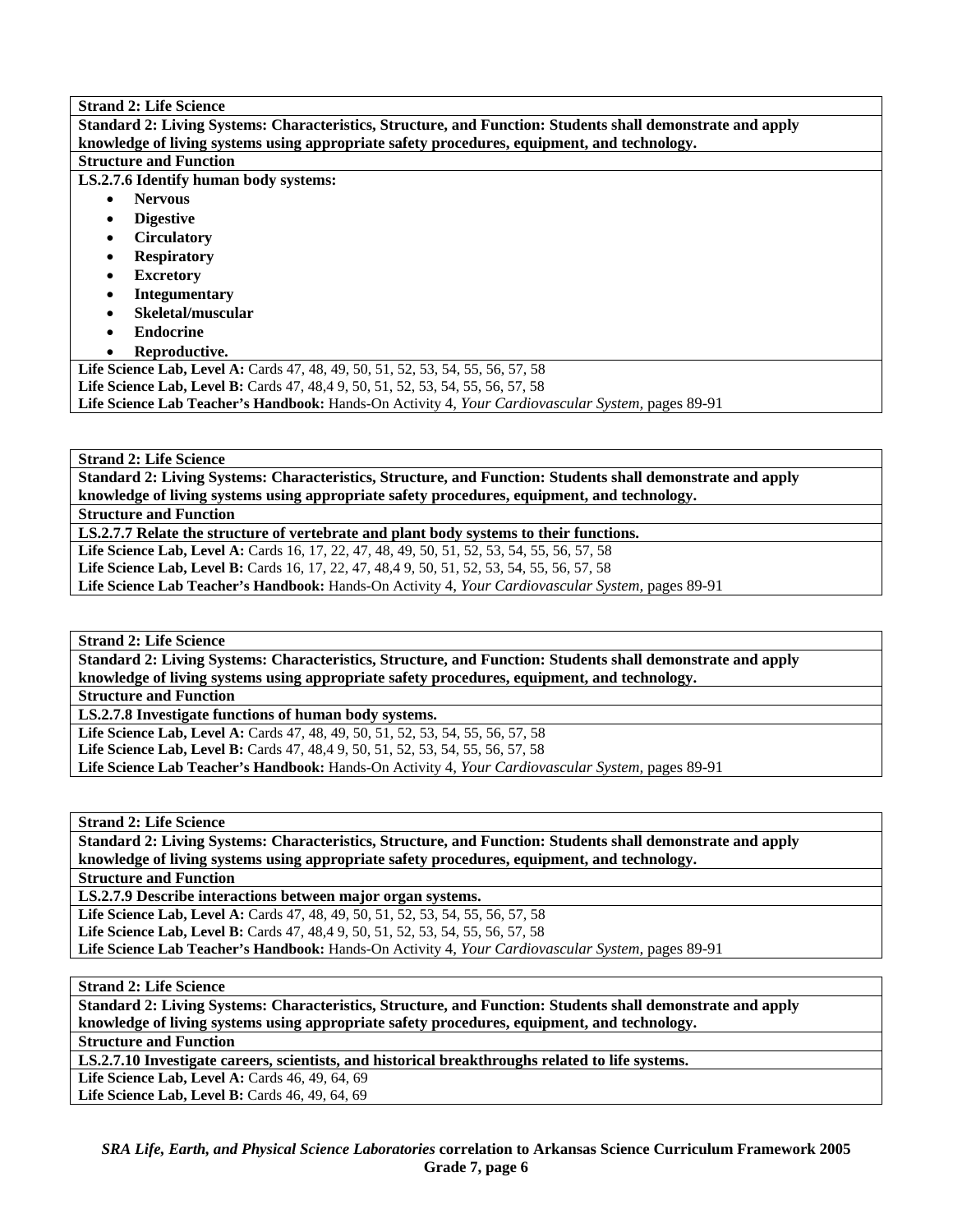**Strand 2: Life Science**

**Standard 2: Living Systems: Characteristics, Structure, and Function: Students shall demonstrate and apply knowledge of living systems using appropriate safety procedures, equipment, and technology.**

**Structure and Function**

**LS.2.7.6 Identify human body systems:**

- **Nervous**
- **Digestive**
- **Circulatory**
- **Respiratory**
- **Excretory**
- **Integumentary**
- **Skeletal/muscular**
- **Endocrine**
- **Reproductive.**

**Life Science Lab, Level A:** Cards 47, 48, 49, 50, 51, 52, 53, 54, 55, 56, 57, 58
**Life Science Lab, Level B:** Cards 47, 48,4 9, 50, 51, 52, 53, 54, 55, 56, 57, 58
**Life Science Lab Teacher's Handbook:** Hands-On Activity 4, *Your Cardiovascular System,* pages 89-91

---

**Strand 2: Life Science**

**Standard 2: Living Systems: Characteristics, Structure, and Function: Students shall demonstrate and apply knowledge of living systems using appropriate safety procedures, equipment, and technology.**

**Structure and Function**

**LS.2.7.7 Relate the structure of vertebrate and plant body systems to their functions.**

**Life Science Lab, Level A:** Cards 16, 17, 22, 47, 48, 49, 50, 51, 52, 53, 54, 55, 56, 57, 58
**Life Science Lab, Level B:** Cards 16, 17, 22, 47, 48,4 9, 50, 51, 52, 53, 54, 55, 56, 57, 58
**Life Science Lab Teacher's Handbook:** Hands-On Activity 4, *Your Cardiovascular System,* pages 89-91

---

**Strand 2: Life Science**

**Standard 2: Living Systems: Characteristics, Structure, and Function: Students shall demonstrate and apply knowledge of living systems using appropriate safety procedures, equipment, and technology.**

**Structure and Function**

**LS.2.7.8 Investigate functions of human body systems.**

**Life Science Lab, Level A:** Cards 47, 48, 49, 50, 51, 52, 53, 54, 55, 56, 57, 58
**Life Science Lab, Level B:** Cards 47, 48,4 9, 50, 51, 52, 53, 54, 55, 56, 57, 58
**Life Science Lab Teacher's Handbook:** Hands-On Activity 4, *Your Cardiovascular System,* pages 89-91

---

**Strand 2: Life Science**

**Standard 2: Living Systems: Characteristics, Structure, and Function: Students shall demonstrate and apply knowledge of living systems using appropriate safety procedures, equipment, and technology.**

**Structure and Function**

**LS.2.7.9 Describe interactions between major organ systems.**

**Life Science Lab, Level A:** Cards 47, 48, 49, 50, 51, 52, 53, 54, 55, 56, 57, 58
**Life Science Lab, Level B:** Cards 47, 48,4 9, 50, 51, 52, 53, 54, 55, 56, 57, 58
**Life Science Lab Teacher's Handbook:** Hands-On Activity 4, *Your Cardiovascular System,* pages 89-91

---

**Strand 2: Life Science**

**Standard 2: Living Systems: Characteristics, Structure, and Function: Students shall demonstrate and apply knowledge of living systems using appropriate safety procedures, equipment, and technology.**

**Structure and Function**

**LS.2.7.10 Investigate careers, scientists, and historical breakthroughs related to life systems.**

**Life Science Lab, Level A:** Cards 46, 49, 64, 69
**Life Science Lab, Level B:** Cards 46, 49, 64, 69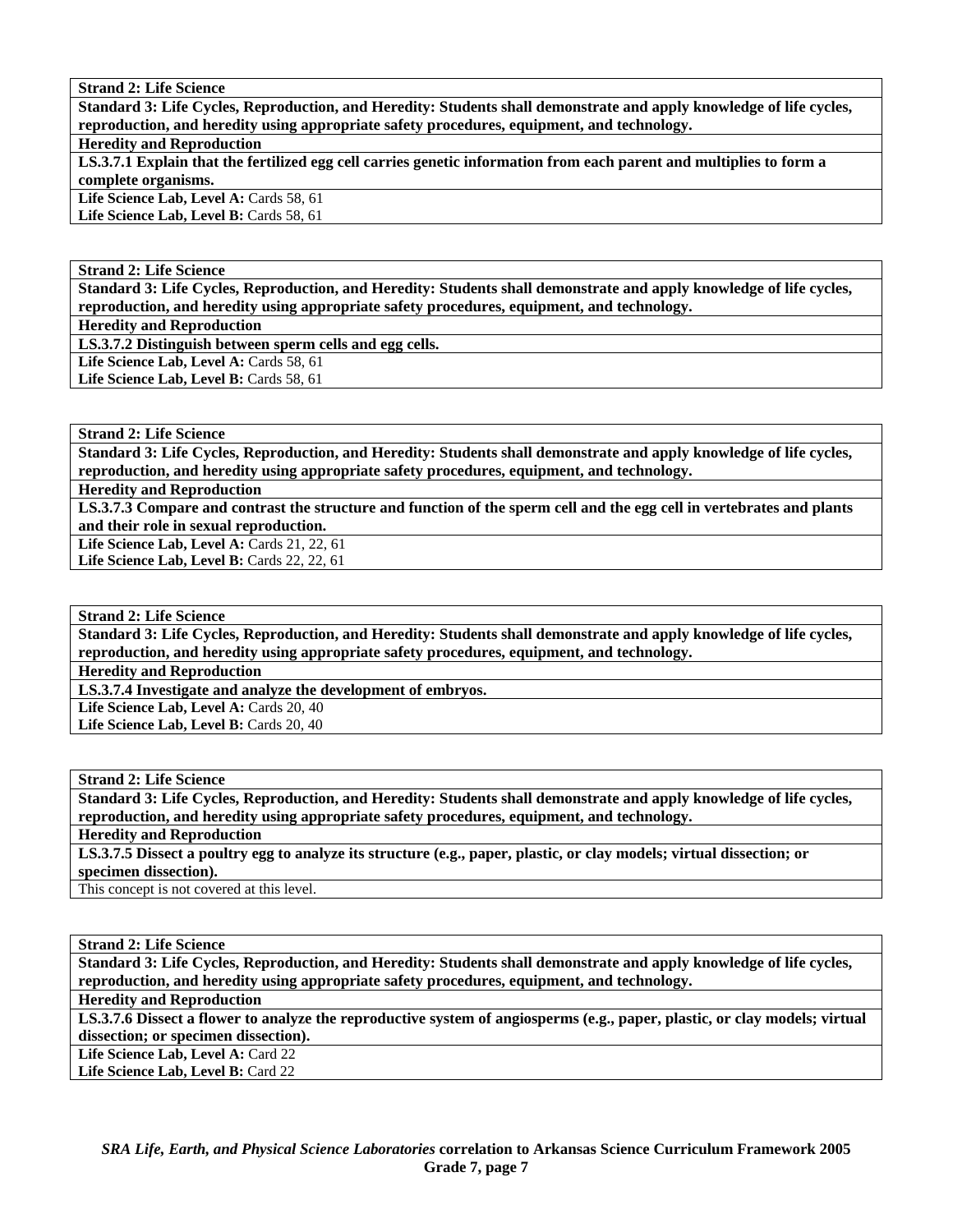| Strand 2: Life Science |
| --- |
| **Standard 3: Life Cycles, Reproduction, and Heredity: Students shall demonstrate and apply knowledge of life cycles, reproduction, and heredity using appropriate safety procedures, equipment, and technology.** |
| **Heredity and Reproduction** |
| **LS.3.7.1 Explain that the fertilized egg cell carries genetic information from each parent and multiplies to form a complete organisms.** |
| **Life Science Lab, Level A:** Cards 58, 61<br>**Life Science Lab, Level B:** Cards 58, 61 |

| Strand 2: Life Science |
| --- |
| **Standard 3: Life Cycles, Reproduction, and Heredity: Students shall demonstrate and apply knowledge of life cycles, reproduction, and heredity using appropriate safety procedures, equipment, and technology.** |
| **Heredity and Reproduction** |
| **LS.3.7.2 Distinguish between sperm cells and egg cells.** |
| **Life Science Lab, Level A:** Cards 58, 61<br>**Life Science Lab, Level B:** Cards 58, 61 |

| Strand 2: Life Science |
| --- |
| **Standard 3: Life Cycles, Reproduction, and Heredity: Students shall demonstrate and apply knowledge of life cycles, reproduction, and heredity using appropriate safety procedures, equipment, and technology.** |
| **Heredity and Reproduction** |
| **LS.3.7.3 Compare and contrast the structure and function of the sperm cell and the egg cell in vertebrates and plants and their role in sexual reproduction.** |
| **Life Science Lab, Level A:** Cards 21, 22, 61<br>**Life Science Lab, Level B:** Cards 22, 22, 61 |

| Strand 2: Life Science |
| --- |
| **Standard 3: Life Cycles, Reproduction, and Heredity: Students shall demonstrate and apply knowledge of life cycles, reproduction, and heredity using appropriate safety procedures, equipment, and technology.** |
| **Heredity and Reproduction** |
| **LS.3.7.4 Investigate and analyze the development of embryos.** |
| **Life Science Lab, Level A:** Cards 20, 40<br>**Life Science Lab, Level B:** Cards 20, 40 |

| Strand 2: Life Science |
| --- |
| **Standard 3: Life Cycles, Reproduction, and Heredity: Students shall demonstrate and apply knowledge of life cycles, reproduction, and heredity using appropriate safety procedures, equipment, and technology.** |
| **Heredity and Reproduction** |
| **LS.3.7.5 Dissect a poultry egg to analyze its structure (e.g., paper, plastic, or clay models; virtual dissection; or specimen dissection).** |
| This concept is not covered at this level. |

| Strand 2: Life Science |
| --- |
| **Standard 3: Life Cycles, Reproduction, and Heredity: Students shall demonstrate and apply knowledge of life cycles, reproduction, and heredity using appropriate safety procedures, equipment, and technology.** |
| **Heredity and Reproduction** |
| **LS.3.7.6 Dissect a flower to analyze the reproductive system of angiosperms (e.g., paper, plastic, or clay models; virtual dissection; or specimen dissection).** |
| **Life Science Lab, Level A:** Card 22<br>**Life Science Lab, Level B:** Card 22 |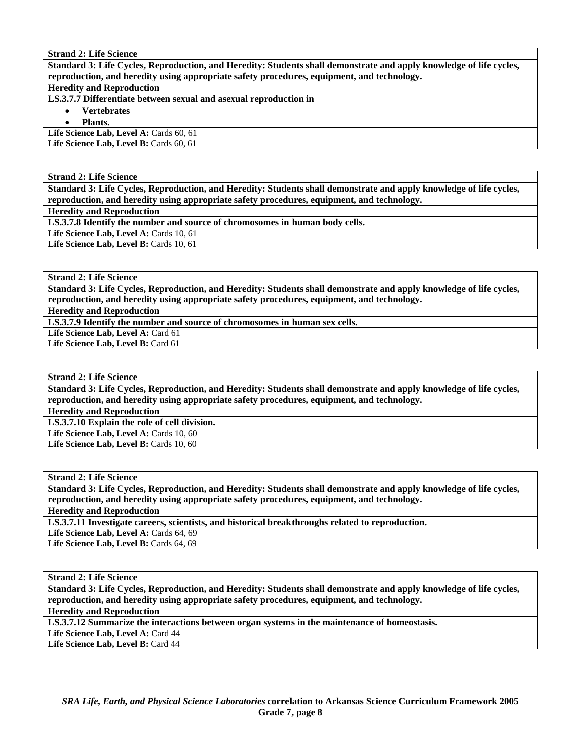**Strand 2: Life Science**

**Standard 3: Life Cycles, Reproduction, and Heredity: Students shall demonstrate and apply knowledge of life cycles, reproduction, and heredity using appropriate safety procedures, equipment, and technology.**

**Heredity and Reproduction**

**LS.3.7.7 Differentiate between sexual and asexual reproduction in**

- **Vertebrates**
- **Plants.**

**Life Science Lab, Level A:** Cards 60, 61
**Life Science Lab, Level B:** Cards 60, 61

---

**Strand 2: Life Science**

**Standard 3: Life Cycles, Reproduction, and Heredity: Students shall demonstrate and apply knowledge of life cycles, reproduction, and heredity using appropriate safety procedures, equipment, and technology.**

**Heredity and Reproduction**

**LS.3.7.8 Identify the number and source of chromosomes in human body cells.**

**Life Science Lab, Level A:** Cards 10, 61
**Life Science Lab, Level B:** Cards 10, 61

---

**Strand 2: Life Science**

**Standard 3: Life Cycles, Reproduction, and Heredity: Students shall demonstrate and apply knowledge of life cycles, reproduction, and heredity using appropriate safety procedures, equipment, and technology.**

**Heredity and Reproduction**

**LS.3.7.9 Identify the number and source of chromosomes in human sex cells.**

**Life Science Lab, Level A:** Card 61
**Life Science Lab, Level B:** Card 61

---

**Strand 2: Life Science**

**Standard 3: Life Cycles, Reproduction, and Heredity: Students shall demonstrate and apply knowledge of life cycles, reproduction, and heredity using appropriate safety procedures, equipment, and technology.**

**Heredity and Reproduction**

**LS.3.7.10 Explain the role of cell division.**

**Life Science Lab, Level A:** Cards 10, 60
**Life Science Lab, Level B:** Cards 10, 60

---

**Strand 2: Life Science**

**Standard 3: Life Cycles, Reproduction, and Heredity: Students shall demonstrate and apply knowledge of life cycles, reproduction, and heredity using appropriate safety procedures, equipment, and technology.**

**Heredity and Reproduction**

**LS.3.7.11 Investigate careers, scientists, and historical breakthroughs related to reproduction.**

**Life Science Lab, Level A:** Cards 64, 69
**Life Science Lab, Level B:** Cards 64, 69

---

**Strand 2: Life Science**

**Standard 3: Life Cycles, Reproduction, and Heredity: Students shall demonstrate and apply knowledge of life cycles, reproduction, and heredity using appropriate safety procedures, equipment, and technology.**

**Heredity and Reproduction**

**LS.3.7.12 Summarize the interactions between organ systems in the maintenance of homeostasis.**

**Life Science Lab, Level A:** Card 44
**Life Science Lab, Level B:** Card 44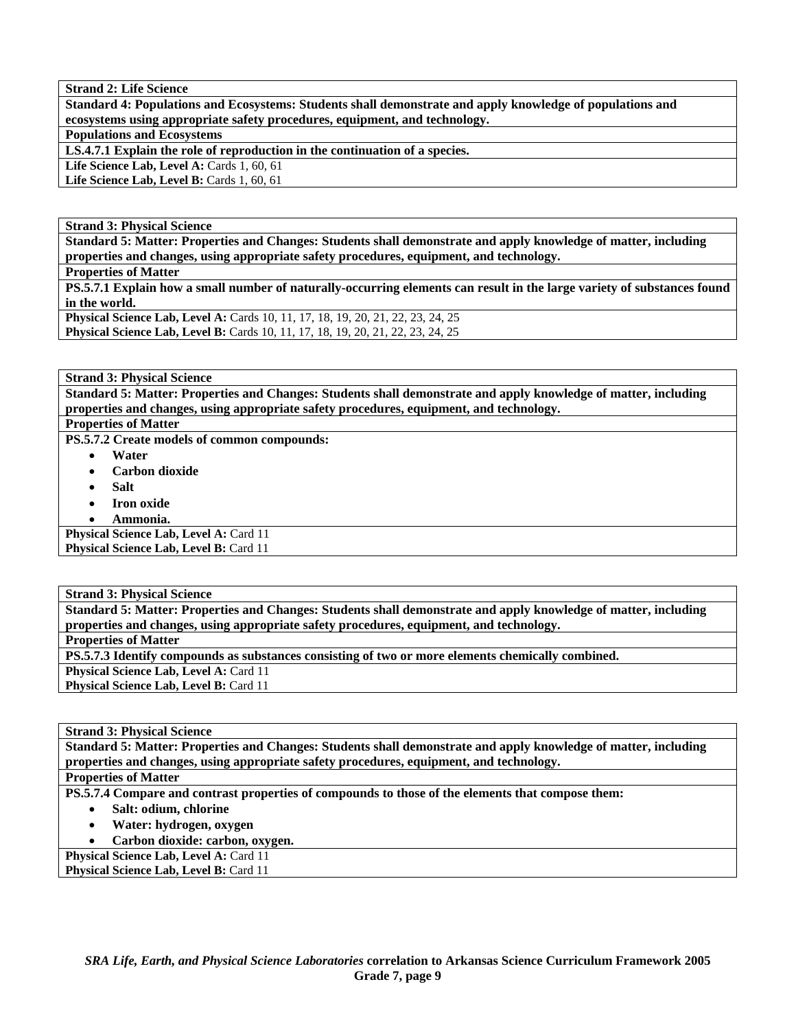**Strand 2: Life Science**

**Standard 4: Populations and Ecosystems: Students shall demonstrate and apply knowledge of populations and ecosystems using appropriate safety procedures, equipment, and technology.**

**Populations and Ecosystems**

**LS.4.7.1 Explain the role of reproduction in the continuation of a species.**

**Life Science Lab, Level A:** Cards 1, 60, 61
**Life Science Lab, Level B:** Cards 1, 60, 61

---

**Strand 3: Physical Science**

**Standard 5: Matter: Properties and Changes: Students shall demonstrate and apply knowledge of matter, including properties and changes, using appropriate safety procedures, equipment, and technology.**

**Properties of Matter**

**PS.5.7.1 Explain how a small number of naturally-occurring elements can result in the large variety of substances found in the world.**

**Physical Science Lab, Level A:** Cards 10, 11, 17, 18, 19, 20, 21, 22, 23, 24, 25
**Physical Science Lab, Level B:** Cards 10, 11, 17, 18, 19, 20, 21, 22, 23, 24, 25

---

**Strand 3: Physical Science**

**Standard 5: Matter: Properties and Changes: Students shall demonstrate and apply knowledge of matter, including properties and changes, using appropriate safety procedures, equipment, and technology.**

**Properties of Matter**

**PS.5.7.2 Create models of common compounds:**

- **Water**
- **Carbon dioxide**
- **Salt**
- **Iron oxide**
- **Ammonia.**

**Physical Science Lab, Level A:** Card 11
**Physical Science Lab, Level B:** Card 11

---

**Strand 3: Physical Science**

**Standard 5: Matter: Properties and Changes: Students shall demonstrate and apply knowledge of matter, including properties and changes, using appropriate safety procedures, equipment, and technology.**

**Properties of Matter**

**PS.5.7.3 Identify compounds as substances consisting of two or more elements chemically combined.**

**Physical Science Lab, Level A:** Card 11
**Physical Science Lab, Level B:** Card 11

---

**Strand 3: Physical Science**

**Standard 5: Matter: Properties and Changes: Students shall demonstrate and apply knowledge of matter, including properties and changes, using appropriate safety procedures, equipment, and technology.**

**Properties of Matter**

**PS.5.7.4 Compare and contrast properties of compounds to those of the elements that compose them:**

- **Salt: odium, chlorine**
- **Water: hydrogen, oxygen**
- **Carbon dioxide: carbon, oxygen.**

**Physical Science Lab, Level A:** Card 11
**Physical Science Lab, Level B:** Card 11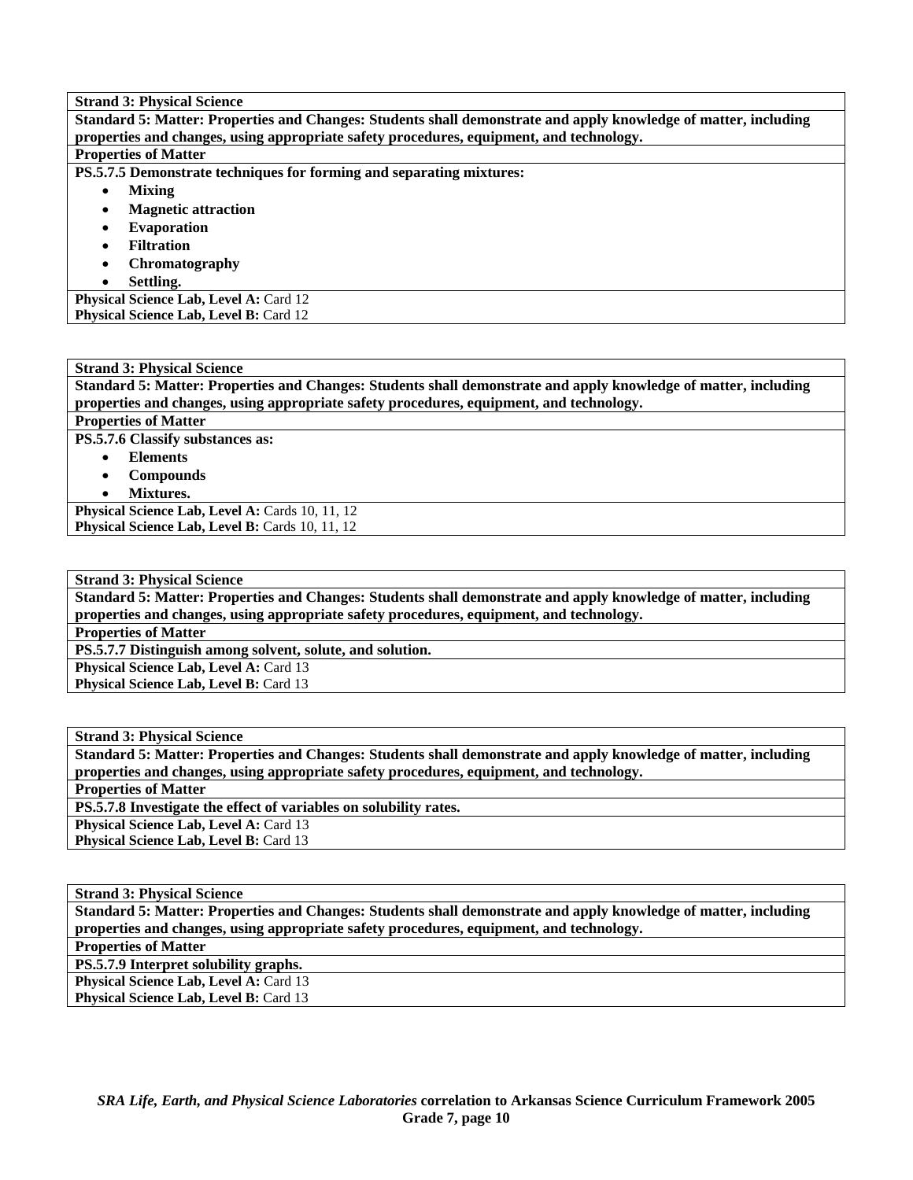**Strand 3: Physical Science**

**Standard 5: Matter: Properties and Changes: Students shall demonstrate and apply knowledge of matter, including properties and changes, using appropriate safety procedures, equipment, and technology.**

**Properties of Matter**

**PS.5.7.5 Demonstrate techniques for forming and separating mixtures:**

- **Mixing**
- **Magnetic attraction**
- **Evaporation**
- **Filtration**
- **Chromatography**
- **Settling.**

**Physical Science Lab, Level A:** Card 12
**Physical Science Lab, Level B:** Card 12

---

**Strand 3: Physical Science**

**Standard 5: Matter: Properties and Changes: Students shall demonstrate and apply knowledge of matter, including properties and changes, using appropriate safety procedures, equipment, and technology.**

**Properties of Matter**

**PS.5.7.6 Classify substances as:**

- **Elements**
- **Compounds**
- **Mixtures.**

**Physical Science Lab, Level A:** Cards 10, 11, 12
**Physical Science Lab, Level B:** Cards 10, 11, 12

---

**Strand 3: Physical Science**

**Standard 5: Matter: Properties and Changes: Students shall demonstrate and apply knowledge of matter, including properties and changes, using appropriate safety procedures, equipment, and technology.**

**Properties of Matter**

**PS.5.7.7 Distinguish among solvent, solute, and solution.**

**Physical Science Lab, Level A:** Card 13
**Physical Science Lab, Level B:** Card 13

---

**Strand 3: Physical Science**

**Standard 5: Matter: Properties and Changes: Students shall demonstrate and apply knowledge of matter, including properties and changes, using appropriate safety procedures, equipment, and technology.**

**Properties of Matter**

**PS.5.7.8 Investigate the effect of variables on solubility rates.**

**Physical Science Lab, Level A:** Card 13
**Physical Science Lab, Level B:** Card 13

---

**Strand 3: Physical Science**

**Standard 5: Matter: Properties and Changes: Students shall demonstrate and apply knowledge of matter, including properties and changes, using appropriate safety procedures, equipment, and technology.**

**Properties of Matter**

**PS.5.7.9 Interpret solubility graphs.**

**Physical Science Lab, Level A:** Card 13
**Physical Science Lab, Level B:** Card 13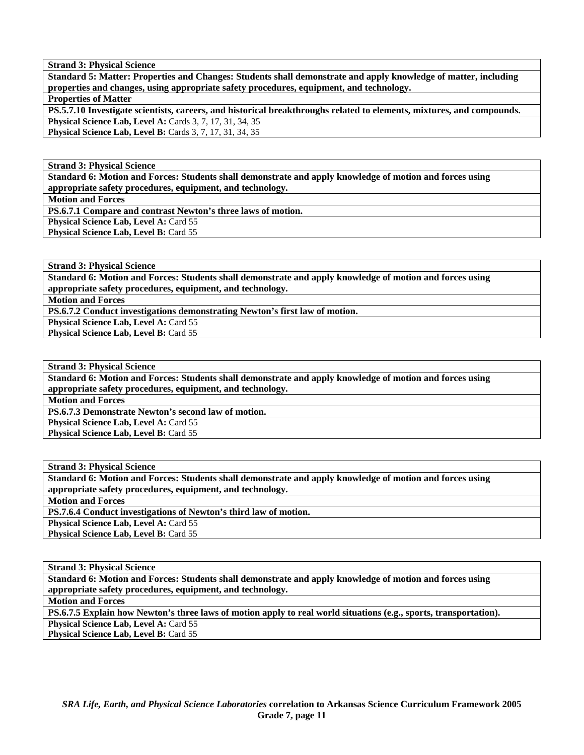| **Strand 3: Physical Science** |
|---|
| **Standard 5: Matter: Properties and Changes: Students shall demonstrate and apply knowledge of matter, including properties and changes, using appropriate safety procedures, equipment, and technology.** |
| **Properties of Matter** |
| **PS.5.7.10 Investigate scientists, careers, and historical breakthroughs related to elements, mixtures, and compounds.** |
| **Physical Science Lab, Level A:** Cards 3, 7, 17, 31, 34, 35<br>**Physical Science Lab, Level B:** Cards 3, 7, 17, 31, 34, 35 |

| **Strand 3: Physical Science** |
|---|
| **Standard 6: Motion and Forces: Students shall demonstrate and apply knowledge of motion and forces using appropriate safety procedures, equipment, and technology.** |
| **Motion and Forces** |
| **PS.6.7.1 Compare and contrast Newton's three laws of motion.** |
| **Physical Science Lab, Level A:** Card 55<br>**Physical Science Lab, Level B:** Card 55 |

| **Strand 3: Physical Science** |
|---|
| **Standard 6: Motion and Forces: Students shall demonstrate and apply knowledge of motion and forces using appropriate safety procedures, equipment, and technology.** |
| **Motion and Forces** |
| **PS.6.7.2 Conduct investigations demonstrating Newton's first law of motion.** |
| **Physical Science Lab, Level A:** Card 55<br>**Physical Science Lab, Level B:** Card 55 |

| **Strand 3: Physical Science** |
|---|
| **Standard 6: Motion and Forces: Students shall demonstrate and apply knowledge of motion and forces using appropriate safety procedures, equipment, and technology.** |
| **Motion and Forces** |
| **PS.6.7.3 Demonstrate Newton's second law of motion.** |
| **Physical Science Lab, Level A:** Card 55<br>**Physical Science Lab, Level B:** Card 55 |

| **Strand 3: Physical Science** |
|---|
| **Standard 6: Motion and Forces: Students shall demonstrate and apply knowledge of motion and forces using appropriate safety procedures, equipment, and technology.** |
| **Motion and Forces** |
| **PS.7.6.4 Conduct investigations of Newton's third law of motion.** |
| **Physical Science Lab, Level A:** Card 55<br>**Physical Science Lab, Level B:** Card 55 |

| **Strand 3: Physical Science** |
|---|
| **Standard 6: Motion and Forces: Students shall demonstrate and apply knowledge of motion and forces using appropriate safety procedures, equipment, and technology.** |
| **Motion and Forces** |
| **PS.6.7.5 Explain how Newton's three laws of motion apply to real world situations (e.g., sports, transportation).** |
| **Physical Science Lab, Level A:** Card 55<br>**Physical Science Lab, Level B:** Card 55 |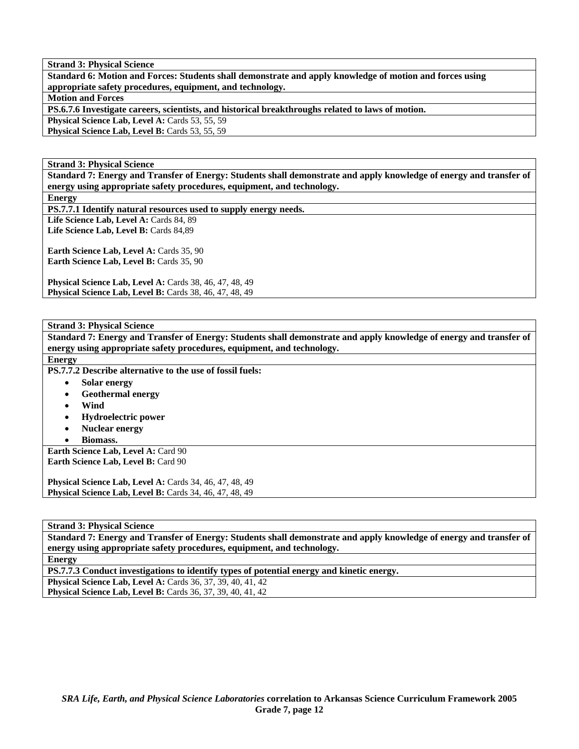| **Strand 3: Physical Science** |
|---|
| **Standard 6: Motion and Forces: Students shall demonstrate and apply knowledge of motion and forces using appropriate safety procedures, equipment, and technology.** |
| **Motion and Forces** |
| **PS.6.7.6 Investigate careers, scientists, and historical breakthroughs related to laws of motion.** |
| **Physical Science Lab, Level A:** Cards 53, 55, 59<br>**Physical Science Lab, Level B:** Cards 53, 55, 59 |

| **Strand 3: Physical Science** |
|---|
| **Standard 7: Energy and Transfer of Energy: Students shall demonstrate and apply knowledge of energy and transfer of energy using appropriate safety procedures, equipment, and technology.** |
| **Energy** |
| **PS.7.7.1 Identify natural resources used to supply energy needs.** |
| **Life Science Lab, Level A:** Cards 84, 89<br>**Life Science Lab, Level B:** Cards 84,89<br><br>**Earth Science Lab, Level A:** Cards 35, 90<br>**Earth Science Lab, Level B:** Cards 35, 90<br><br>**Physical Science Lab, Level A:** Cards 38, 46, 47, 48, 49<br>**Physical Science Lab, Level B:** Cards 38, 46, 47, 48, 49 |

| **Strand 3: Physical Science** |
|---|
| **Standard 7: Energy and Transfer of Energy: Students shall demonstrate and apply knowledge of energy and transfer of energy using appropriate safety procedures, equipment, and technology.** |
| **Energy** |
| **PS.7.7.2 Describe alternative to the use of fossil fuels:**<br>• **Solar energy**<br>• **Geothermal energy**<br>• **Wind**<br>• **Hydroelectric power**<br>• **Nuclear energy**<br>• **Biomass.** |
| **Earth Science Lab, Level A:** Card 90<br>**Earth Science Lab, Level B:** Card 90<br><br>**Physical Science Lab, Level A:** Cards 34, 46, 47, 48, 49<br>**Physical Science Lab, Level B:** Cards 34, 46, 47, 48, 49 |

| **Strand 3: Physical Science** |
|---|
| **Standard 7: Energy and Transfer of Energy: Students shall demonstrate and apply knowledge of energy and transfer of energy using appropriate safety procedures, equipment, and technology.** |
| **Energy** |
| **PS.7.7.3 Conduct investigations to identify types of potential energy and kinetic energy.** |
| **Physical Science Lab, Level A:** Cards 36, 37, 39, 40, 41, 42<br>**Physical Science Lab, Level B:** Cards 36, 37, 39, 40, 41, 42 |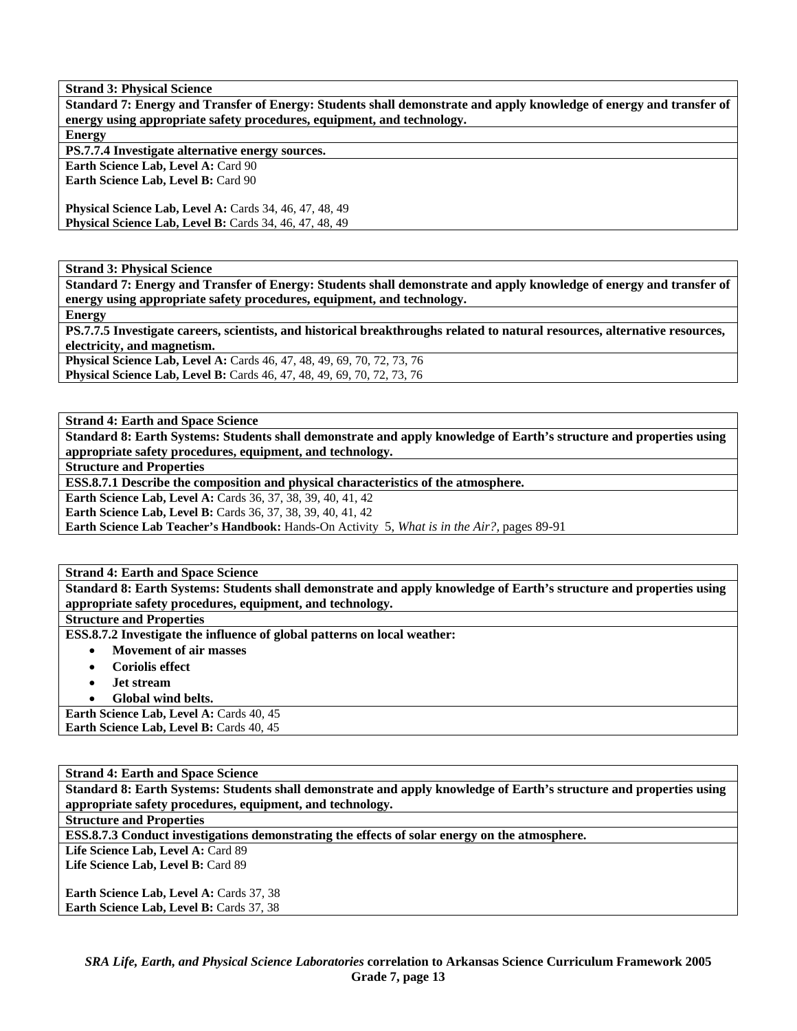**Strand 3: Physical Science**

**Standard 7: Energy and Transfer of Energy: Students shall demonstrate and apply knowledge of energy and transfer of energy using appropriate safety procedures, equipment, and technology.**

**Energy**

**PS.7.7.4 Investigate alternative energy sources.**

**Earth Science Lab, Level A:** Card 90
**Earth Science Lab, Level B:** Card 90

**Physical Science Lab, Level A:** Cards 34, 46, 47, 48, 49
**Physical Science Lab, Level B:** Cards 34, 46, 47, 48, 49

**Strand 3: Physical Science**

**Standard 7: Energy and Transfer of Energy: Students shall demonstrate and apply knowledge of energy and transfer of energy using appropriate safety procedures, equipment, and technology.**

**Energy**

**PS.7.7.5 Investigate careers, scientists, and historical breakthroughs related to natural resources, alternative resources, electricity, and magnetism.**

**Physical Science Lab, Level A:** Cards 46, 47, 48, 49, 69, 70, 72, 73, 76
**Physical Science Lab, Level B:** Cards 46, 47, 48, 49, 69, 70, 72, 73, 76

**Strand 4: Earth and Space Science**

**Standard 8: Earth Systems: Students shall demonstrate and apply knowledge of Earth's structure and properties using appropriate safety procedures, equipment, and technology.**

**Structure and Properties**

**ESS.8.7.1 Describe the composition and physical characteristics of the atmosphere.**

**Earth Science Lab, Level A:** Cards 36, 37, 38, 39, 40, 41, 42
**Earth Science Lab, Level B:** Cards 36, 37, 38, 39, 40, 41, 42
**Earth Science Lab Teacher's Handbook:** Hands-On Activity 5, *What is in the Air?*, pages 89-91

**Strand 4: Earth and Space Science**

**Standard 8: Earth Systems: Students shall demonstrate and apply knowledge of Earth's structure and properties using appropriate safety procedures, equipment, and technology.**

**Structure and Properties**

**ESS.8.7.2 Investigate the influence of global patterns on local weather:**

- **Movement of air masses**
- **Coriolis effect**
- **Jet stream**
- **Global wind belts.**

**Earth Science Lab, Level A:** Cards 40, 45
**Earth Science Lab, Level B:** Cards 40, 45

**Strand 4: Earth and Space Science**

**Standard 8: Earth Systems: Students shall demonstrate and apply knowledge of Earth's structure and properties using appropriate safety procedures, equipment, and technology.**

**Structure and Properties**

**ESS.8.7.3 Conduct investigations demonstrating the effects of solar energy on the atmosphere.**

**Life Science Lab, Level A:** Card 89
**Life Science Lab, Level B:** Card 89

**Earth Science Lab, Level A:** Cards 37, 38
**Earth Science Lab, Level B:** Cards 37, 38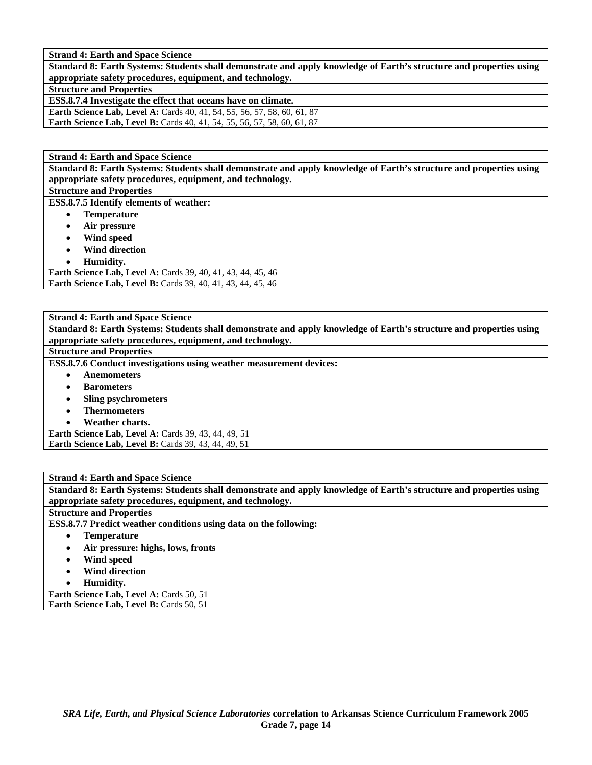**Strand 4: Earth and Space Science**

**Standard 8: Earth Systems: Students shall demonstrate and apply knowledge of Earth's structure and properties using appropriate safety procedures, equipment, and technology.**

**Structure and Properties**

**ESS.8.7.4 Investigate the effect that oceans have on climate.**

**Earth Science Lab, Level A:** Cards 40, 41, 54, 55, 56, 57, 58, 60, 61, 87
**Earth Science Lab, Level B:** Cards 40, 41, 54, 55, 56, 57, 58, 60, 61, 87

---

**Strand 4: Earth and Space Science**

**Standard 8: Earth Systems: Students shall demonstrate and apply knowledge of Earth's structure and properties using appropriate safety procedures, equipment, and technology.**

**Structure and Properties**

**ESS.8.7.5 Identify elements of weather:**

- **Temperature**
- **Air pressure**
- **Wind speed**
- **Wind direction**
- **Humidity.**

**Earth Science Lab, Level A:** Cards 39, 40, 41, 43, 44, 45, 46
**Earth Science Lab, Level B:** Cards 39, 40, 41, 43, 44, 45, 46

---

**Strand 4: Earth and Space Science**

**Standard 8: Earth Systems: Students shall demonstrate and apply knowledge of Earth's structure and properties using appropriate safety procedures, equipment, and technology.**

**Structure and Properties**

**ESS.8.7.6 Conduct investigations using weather measurement devices:**

- **Anemometers**
- **Barometers**
- **Sling psychrometers**
- **Thermometers**
- **Weather charts.**

**Earth Science Lab, Level A:** Cards 39, 43, 44, 49, 51
**Earth Science Lab, Level B:** Cards 39, 43, 44, 49, 51

---

**Strand 4: Earth and Space Science**

**Standard 8: Earth Systems: Students shall demonstrate and apply knowledge of Earth's structure and properties using appropriate safety procedures, equipment, and technology.**

**Structure and Properties**

**ESS.8.7.7 Predict weather conditions using data on the following:**

- **Temperature**
- **Air pressure: highs, lows, fronts**
- **Wind speed**
- **Wind direction**
- **Humidity.**

**Earth Science Lab, Level A:** Cards 50, 51
**Earth Science Lab, Level B:** Cards 50, 51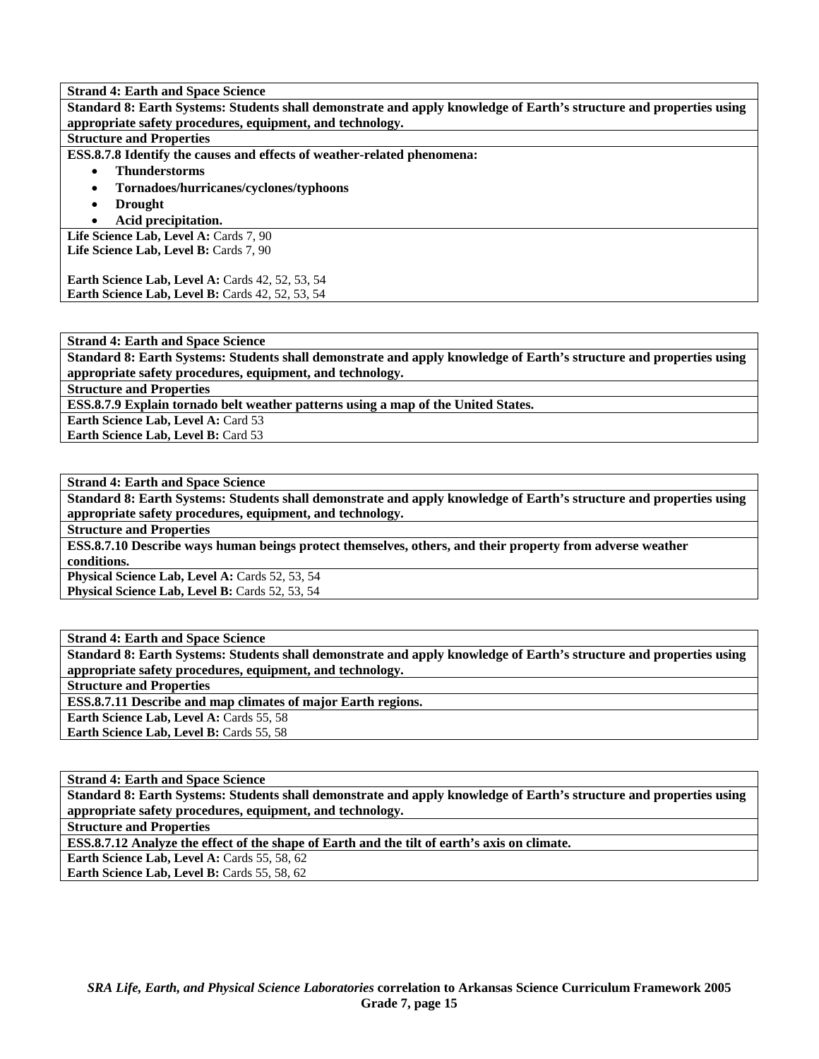**Strand 4: Earth and Space Science**

**Standard 8: Earth Systems: Students shall demonstrate and apply knowledge of Earth's structure and properties using appropriate safety procedures, equipment, and technology.**

**Structure and Properties**

**ESS.8.7.8 Identify the causes and effects of weather-related phenomena:**

- **Thunderstorms**
- **Tornadoes/hurricanes/cyclones/typhoons**
- **Drought**
- **Acid precipitation.**

**Life Science Lab, Level A:** Cards 7, 90
**Life Science Lab, Level B:** Cards 7, 90

**Earth Science Lab, Level A:** Cards 42, 52, 53, 54
**Earth Science Lab, Level B:** Cards 42, 52, 53, 54

---

**Strand 4: Earth and Space Science**

**Standard 8: Earth Systems: Students shall demonstrate and apply knowledge of Earth's structure and properties using appropriate safety procedures, equipment, and technology.**

**Structure and Properties**

**ESS.8.7.9 Explain tornado belt weather patterns using a map of the United States.**

**Earth Science Lab, Level A:** Card 53
**Earth Science Lab, Level B:** Card 53

---

**Strand 4: Earth and Space Science**

**Standard 8: Earth Systems: Students shall demonstrate and apply knowledge of Earth's structure and properties using appropriate safety procedures, equipment, and technology.**

**Structure and Properties**

**ESS.8.7.10 Describe ways human beings protect themselves, others, and their property from adverse weather conditions.**

**Physical Science Lab, Level A:** Cards 52, 53, 54
**Physical Science Lab, Level B:** Cards 52, 53, 54

---

**Strand 4: Earth and Space Science**

**Standard 8: Earth Systems: Students shall demonstrate and apply knowledge of Earth's structure and properties using appropriate safety procedures, equipment, and technology.**

**Structure and Properties**

**ESS.8.7.11 Describe and map climates of major Earth regions.**

**Earth Science Lab, Level A:** Cards 55, 58
**Earth Science Lab, Level B:** Cards 55, 58

---

**Strand 4: Earth and Space Science**

**Standard 8: Earth Systems: Students shall demonstrate and apply knowledge of Earth's structure and properties using appropriate safety procedures, equipment, and technology.**

**Structure and Properties**

**ESS.8.7.12 Analyze the effect of the shape of Earth and the tilt of earth's axis on climate.**

**Earth Science Lab, Level A:** Cards 55, 58, 62
**Earth Science Lab, Level B:** Cards 55, 58, 62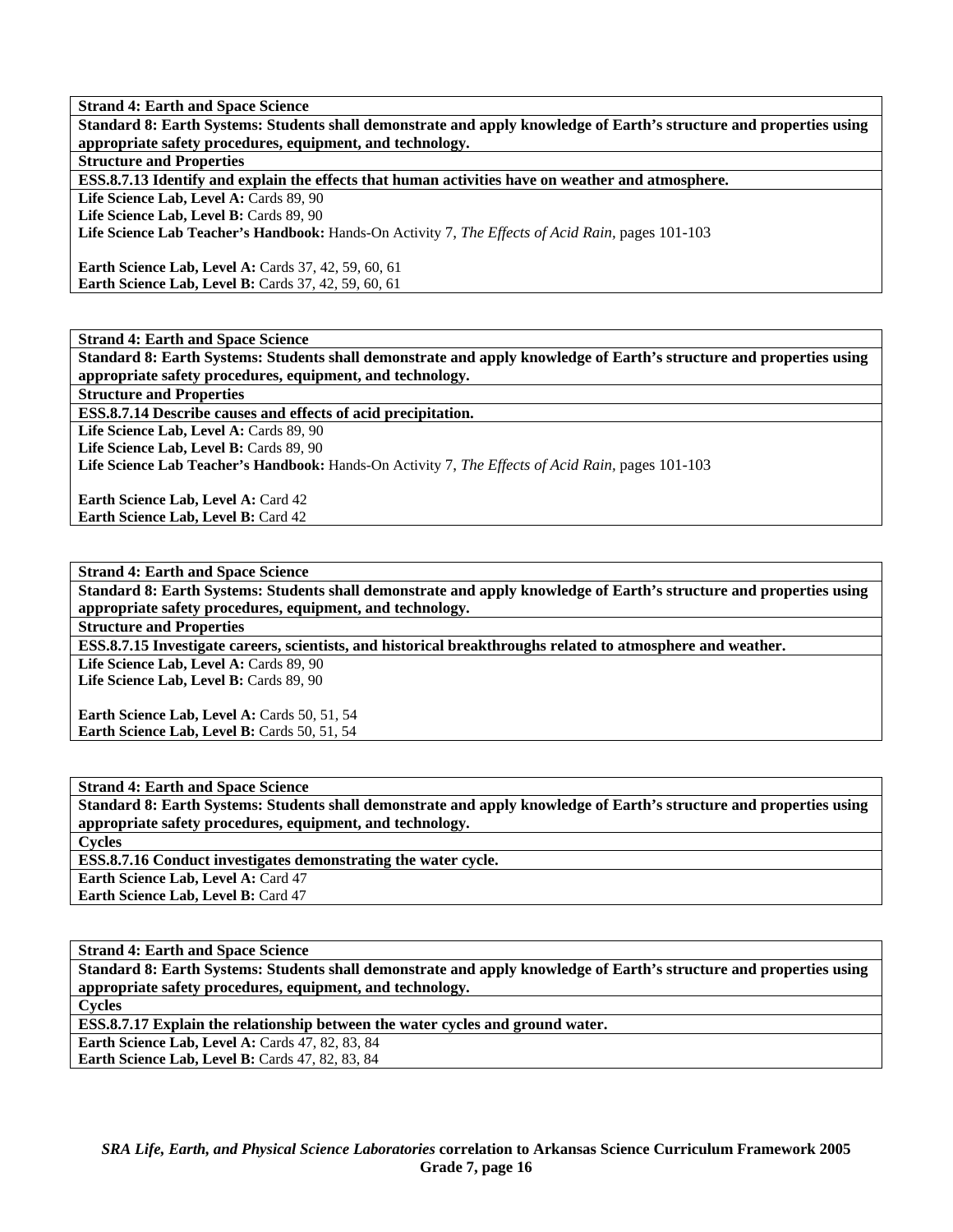**Strand 4: Earth and Space Science**

**Standard 8: Earth Systems: Students shall demonstrate and apply knowledge of Earth's structure and properties using appropriate safety procedures, equipment, and technology.**

**Structure and Properties**

**ESS.8.7.13 Identify and explain the effects that human activities have on weather and atmosphere.**

**Life Science Lab, Level A:** Cards 89, 90
**Life Science Lab, Level B:** Cards 89, 90
**Life Science Lab Teacher's Handbook:** Hands-On Activity 7, *The Effects of Acid Rain,* pages 101-103

**Earth Science Lab, Level A:** Cards 37, 42, 59, 60, 61
**Earth Science Lab, Level B:** Cards 37, 42, 59, 60, 61

---

**Strand 4: Earth and Space Science**

**Standard 8: Earth Systems: Students shall demonstrate and apply knowledge of Earth's structure and properties using appropriate safety procedures, equipment, and technology.**

**Structure and Properties**

**ESS.8.7.14 Describe causes and effects of acid precipitation.**

**Life Science Lab, Level A:** Cards 89, 90
**Life Science Lab, Level B:** Cards 89, 90
**Life Science Lab Teacher's Handbook:** Hands-On Activity 7, *The Effects of Acid Rain,* pages 101-103

**Earth Science Lab, Level A:** Card 42
**Earth Science Lab, Level B:** Card 42

---

**Strand 4: Earth and Space Science**

**Standard 8: Earth Systems: Students shall demonstrate and apply knowledge of Earth's structure and properties using appropriate safety procedures, equipment, and technology.**

**Structure and Properties**

**ESS.8.7.15 Investigate careers, scientists, and historical breakthroughs related to atmosphere and weather.**

**Life Science Lab, Level A:** Cards 89, 90
**Life Science Lab, Level B:** Cards 89, 90

**Earth Science Lab, Level A:** Cards 50, 51, 54
**Earth Science Lab, Level B:** Cards 50, 51, 54

---

**Strand 4: Earth and Space Science**

**Standard 8: Earth Systems: Students shall demonstrate and apply knowledge of Earth's structure and properties using appropriate safety procedures, equipment, and technology.**

**Cycles**

**ESS.8.7.16 Conduct investigates demonstrating the water cycle.**

**Earth Science Lab, Level A:** Card 47
**Earth Science Lab, Level B:** Card 47

---

**Strand 4: Earth and Space Science**

**Standard 8: Earth Systems: Students shall demonstrate and apply knowledge of Earth's structure and properties using appropriate safety procedures, equipment, and technology.**

**Cycles**

**ESS.8.7.17 Explain the relationship between the water cycles and ground water.**

**Earth Science Lab, Level A:** Cards 47, 82, 83, 84
**Earth Science Lab, Level B:** Cards 47, 82, 83, 84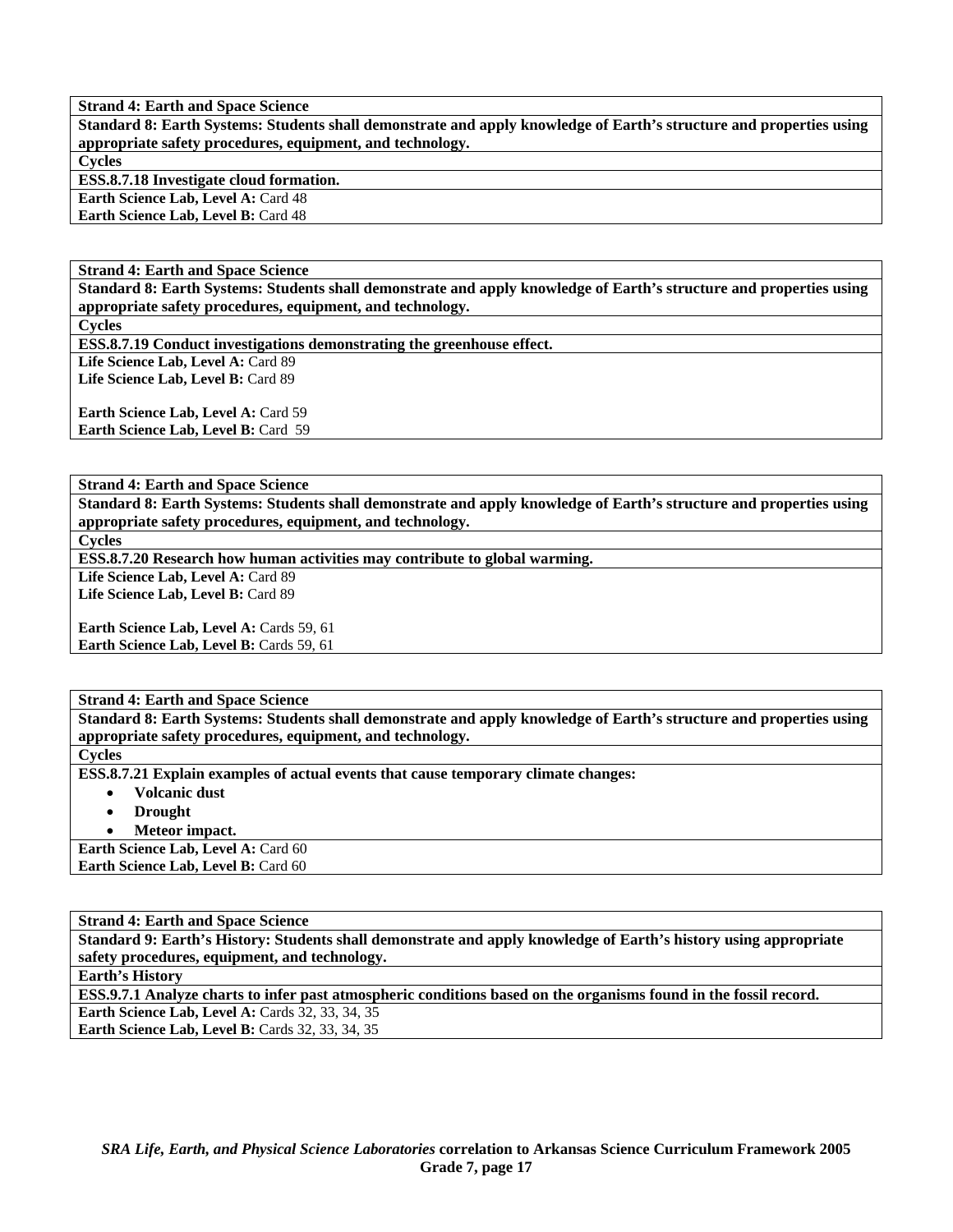**Strand 4: Earth and Space Science**

**Standard 8: Earth Systems: Students shall demonstrate and apply knowledge of Earth's structure and properties using appropriate safety procedures, equipment, and technology.**

**Cycles**

**ESS.8.7.18 Investigate cloud formation.**

**Earth Science Lab, Level A:** Card 48
**Earth Science Lab, Level B:** Card 48

---

**Strand 4: Earth and Space Science**

**Standard 8: Earth Systems: Students shall demonstrate and apply knowledge of Earth's structure and properties using appropriate safety procedures, equipment, and technology.**

**Cycles**

**ESS.8.7.19 Conduct investigations demonstrating the greenhouse effect.**

**Life Science Lab, Level A:** Card 89
**Life Science Lab, Level B:** Card 89

**Earth Science Lab, Level A:** Card 59
**Earth Science Lab, Level B:** Card 59

---

**Strand 4: Earth and Space Science**

**Standard 8: Earth Systems: Students shall demonstrate and apply knowledge of Earth's structure and properties using appropriate safety procedures, equipment, and technology.**

**Cycles**

**ESS.8.7.20 Research how human activities may contribute to global warming.**

**Life Science Lab, Level A:** Card 89
**Life Science Lab, Level B:** Card 89

**Earth Science Lab, Level A:** Cards 59, 61
**Earth Science Lab, Level B:** Cards 59, 61

---

**Strand 4: Earth and Space Science**

**Standard 8: Earth Systems: Students shall demonstrate and apply knowledge of Earth's structure and properties using appropriate safety procedures, equipment, and technology.**

**Cycles**

**ESS.8.7.21 Explain examples of actual events that cause temporary climate changes:**

- **Volcanic dust**
- **Drought**
- **Meteor impact.**

**Earth Science Lab, Level A:** Card 60
**Earth Science Lab, Level B:** Card 60

---

**Strand 4: Earth and Space Science**

**Standard 9: Earth's History: Students shall demonstrate and apply knowledge of Earth's history using appropriate safety procedures, equipment, and technology.**

**Earth's History**

**ESS.9.7.1 Analyze charts to infer past atmospheric conditions based on the organisms found in the fossil record.**

**Earth Science Lab, Level A:** Cards 32, 33, 34, 35
**Earth Science Lab, Level B:** Cards 32, 33, 34, 35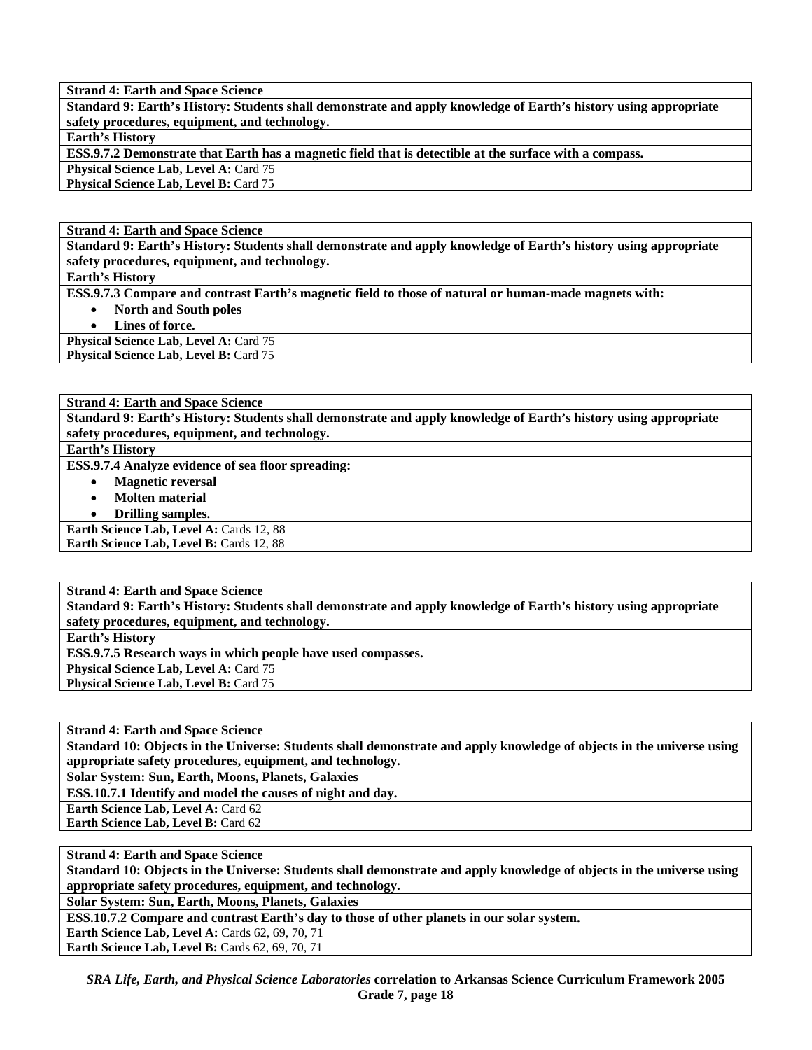| **Strand 4: Earth and Space Science** |
|---|
| **Standard 9: Earth's History: Students shall demonstrate and apply knowledge of Earth's history using appropriate safety procedures, equipment, and technology.** |
| **Earth's History** |
| **ESS.9.7.2 Demonstrate that Earth has a magnetic field that is detectible at the surface with a compass.** |
| **Physical Science Lab, Level A:** Card 75<br>**Physical Science Lab, Level B:** Card 75 |

| **Strand 4: Earth and Space Science** |
|---|
| **Standard 9: Earth's History: Students shall demonstrate and apply knowledge of Earth's history using appropriate safety procedures, equipment, and technology.** |
| **Earth's History** |
| **ESS.9.7.3 Compare and contrast Earth's magnetic field to those of natural or human-made magnets with:**<br>• **North and South poles**<br>• **Lines of force.** |
| **Physical Science Lab, Level A:** Card 75<br>**Physical Science Lab, Level B:** Card 75 |

| **Strand 4: Earth and Space Science** |
|---|
| **Standard 9: Earth's History: Students shall demonstrate and apply knowledge of Earth's history using appropriate safety procedures, equipment, and technology.** |
| **Earth's History** |
| **ESS.9.7.4 Analyze evidence of sea floor spreading:**<br>• **Magnetic reversal**<br>• **Molten material**<br>• **Drilling samples.** |
| **Earth Science Lab, Level A:** Cards 12, 88<br>**Earth Science Lab, Level B:** Cards 12, 88 |

| **Strand 4: Earth and Space Science** |
|---|
| **Standard 9: Earth's History: Students shall demonstrate and apply knowledge of Earth's history using appropriate safety procedures, equipment, and technology.** |
| **Earth's History** |
| **ESS.9.7.5 Research ways in which people have used compasses.** |
| **Physical Science Lab, Level A:** Card 75<br>**Physical Science Lab, Level B:** Card 75 |

| **Strand 4: Earth and Space Science** |
|---|
| **Standard 10: Objects in the Universe: Students shall demonstrate and apply knowledge of objects in the universe using appropriate safety procedures, equipment, and technology.** |
| **Solar System: Sun, Earth, Moons, Planets, Galaxies** |
| **ESS.10.7.1 Identify and model the causes of night and day.** |
| **Earth Science Lab, Level A:** Card 62<br>**Earth Science Lab, Level B:** Card 62 |

| **Strand 4: Earth and Space Science** |
|---|
| **Standard 10: Objects in the Universe: Students shall demonstrate and apply knowledge of objects in the universe using appropriate safety procedures, equipment, and technology.** |
| **Solar System: Sun, Earth, Moons, Planets, Galaxies** |
| **ESS.10.7.2 Compare and contrast Earth's day to those of other planets in our solar system.** |
| **Earth Science Lab, Level A:** Cards 62, 69, 70, 71<br>**Earth Science Lab, Level B:** Cards 62, 69, 70, 71 |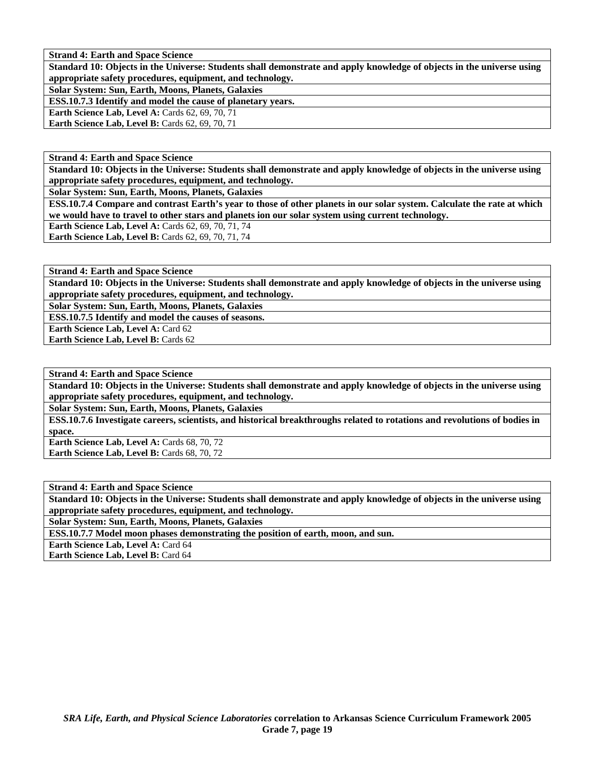| **Strand 4: Earth and Space Science** |
|---|
| **Standard 10: Objects in the Universe: Students shall demonstrate and apply knowledge of objects in the universe using appropriate safety procedures, equipment, and technology.** |
| **Solar System: Sun, Earth, Moons, Planets, Galaxies** |
| **ESS.10.7.3 Identify and model the cause of planetary years.** |
| **Earth Science Lab, Level A:** Cards 62, 69, 70, 71<br>**Earth Science Lab, Level B:** Cards 62, 69, 70, 71 |

| **Strand 4: Earth and Space Science** |
|---|
| **Standard 10: Objects in the Universe: Students shall demonstrate and apply knowledge of objects in the universe using appropriate safety procedures, equipment, and technology.** |
| **Solar System: Sun, Earth, Moons, Planets, Galaxies** |
| **ESS.10.7.4 Compare and contrast Earth's year to those of other planets in our solar system. Calculate the rate at which we would have to travel to other stars and planets ion our solar system using current technology.** |
| **Earth Science Lab, Level A:** Cards 62, 69, 70, 71, 74<br>**Earth Science Lab, Level B:** Cards 62, 69, 70, 71, 74 |

| **Strand 4: Earth and Space Science** |
|---|
| **Standard 10: Objects in the Universe: Students shall demonstrate and apply knowledge of objects in the universe using appropriate safety procedures, equipment, and technology.** |
| **Solar System: Sun, Earth, Moons, Planets, Galaxies** |
| **ESS.10.7.5 Identify and model the causes of seasons.** |
| **Earth Science Lab, Level A:** Card 62<br>**Earth Science Lab, Level B:** Cards 62 |

| **Strand 4: Earth and Space Science** |
|---|
| **Standard 10: Objects in the Universe: Students shall demonstrate and apply knowledge of objects in the universe using appropriate safety procedures, equipment, and technology.** |
| **Solar System: Sun, Earth, Moons, Planets, Galaxies** |
| **ESS.10.7.6 Investigate careers, scientists, and historical breakthroughs related to rotations and revolutions of bodies in space.** |
| **Earth Science Lab, Level A:** Cards 68, 70, 72<br>**Earth Science Lab, Level B:** Cards 68, 70, 72 |

| **Strand 4: Earth and Space Science** |
|---|
| **Standard 10: Objects in the Universe: Students shall demonstrate and apply knowledge of objects in the universe using appropriate safety procedures, equipment, and technology.** |
| **Solar System: Sun, Earth, Moons, Planets, Galaxies** |
| **ESS.10.7.7 Model moon phases demonstrating the position of earth, moon, and sun.** |
| **Earth Science Lab, Level A:** Card 64<br>**Earth Science Lab, Level B:** Card 64 |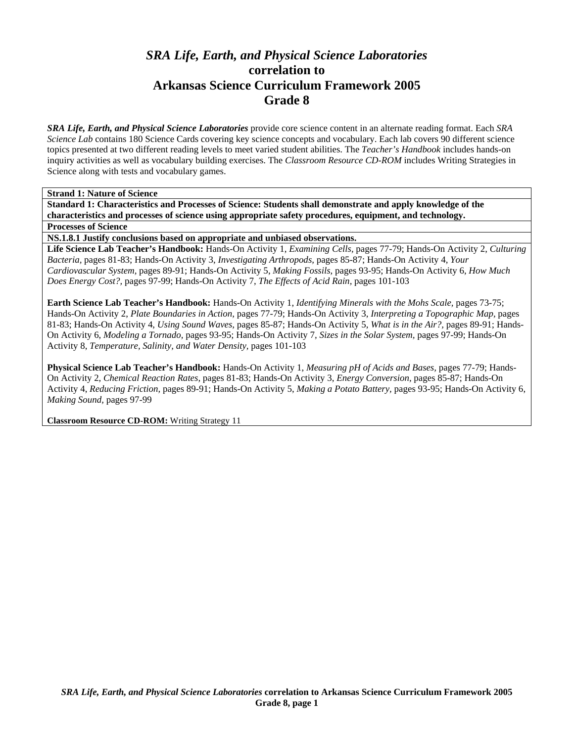# *SRA Life, Earth, and Physical Science Laboratories* correlation to Arkansas Science Curriculum Framework 2005 Grade 8

***SRA Life, Earth, and Physical Science Laboratories*** provide core science content in an alternate reading format. Each *SRA Science Lab* contains 180 Science Cards covering key science concepts and vocabulary. Each lab covers 90 different science topics presented at two different reading levels to meet varied student abilities. The *Teacher's Handbook* includes hands-on inquiry activities as well as vocabulary building exercises. The *Classroom Resource CD-ROM* includes Writing Strategies in Science along with tests and vocabulary games.

**Strand 1: Nature of Science**

**Standard 1: Characteristics and Processes of Science: Students shall demonstrate and apply knowledge of the characteristics and processes of science using appropriate safety procedures, equipment, and technology.**

**Processes of Science**

**NS.1.8.1 Justify conclusions based on appropriate and unbiased observations.**

**Life Science Lab Teacher's Handbook:** Hands-On Activity 1, *Examining Cells,* pages 77-79; Hands-On Activity 2, *Culturing Bacteria,* pages 81-83; Hands-On Activity 3, *Investigating Arthropods,* pages 85-87; Hands-On Activity 4, *Your Cardiovascular System,* pages 89-91; Hands-On Activity 5, *Making Fossils,* pages 93-95; Hands-On Activity 6, *How Much Does Energy Cost?,* pages 97-99; Hands-On Activity 7, *The Effects of Acid Rain,* pages 101-103

**Earth Science Lab Teacher's Handbook:** Hands-On Activity 1, *Identifying Minerals with the Mohs Scale,* pages 73-75; Hands-On Activity 2, *Plate Boundaries in Action,* pages 77-79; Hands-On Activity 3, *Interpreting a Topographic Map,* pages 81-83; Hands-On Activity 4, *Using Sound Waves,* pages 85-87; Hands-On Activity 5, *What is in the Air?,* pages 89-91; Hands-On Activity 6, *Modeling a Tornado,* pages 93-95; Hands-On Activity 7, *Sizes in the Solar System,* pages 97-99; Hands-On Activity 8, *Temperature, Salinity, and Water Density,* pages 101-103

**Physical Science Lab Teacher's Handbook:** Hands-On Activity 1, *Measuring pH of Acids and Bases,* pages 77-79; Hands-On Activity 2, *Chemical Reaction Rates,* pages 81-83; Hands-On Activity 3, *Energy Conversion,* pages 85-87; Hands-On Activity 4, *Reducing Friction,* pages 89-91; Hands-On Activity 5, *Making a Potato Battery,* pages 93-95; Hands-On Activity 6, *Making Sound,* pages 97-99

**Classroom Resource CD-ROM:** Writing Strategy 11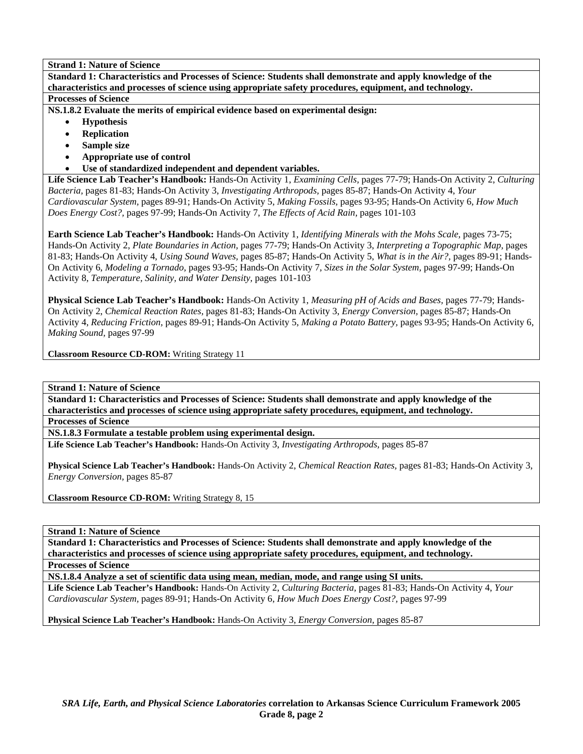**Strand 1: Nature of Science**

**Standard 1: Characteristics and Processes of Science: Students shall demonstrate and apply knowledge of the characteristics and processes of science using appropriate safety procedures, equipment, and technology.**

**Processes of Science**

**NS.1.8.2 Evaluate the merits of empirical evidence based on experimental design:**

- **Hypothesis**
- **Replication**
- **Sample size**
- **Appropriate use of control**
- **Use of standardized independent and dependent variables.**

**Life Science Lab Teacher's Handbook:** Hands-On Activity 1, *Examining Cells,* pages 77-79; Hands-On Activity 2, *Culturing Bacteria,* pages 81-83; Hands-On Activity 3, *Investigating Arthropods,* pages 85-87; Hands-On Activity 4, *Your Cardiovascular System,* pages 89-91; Hands-On Activity 5, *Making Fossils,* pages 93-95; Hands-On Activity 6, *How Much Does Energy Cost?,* pages 97-99; Hands-On Activity 7, *The Effects of Acid Rain,* pages 101-103

**Earth Science Lab Teacher's Handbook:** Hands-On Activity 1, *Identifying Minerals with the Mohs Scale,* pages 73-75; Hands-On Activity 2, *Plate Boundaries in Action,* pages 77-79; Hands-On Activity 3, *Interpreting a Topographic Map,* pages 81-83; Hands-On Activity 4, *Using Sound Waves,* pages 85-87; Hands-On Activity 5, *What is in the Air?,* pages 89-91; Hands-On Activity 6, *Modeling a Tornado,* pages 93-95; Hands-On Activity 7, *Sizes in the Solar System,* pages 97-99; Hands-On Activity 8, *Temperature, Salinity, and Water Density,* pages 101-103

**Physical Science Lab Teacher's Handbook:** Hands-On Activity 1, *Measuring pH of Acids and Bases,* pages 77-79; Hands-On Activity 2, *Chemical Reaction Rates,* pages 81-83; Hands-On Activity 3, *Energy Conversion,* pages 85-87; Hands-On Activity 4, *Reducing Friction,* pages 89-91; Hands-On Activity 5, *Making a Potato Battery,* pages 93-95; Hands-On Activity 6, *Making Sound,* pages 97-99

**Classroom Resource CD-ROM:** Writing Strategy 11

---

**Strand 1: Nature of Science**

**Standard 1: Characteristics and Processes of Science: Students shall demonstrate and apply knowledge of the characteristics and processes of science using appropriate safety procedures, equipment, and technology.**

**Processes of Science**

**NS.1.8.3 Formulate a testable problem using experimental design.**

**Life Science Lab Teacher's Handbook:** Hands-On Activity 3, *Investigating Arthropods,* pages 85-87

**Physical Science Lab Teacher's Handbook:** Hands-On Activity 2, *Chemical Reaction Rates,* pages 81-83; Hands-On Activity 3, *Energy Conversion,* pages 85-87

**Classroom Resource CD-ROM:** Writing Strategy 8, 15

---

**Strand 1: Nature of Science**

**Standard 1: Characteristics and Processes of Science: Students shall demonstrate and apply knowledge of the characteristics and processes of science using appropriate safety procedures, equipment, and technology.**

**Processes of Science**

**NS.1.8.4 Analyze a set of scientific data using mean, median, mode, and range using SI units.**

**Life Science Lab Teacher's Handbook:** Hands-On Activity 2, *Culturing Bacteria,* pages 81-83; Hands-On Activity 4, *Your Cardiovascular System,* pages 89-91; Hands-On Activity 6, *How Much Does Energy Cost?,* pages 97-99

**Physical Science Lab Teacher's Handbook:** Hands-On Activity 3, *Energy Conversion,* pages 85-87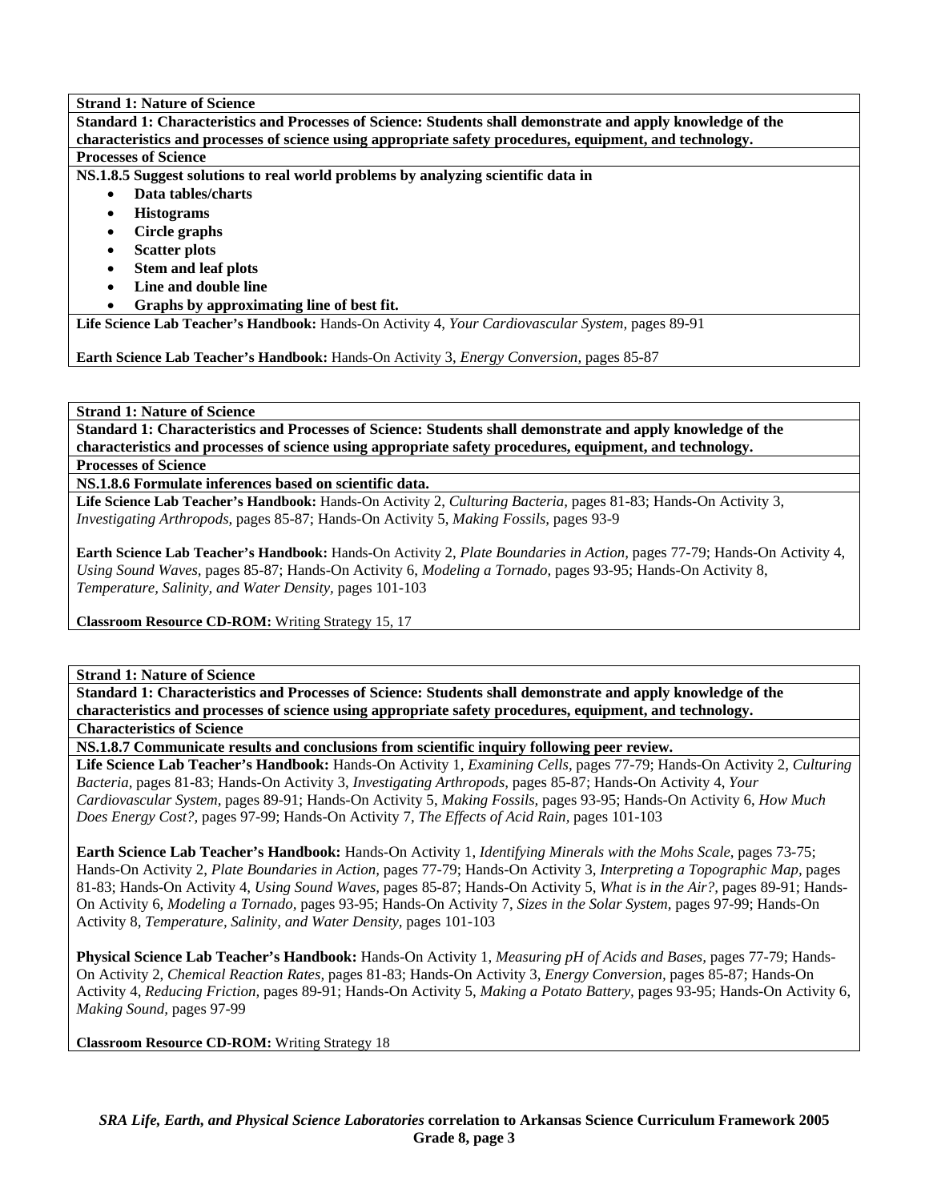**Strand 1: Nature of Science**

**Standard 1: Characteristics and Processes of Science: Students shall demonstrate and apply knowledge of the characteristics and processes of science using appropriate safety procedures, equipment, and technology.**

**Processes of Science**

**NS.1.8.5 Suggest solutions to real world problems by analyzing scientific data in**

- **Data tables/charts**
- **Histograms**
- **Circle graphs**
- **Scatter plots**
- **Stem and leaf plots**
- **Line and double line**
- **Graphs by approximating line of best fit.**

**Life Science Lab Teacher's Handbook:** Hands-On Activity 4, *Your Cardiovascular System,* pages 89-91

**Earth Science Lab Teacher's Handbook:** Hands-On Activity 3, *Energy Conversion,* pages 85-87

---

**Strand 1: Nature of Science**

**Standard 1: Characteristics and Processes of Science: Students shall demonstrate and apply knowledge of the characteristics and processes of science using appropriate safety procedures, equipment, and technology.**

**Processes of Science**

**NS.1.8.6 Formulate inferences based on scientific data.**

**Life Science Lab Teacher's Handbook:** Hands-On Activity 2, *Culturing Bacteria,* pages 81-83; Hands-On Activity 3, *Investigating Arthropods,* pages 85-87; Hands-On Activity 5, *Making Fossils,* pages 93-9

**Earth Science Lab Teacher's Handbook:** Hands-On Activity 2, *Plate Boundaries in Action,* pages 77-79; Hands-On Activity 4, *Using Sound Waves,* pages 85-87; Hands-On Activity 6, *Modeling a Tornado,* pages 93-95; Hands-On Activity 8, *Temperature, Salinity, and Water Density,* pages 101-103

**Classroom Resource CD-ROM:** Writing Strategy 15, 17

---

**Strand 1: Nature of Science**

**Standard 1: Characteristics and Processes of Science: Students shall demonstrate and apply knowledge of the characteristics and processes of science using appropriate safety procedures, equipment, and technology.**

**Characteristics of Science**

**NS.1.8.7 Communicate results and conclusions from scientific inquiry following peer review.**

**Life Science Lab Teacher's Handbook:** Hands-On Activity 1, *Examining Cells,* pages 77-79; Hands-On Activity 2, *Culturing Bacteria,* pages 81-83; Hands-On Activity 3, *Investigating Arthropods,* pages 85-87; Hands-On Activity 4, *Your Cardiovascular System,* pages 89-91; Hands-On Activity 5, *Making Fossils,* pages 93-95; Hands-On Activity 6, *How Much Does Energy Cost?,* pages 97-99; Hands-On Activity 7, *The Effects of Acid Rain,* pages 101-103

**Earth Science Lab Teacher's Handbook:** Hands-On Activity 1, *Identifying Minerals with the Mohs Scale,* pages 73-75; Hands-On Activity 2, *Plate Boundaries in Action,* pages 77-79; Hands-On Activity 3, *Interpreting a Topographic Map,* pages 81-83; Hands-On Activity 4, *Using Sound Waves,* pages 85-87; Hands-On Activity 5, *What is in the Air?,* pages 89-91; Hands-On Activity 6, *Modeling a Tornado,* pages 93-95; Hands-On Activity 7, *Sizes in the Solar System,* pages 97-99; Hands-On Activity 8, *Temperature, Salinity, and Water Density,* pages 101-103

**Physical Science Lab Teacher's Handbook:** Hands-On Activity 1, *Measuring pH of Acids and Bases,* pages 77-79; Hands-On Activity 2, *Chemical Reaction Rates,* pages 81-83; Hands-On Activity 3, *Energy Conversion,* pages 85-87; Hands-On Activity 4, *Reducing Friction,* pages 89-91; Hands-On Activity 5, *Making a Potato Battery,* pages 93-95; Hands-On Activity 6, *Making Sound,* pages 97-99

**Classroom Resource CD-ROM:** Writing Strategy 18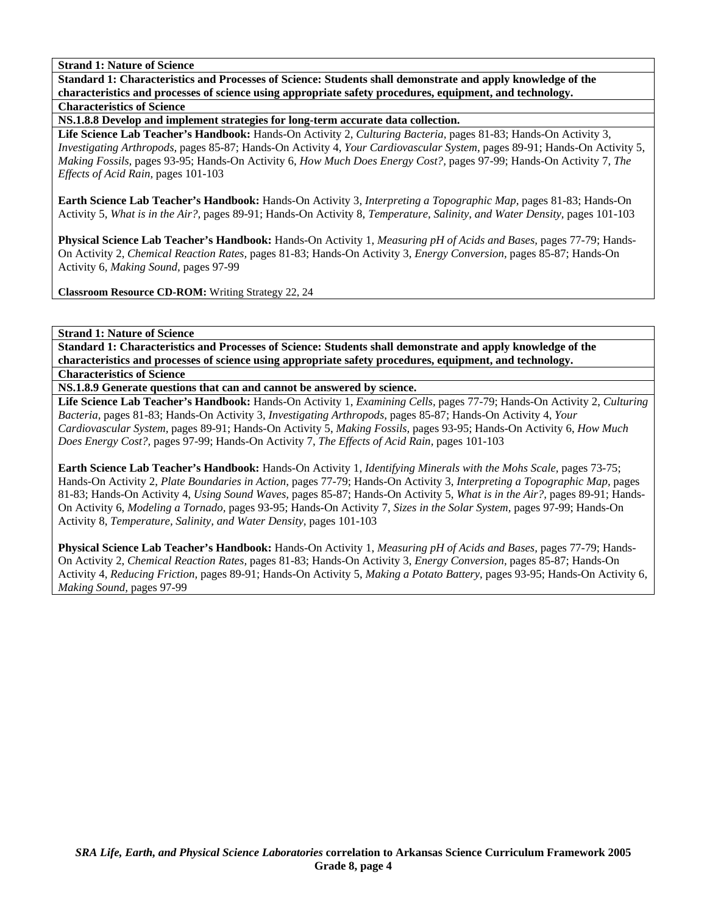**Strand 1: Nature of Science**

**Standard 1: Characteristics and Processes of Science: Students shall demonstrate and apply knowledge of the characteristics and processes of science using appropriate safety procedures, equipment, and technology.**

**Characteristics of Science**

**NS.1.8.8 Develop and implement strategies for long-term accurate data collection.**

**Life Science Lab Teacher's Handbook:** Hands-On Activity 2, *Culturing Bacteria,* pages 81-83; Hands-On Activity 3, *Investigating Arthropods,* pages 85-87; Hands-On Activity 4, *Your Cardiovascular System,* pages 89-91; Hands-On Activity 5, *Making Fossils,* pages 93-95; Hands-On Activity 6, *How Much Does Energy Cost?,* pages 97-99; Hands-On Activity 7, *The Effects of Acid Rain,* pages 101-103

**Earth Science Lab Teacher's Handbook:** Hands-On Activity 3, *Interpreting a Topographic Map,* pages 81-83; Hands-On Activity 5, *What is in the Air?,* pages 89-91; Hands-On Activity 8, *Temperature, Salinity, and Water Density,* pages 101-103

**Physical Science Lab Teacher's Handbook:** Hands-On Activity 1, *Measuring pH of Acids and Bases,* pages 77-79; Hands-On Activity 2, *Chemical Reaction Rates,* pages 81-83; Hands-On Activity 3, *Energy Conversion,* pages 85-87; Hands-On Activity 6, *Making Sound,* pages 97-99

**Classroom Resource CD-ROM:** Writing Strategy 22, 24

**Strand 1: Nature of Science**

**Standard 1: Characteristics and Processes of Science: Students shall demonstrate and apply knowledge of the characteristics and processes of science using appropriate safety procedures, equipment, and technology.**

**Characteristics of Science**

**NS.1.8.9 Generate questions that can and cannot be answered by science.**

**Life Science Lab Teacher's Handbook:** Hands-On Activity 1, *Examining Cells,* pages 77-79; Hands-On Activity 2, *Culturing Bacteria,* pages 81-83; Hands-On Activity 3, *Investigating Arthropods,* pages 85-87; Hands-On Activity 4, *Your Cardiovascular System,* pages 89-91; Hands-On Activity 5, *Making Fossils,* pages 93-95; Hands-On Activity 6, *How Much Does Energy Cost?,* pages 97-99; Hands-On Activity 7, *The Effects of Acid Rain,* pages 101-103

**Earth Science Lab Teacher's Handbook:** Hands-On Activity 1, *Identifying Minerals with the Mohs Scale,* pages 73-75; Hands-On Activity 2, *Plate Boundaries in Action,* pages 77-79; Hands-On Activity 3, *Interpreting a Topographic Map,* pages 81-83; Hands-On Activity 4, *Using Sound Waves,* pages 85-87; Hands-On Activity 5, *What is in the Air?,* pages 89-91; Hands-On Activity 6, *Modeling a Tornado,* pages 93-95; Hands-On Activity 7, *Sizes in the Solar System,* pages 97-99; Hands-On Activity 8, *Temperature, Salinity, and Water Density,* pages 101-103

**Physical Science Lab Teacher's Handbook:** Hands-On Activity 1, *Measuring pH of Acids and Bases,* pages 77-79; Hands-On Activity 2, *Chemical Reaction Rates,* pages 81-83; Hands-On Activity 3, *Energy Conversion,* pages 85-87; Hands-On Activity 4, *Reducing Friction,* pages 89-91; Hands-On Activity 5, *Making a Potato Battery*, pages 93-95; Hands-On Activity 6, *Making Sound,* pages 97-99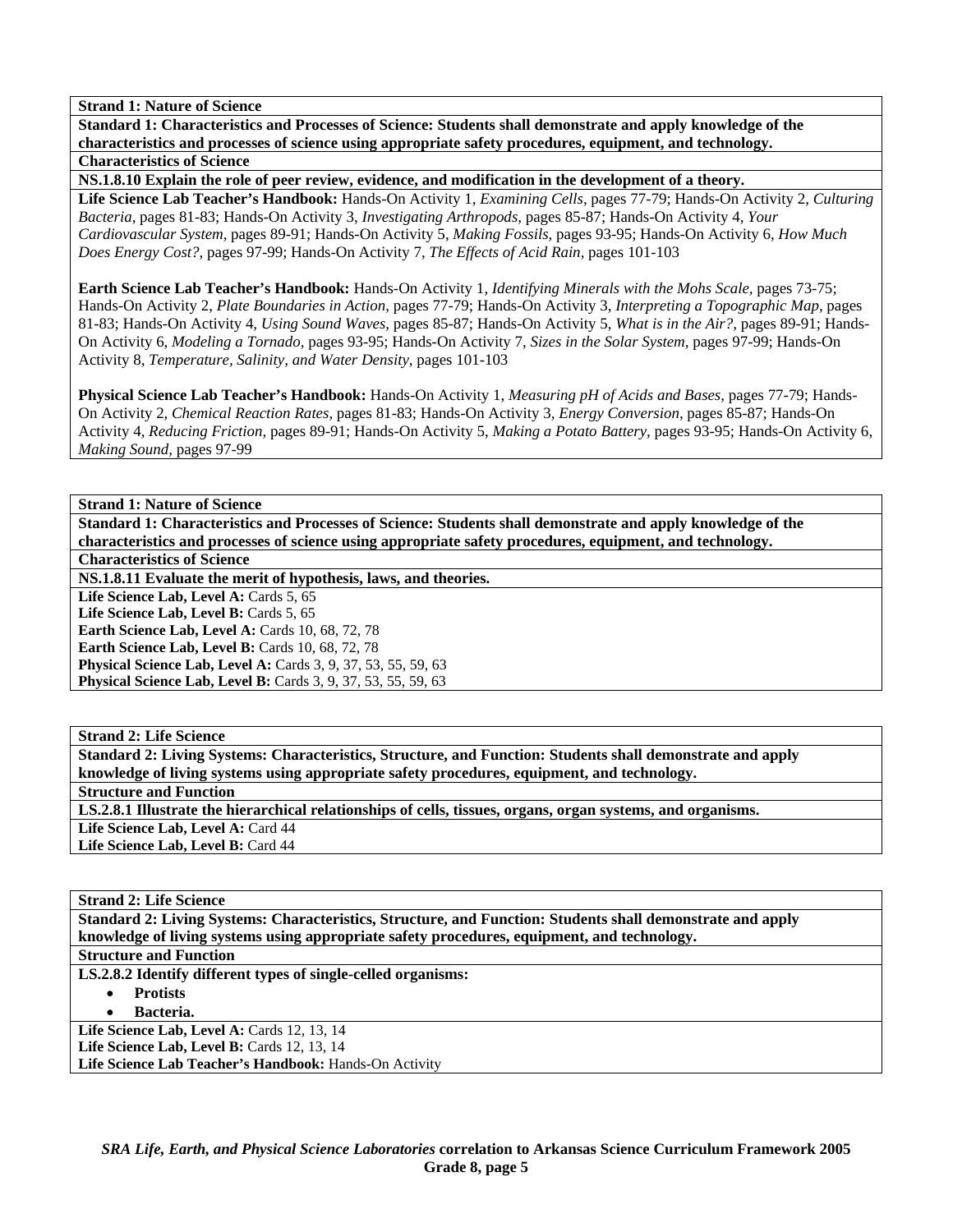**Strand 1: Nature of Science**

**Standard 1: Characteristics and Processes of Science: Students shall demonstrate and apply knowledge of the characteristics and processes of science using appropriate safety procedures, equipment, and technology.**

**Characteristics of Science**

**NS.1.8.10 Explain the role of peer review, evidence, and modification in the development of a theory.**

**Life Science Lab Teacher's Handbook:** Hands-On Activity 1, *Examining Cells,* pages 77-79; Hands-On Activity 2, *Culturing Bacteria,* pages 81-83; Hands-On Activity 3, *Investigating Arthropods,* pages 85-87; Hands-On Activity 4, *Your Cardiovascular System,* pages 89-91; Hands-On Activity 5, *Making Fossils,* pages 93-95; Hands-On Activity 6, *How Much Does Energy Cost?,* pages 97-99; Hands-On Activity 7, *The Effects of Acid Rain,* pages 101-103

**Earth Science Lab Teacher's Handbook:** Hands-On Activity 1, *Identifying Minerals with the Mohs Scale,* pages 73-75; Hands-On Activity 2, *Plate Boundaries in Action,* pages 77-79; Hands-On Activity 3, *Interpreting a Topographic Map,* pages 81-83; Hands-On Activity 4, *Using Sound Waves,* pages 85-87; Hands-On Activity 5, *What is in the Air?,* pages 89-91; Hands-On Activity 6, *Modeling a Tornado,* pages 93-95; Hands-On Activity 7, *Sizes in the Solar System,* pages 97-99; Hands-On Activity 8, *Temperature, Salinity, and Water Density,* pages 101-103

**Physical Science Lab Teacher's Handbook:** Hands-On Activity 1, *Measuring pH of Acids and Bases,* pages 77-79; Hands-On Activity 2, *Chemical Reaction Rates,* pages 81-83; Hands-On Activity 3, *Energy Conversion,* pages 85-87; Hands-On Activity 4, *Reducing Friction,* pages 89-91; Hands-On Activity 5, *Making a Potato Battery,* pages 93-95; Hands-On Activity 6, *Making Sound,* pages 97-99

---

**Strand 1: Nature of Science**

**Standard 1: Characteristics and Processes of Science: Students shall demonstrate and apply knowledge of the characteristics and processes of science using appropriate safety procedures, equipment, and technology.**

**Characteristics of Science**

**NS.1.8.11 Evaluate the merit of hypothesis, laws, and theories.**

**Life Science Lab, Level A:** Cards 5, 65
**Life Science Lab, Level B:** Cards 5, 65
**Earth Science Lab, Level A:** Cards 10, 68, 72, 78
**Earth Science Lab, Level B:** Cards 10, 68, 72, 78
**Physical Science Lab, Level A:** Cards 3, 9, 37, 53, 55, 59, 63
**Physical Science Lab, Level B:** Cards 3, 9, 37, 53, 55, 59, 63

---

**Strand 2: Life Science**

**Standard 2: Living Systems: Characteristics, Structure, and Function: Students shall demonstrate and apply knowledge of living systems using appropriate safety procedures, equipment, and technology.**

**Structure and Function**

**LS.2.8.1 Illustrate the hierarchical relationships of cells, tissues, organs, organ systems, and organisms.**

**Life Science Lab, Level A:** Card 44
**Life Science Lab, Level B:** Card 44

---

**Strand 2: Life Science**

**Standard 2: Living Systems: Characteristics, Structure, and Function: Students shall demonstrate and apply knowledge of living systems using appropriate safety procedures, equipment, and technology.**

**Structure and Function**

**LS.2.8.2 Identify different types of single-celled organisms:**

- **Protists**
- **Bacteria.**

**Life Science Lab, Level A:** Cards 12, 13, 14
**Life Science Lab, Level B:** Cards 12, 13, 14
**Life Science Lab Teacher's Handbook:** Hands-On Activity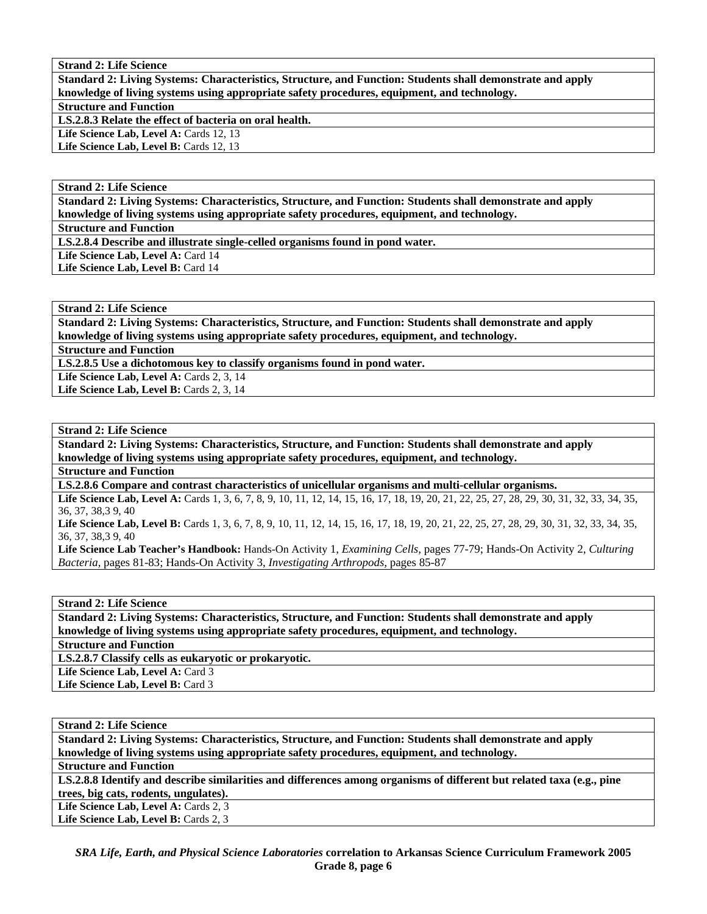**Strand 2: Life Science**

**Standard 2: Living Systems: Characteristics, Structure, and Function: Students shall demonstrate and apply knowledge of living systems using appropriate safety procedures, equipment, and technology.**

**Structure and Function**

**LS.2.8.3 Relate the effect of bacteria on oral health.**

**Life Science Lab, Level A:** Cards 12, 13
**Life Science Lab, Level B:** Cards 12, 13

---

**Strand 2: Life Science**

**Standard 2: Living Systems: Characteristics, Structure, and Function: Students shall demonstrate and apply knowledge of living systems using appropriate safety procedures, equipment, and technology.**

**Structure and Function**

**LS.2.8.4 Describe and illustrate single-celled organisms found in pond water.**

**Life Science Lab, Level A:** Card 14
**Life Science Lab, Level B:** Card 14

---

**Strand 2: Life Science**

**Standard 2: Living Systems: Characteristics, Structure, and Function: Students shall demonstrate and apply knowledge of living systems using appropriate safety procedures, equipment, and technology.**

**Structure and Function**

**LS.2.8.5 Use a dichotomous key to classify organisms found in pond water.**

**Life Science Lab, Level A:** Cards 2, 3, 14
**Life Science Lab, Level B:** Cards 2, 3, 14

---

**Strand 2: Life Science**

**Standard 2: Living Systems: Characteristics, Structure, and Function: Students shall demonstrate and apply knowledge of living systems using appropriate safety procedures, equipment, and technology.**

**Structure and Function**

**LS.2.8.6 Compare and contrast characteristics of unicellular organisms and multi-cellular organisms.**

**Life Science Lab, Level A:** Cards 1, 3, 6, 7, 8, 9, 10, 11, 12, 14, 15, 16, 17, 18, 19, 20, 21, 22, 25, 27, 28, 29, 30, 31, 32, 33, 34, 35, 36, 37, 38,3 9, 40
**Life Science Lab, Level B:** Cards 1, 3, 6, 7, 8, 9, 10, 11, 12, 14, 15, 16, 17, 18, 19, 20, 21, 22, 25, 27, 28, 29, 30, 31, 32, 33, 34, 35, 36, 37, 38,3 9, 40
**Life Science Lab Teacher's Handbook:** Hands-On Activity 1, *Examining Cells,* pages 77-79; Hands-On Activity 2, *Culturing Bacteria,* pages 81-83; Hands-On Activity 3, *Investigating Arthropods,* pages 85-87

---

**Strand 2: Life Science**

**Standard 2: Living Systems: Characteristics, Structure, and Function: Students shall demonstrate and apply knowledge of living systems using appropriate safety procedures, equipment, and technology.**

**Structure and Function**

**LS.2.8.7 Classify cells as eukaryotic or prokaryotic.**

**Life Science Lab, Level A:** Card 3
**Life Science Lab, Level B:** Card 3

---

**Strand 2: Life Science**

**Standard 2: Living Systems: Characteristics, Structure, and Function: Students shall demonstrate and apply knowledge of living systems using appropriate safety procedures, equipment, and technology.**

**Structure and Function**

**LS.2.8.8 Identify and describe similarities and differences among organisms of different but related taxa (e.g., pine trees, big cats, rodents, ungulates).**

**Life Science Lab, Level A:** Cards 2, 3
**Life Science Lab, Level B:** Cards 2, 3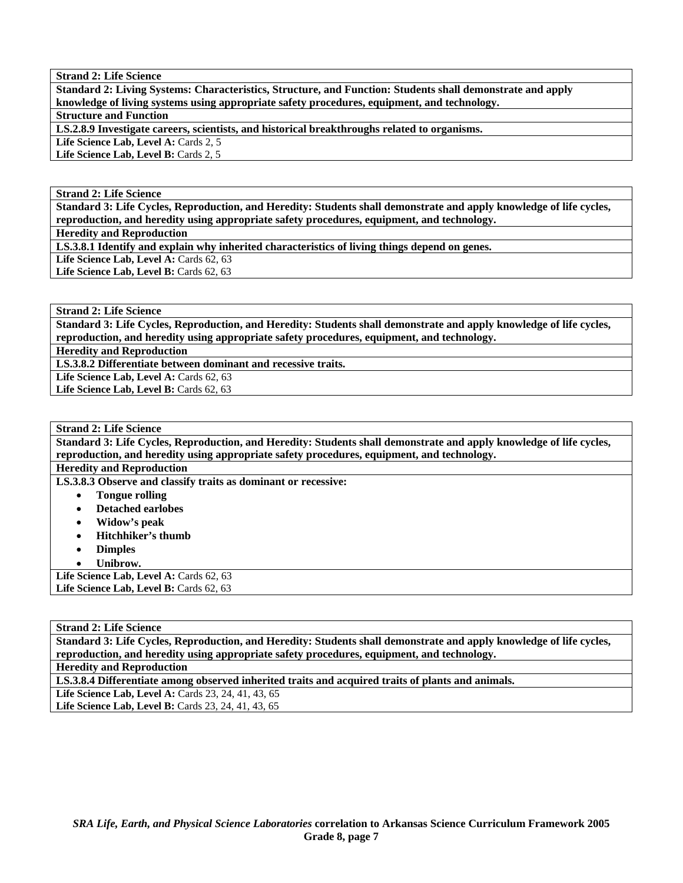**Strand 2: Life Science**

**Standard 2: Living Systems: Characteristics, Structure, and Function: Students shall demonstrate and apply knowledge of living systems using appropriate safety procedures, equipment, and technology.**

**Structure and Function**

**LS.2.8.9 Investigate careers, scientists, and historical breakthroughs related to organisms.**

**Life Science Lab, Level A:** Cards 2, 5
**Life Science Lab, Level B:** Cards 2, 5

**Strand 2: Life Science**

**Standard 3: Life Cycles, Reproduction, and Heredity: Students shall demonstrate and apply knowledge of life cycles, reproduction, and heredity using appropriate safety procedures, equipment, and technology.**

**Heredity and Reproduction**

**LS.3.8.1 Identify and explain why inherited characteristics of living things depend on genes.**

**Life Science Lab, Level A:** Cards 62, 63
**Life Science Lab, Level B:** Cards 62, 63

**Strand 2: Life Science**

**Standard 3: Life Cycles, Reproduction, and Heredity: Students shall demonstrate and apply knowledge of life cycles, reproduction, and heredity using appropriate safety procedures, equipment, and technology.**

**Heredity and Reproduction**

**LS.3.8.2 Differentiate between dominant and recessive traits.**

**Life Science Lab, Level A:** Cards 62, 63
**Life Science Lab, Level B:** Cards 62, 63

**Strand 2: Life Science**

**Standard 3: Life Cycles, Reproduction, and Heredity: Students shall demonstrate and apply knowledge of life cycles, reproduction, and heredity using appropriate safety procedures, equipment, and technology.**

**Heredity and Reproduction**

**LS.3.8.3 Observe and classify traits as dominant or recessive:**

- **Tongue rolling**
- **Detached earlobes**
- **Widow's peak**
- **Hitchhiker's thumb**
- **Dimples**
- **Unibrow.**

**Life Science Lab, Level A:** Cards 62, 63
**Life Science Lab, Level B:** Cards 62, 63

**Strand 2: Life Science**

**Standard 3: Life Cycles, Reproduction, and Heredity: Students shall demonstrate and apply knowledge of life cycles, reproduction, and heredity using appropriate safety procedures, equipment, and technology.**

**Heredity and Reproduction**

**LS.3.8.4 Differentiate among observed inherited traits and acquired traits of plants and animals.**

**Life Science Lab, Level A:** Cards 23, 24, 41, 43, 65
**Life Science Lab, Level B:** Cards 23, 24, 41, 43, 65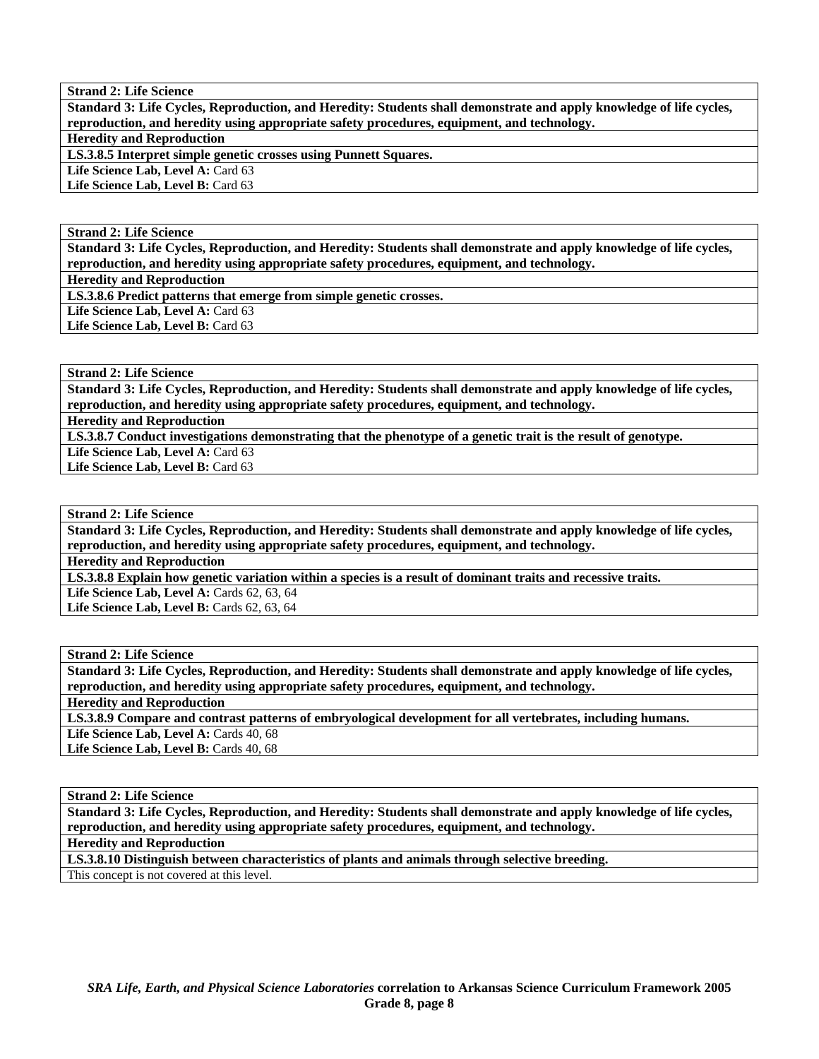| **Strand 2: Life Science** |
|---|
| **Standard 3: Life Cycles, Reproduction, and Heredity: Students shall demonstrate and apply knowledge of life cycles, reproduction, and heredity using appropriate safety procedures, equipment, and technology.** |
| **Heredity and Reproduction** |
| **LS.3.8.5 Interpret simple genetic crosses using Punnett Squares.** |
| **Life Science Lab, Level A:** Card 63 |
| **Life Science Lab, Level B:** Card 63 |

| **Strand 2: Life Science** |
|---|
| **Standard 3: Life Cycles, Reproduction, and Heredity: Students shall demonstrate and apply knowledge of life cycles, reproduction, and heredity using appropriate safety procedures, equipment, and technology.** |
| **Heredity and Reproduction** |
| **LS.3.8.6 Predict patterns that emerge from simple genetic crosses.** |
| **Life Science Lab, Level A:** Card 63 |
| **Life Science Lab, Level B:** Card 63 |

| **Strand 2: Life Science** |
|---|
| **Standard 3: Life Cycles, Reproduction, and Heredity: Students shall demonstrate and apply knowledge of life cycles, reproduction, and heredity using appropriate safety procedures, equipment, and technology.** |
| **Heredity and Reproduction** |
| **LS.3.8.7 Conduct investigations demonstrating that the phenotype of a genetic trait is the result of genotype.** |
| **Life Science Lab, Level A:** Card 63 |
| **Life Science Lab, Level B:** Card 63 |

| **Strand 2: Life Science** |
|---|
| **Standard 3: Life Cycles, Reproduction, and Heredity: Students shall demonstrate and apply knowledge of life cycles, reproduction, and heredity using appropriate safety procedures, equipment, and technology.** |
| **Heredity and Reproduction** |
| **LS.3.8.8 Explain how genetic variation within a species is a result of dominant traits and recessive traits.** |
| **Life Science Lab, Level A:** Cards 62, 63, 64 |
| **Life Science Lab, Level B:** Cards 62, 63, 64 |

| **Strand 2: Life Science** |
|---|
| **Standard 3: Life Cycles, Reproduction, and Heredity: Students shall demonstrate and apply knowledge of life cycles, reproduction, and heredity using appropriate safety procedures, equipment, and technology.** |
| **Heredity and Reproduction** |
| **LS.3.8.9 Compare and contrast patterns of embryological development for all vertebrates, including humans.** |
| **Life Science Lab, Level A:** Cards 40, 68 |
| **Life Science Lab, Level B:** Cards 40, 68 |

| **Strand 2: Life Science** |
|---|
| **Standard 3: Life Cycles, Reproduction, and Heredity: Students shall demonstrate and apply knowledge of life cycles, reproduction, and heredity using appropriate safety procedures, equipment, and technology.** |
| **Heredity and Reproduction** |
| **LS.3.8.10 Distinguish between characteristics of plants and animals through selective breeding.** |
| This concept is not covered at this level. |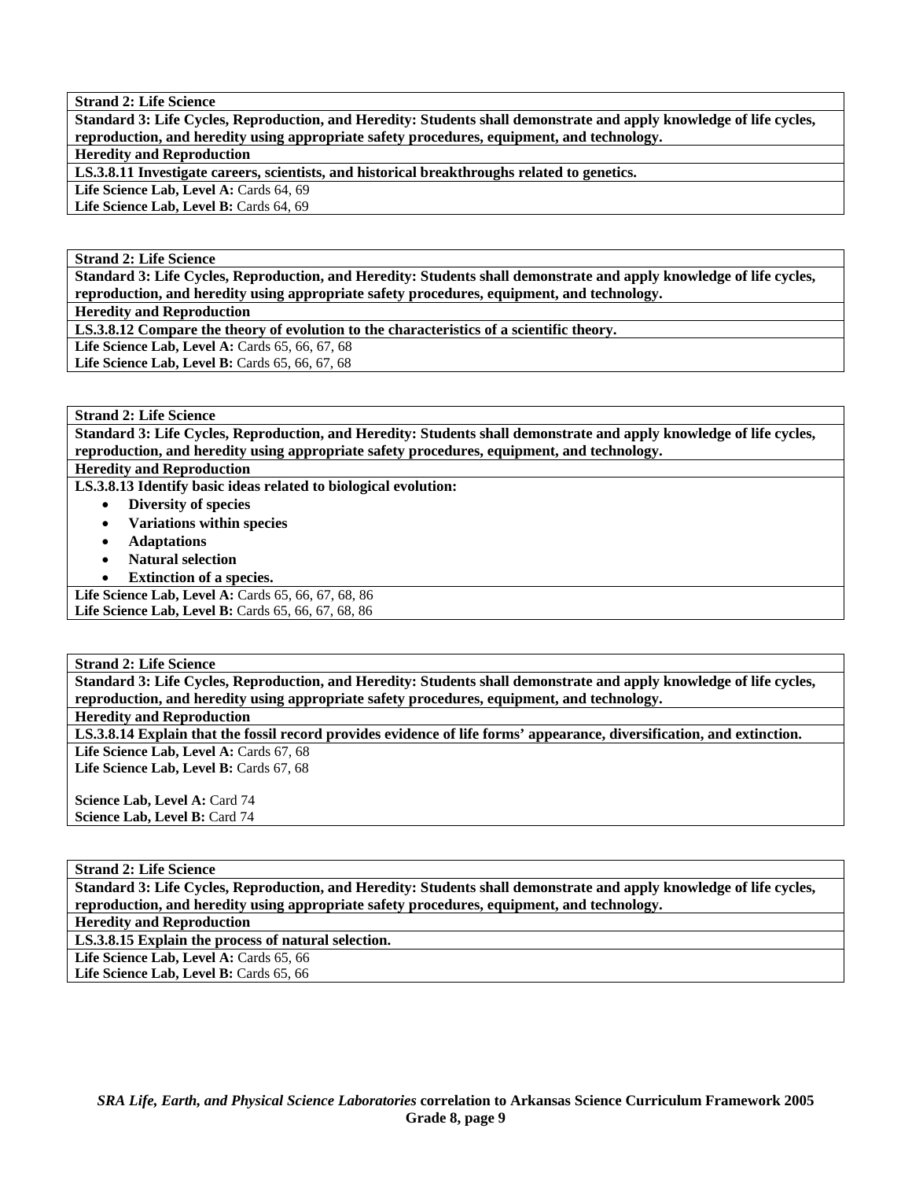**Strand 2: Life Science**

**Standard 3: Life Cycles, Reproduction, and Heredity: Students shall demonstrate and apply knowledge of life cycles, reproduction, and heredity using appropriate safety procedures, equipment, and technology.**

**Heredity and Reproduction**

**LS.3.8.11 Investigate careers, scientists, and historical breakthroughs related to genetics.**

**Life Science Lab, Level A:** Cards 64, 69
**Life Science Lab, Level B:** Cards 64, 69

---

**Strand 2: Life Science**

**Standard 3: Life Cycles, Reproduction, and Heredity: Students shall demonstrate and apply knowledge of life cycles, reproduction, and heredity using appropriate safety procedures, equipment, and technology.**

**Heredity and Reproduction**

**LS.3.8.12 Compare the theory of evolution to the characteristics of a scientific theory.**

**Life Science Lab, Level A:** Cards 65, 66, 67, 68
**Life Science Lab, Level B:** Cards 65, 66, 67, 68

---

**Strand 2: Life Science**

**Standard 3: Life Cycles, Reproduction, and Heredity: Students shall demonstrate and apply knowledge of life cycles, reproduction, and heredity using appropriate safety procedures, equipment, and technology.**

**Heredity and Reproduction**

**LS.3.8.13 Identify basic ideas related to biological evolution:**

- **Diversity of species**
- **Variations within species**
- **Adaptations**
- **Natural selection**
- **Extinction of a species.**

**Life Science Lab, Level A:** Cards 65, 66, 67, 68, 86
**Life Science Lab, Level B:** Cards 65, 66, 67, 68, 86

---

**Strand 2: Life Science**

**Standard 3: Life Cycles, Reproduction, and Heredity: Students shall demonstrate and apply knowledge of life cycles, reproduction, and heredity using appropriate safety procedures, equipment, and technology.**

**Heredity and Reproduction**

**LS.3.8.14 Explain that the fossil record provides evidence of life forms' appearance, diversification, and extinction.**

**Life Science Lab, Level A:** Cards 67, 68
**Life Science Lab, Level B:** Cards 67, 68

**Science Lab, Level A:** Card 74
**Science Lab, Level B:** Card 74

---

**Strand 2: Life Science**

**Standard 3: Life Cycles, Reproduction, and Heredity: Students shall demonstrate and apply knowledge of life cycles, reproduction, and heredity using appropriate safety procedures, equipment, and technology.**

**Heredity and Reproduction**

**LS.3.8.15 Explain the process of natural selection.**

**Life Science Lab, Level A:** Cards 65, 66
**Life Science Lab, Level B:** Cards 65, 66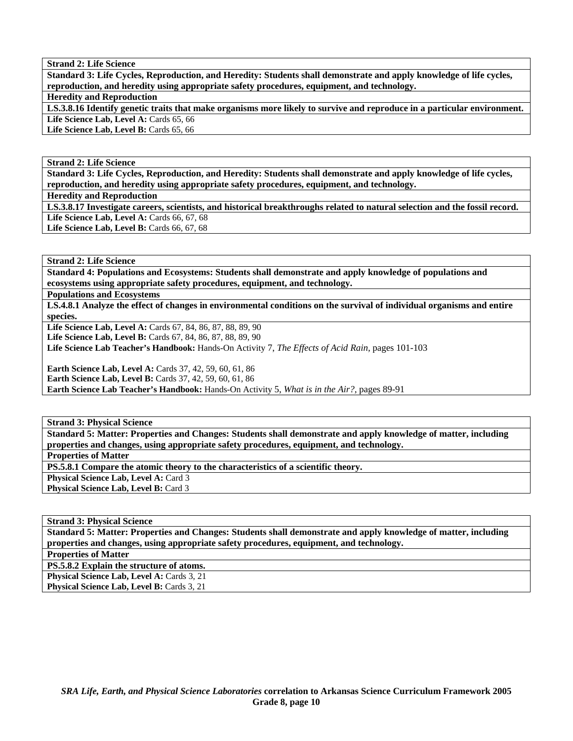**Strand 2: Life Science**

**Standard 3: Life Cycles, Reproduction, and Heredity: Students shall demonstrate and apply knowledge of life cycles, reproduction, and heredity using appropriate safety procedures, equipment, and technology.**

**Heredity and Reproduction**

**LS.3.8.16 Identify genetic traits that make organisms more likely to survive and reproduce in a particular environment.**

**Life Science Lab, Level A:** Cards 65, 66
**Life Science Lab, Level B:** Cards 65, 66

---

**Strand 2: Life Science**

**Standard 3: Life Cycles, Reproduction, and Heredity: Students shall demonstrate and apply knowledge of life cycles, reproduction, and heredity using appropriate safety procedures, equipment, and technology.**

**Heredity and Reproduction**

**LS.3.8.17 Investigate careers, scientists, and historical breakthroughs related to natural selection and the fossil record.**

**Life Science Lab, Level A:** Cards 66, 67, 68
**Life Science Lab, Level B:** Cards 66, 67, 68

---

**Strand 2: Life Science**

**Standard 4: Populations and Ecosystems: Students shall demonstrate and apply knowledge of populations and ecosystems using appropriate safety procedures, equipment, and technology.**

**Populations and Ecosystems**

**LS.4.8.1 Analyze the effect of changes in environmental conditions on the survival of individual organisms and entire species.**

**Life Science Lab, Level A:** Cards 67, 84, 86, 87, 88, 89, 90
**Life Science Lab, Level B:** Cards 67, 84, 86, 87, 88, 89, 90
**Life Science Lab Teacher's Handbook:** Hands-On Activity 7, *The Effects of Acid Rain,* pages 101-103

**Earth Science Lab, Level A:** Cards 37, 42, 59, 60, 61, 86
**Earth Science Lab, Level B:** Cards 37, 42, 59, 60, 61, 86
**Earth Science Lab Teacher's Handbook:** Hands-On Activity 5, *What is in the Air?,* pages 89-91

---

**Strand 3: Physical Science**

**Standard 5: Matter: Properties and Changes: Students shall demonstrate and apply knowledge of matter, including properties and changes, using appropriate safety procedures, equipment, and technology.**

**Properties of Matter**

**PS.5.8.1 Compare the atomic theory to the characteristics of a scientific theory.**

**Physical Science Lab, Level A:** Card 3
**Physical Science Lab, Level B:** Card 3

---

**Strand 3: Physical Science**

**Standard 5: Matter: Properties and Changes: Students shall demonstrate and apply knowledge of matter, including properties and changes, using appropriate safety procedures, equipment, and technology.**

**Properties of Matter**

**PS.5.8.2 Explain the structure of atoms.**

**Physical Science Lab, Level A:** Cards 3, 21
**Physical Science Lab, Level B:** Cards 3, 21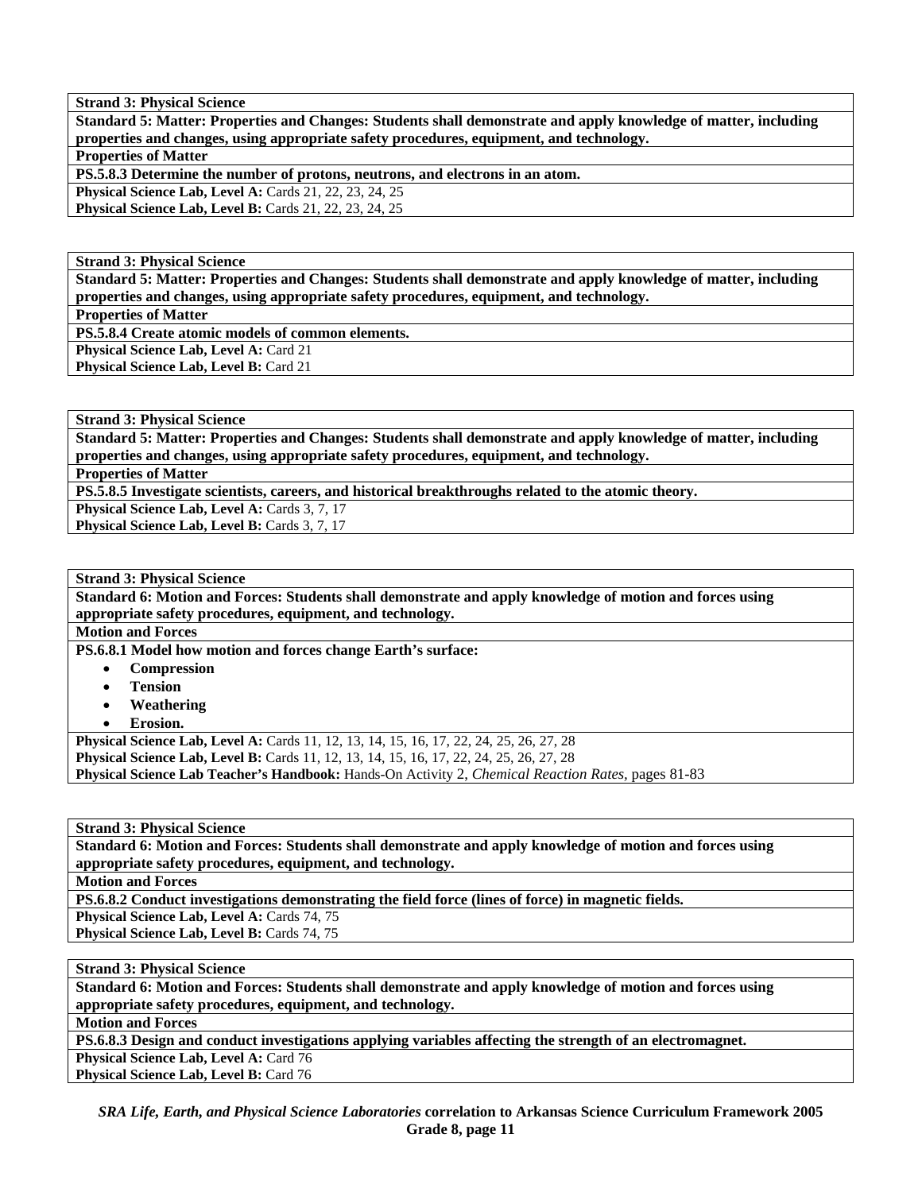**Strand 3: Physical Science**

**Standard 5: Matter: Properties and Changes: Students shall demonstrate and apply knowledge of matter, including properties and changes, using appropriate safety procedures, equipment, and technology.**

**Properties of Matter**

**PS.5.8.3 Determine the number of protons, neutrons, and electrons in an atom.**

**Physical Science Lab, Level A:** Cards 21, 22, 23, 24, 25
**Physical Science Lab, Level B:** Cards 21, 22, 23, 24, 25

**Strand 3: Physical Science**

**Standard 5: Matter: Properties and Changes: Students shall demonstrate and apply knowledge of matter, including properties and changes, using appropriate safety procedures, equipment, and technology.**

**Properties of Matter**

**PS.5.8.4 Create atomic models of common elements.**

**Physical Science Lab, Level A:** Card 21
**Physical Science Lab, Level B:** Card 21

**Strand 3: Physical Science**

**Standard 5: Matter: Properties and Changes: Students shall demonstrate and apply knowledge of matter, including properties and changes, using appropriate safety procedures, equipment, and technology.**

**Properties of Matter**

**PS.5.8.5 Investigate scientists, careers, and historical breakthroughs related to the atomic theory.**

**Physical Science Lab, Level A:** Cards 3, 7, 17
**Physical Science Lab, Level B:** Cards 3, 7, 17

**Strand 3: Physical Science**

**Standard 6: Motion and Forces: Students shall demonstrate and apply knowledge of motion and forces using appropriate safety procedures, equipment, and technology.**

**Motion and Forces**

**PS.6.8.1 Model how motion and forces change Earth's surface:**

- **Compression**
- **Tension**
- **Weathering**
- **Erosion.**

**Physical Science Lab, Level A:** Cards 11, 12, 13, 14, 15, 16, 17, 22, 24, 25, 26, 27, 28
**Physical Science Lab, Level B:** Cards 11, 12, 13, 14, 15, 16, 17, 22, 24, 25, 26, 27, 28
**Physical Science Lab Teacher's Handbook:** Hands-On Activity 2, *Chemical Reaction Rates,* pages 81-83

**Strand 3: Physical Science**

**Standard 6: Motion and Forces: Students shall demonstrate and apply knowledge of motion and forces using appropriate safety procedures, equipment, and technology.**

**Motion and Forces**

**PS.6.8.2 Conduct investigations demonstrating the field force (lines of force) in magnetic fields.**

**Physical Science Lab, Level A:** Cards 74, 75
**Physical Science Lab, Level B:** Cards 74, 75

**Strand 3: Physical Science**

**Standard 6: Motion and Forces: Students shall demonstrate and apply knowledge of motion and forces using appropriate safety procedures, equipment, and technology.**

**Motion and Forces**

**PS.6.8.3 Design and conduct investigations applying variables affecting the strength of an electromagnet.**

**Physical Science Lab, Level A:** Card 76
**Physical Science Lab, Level B:** Card 76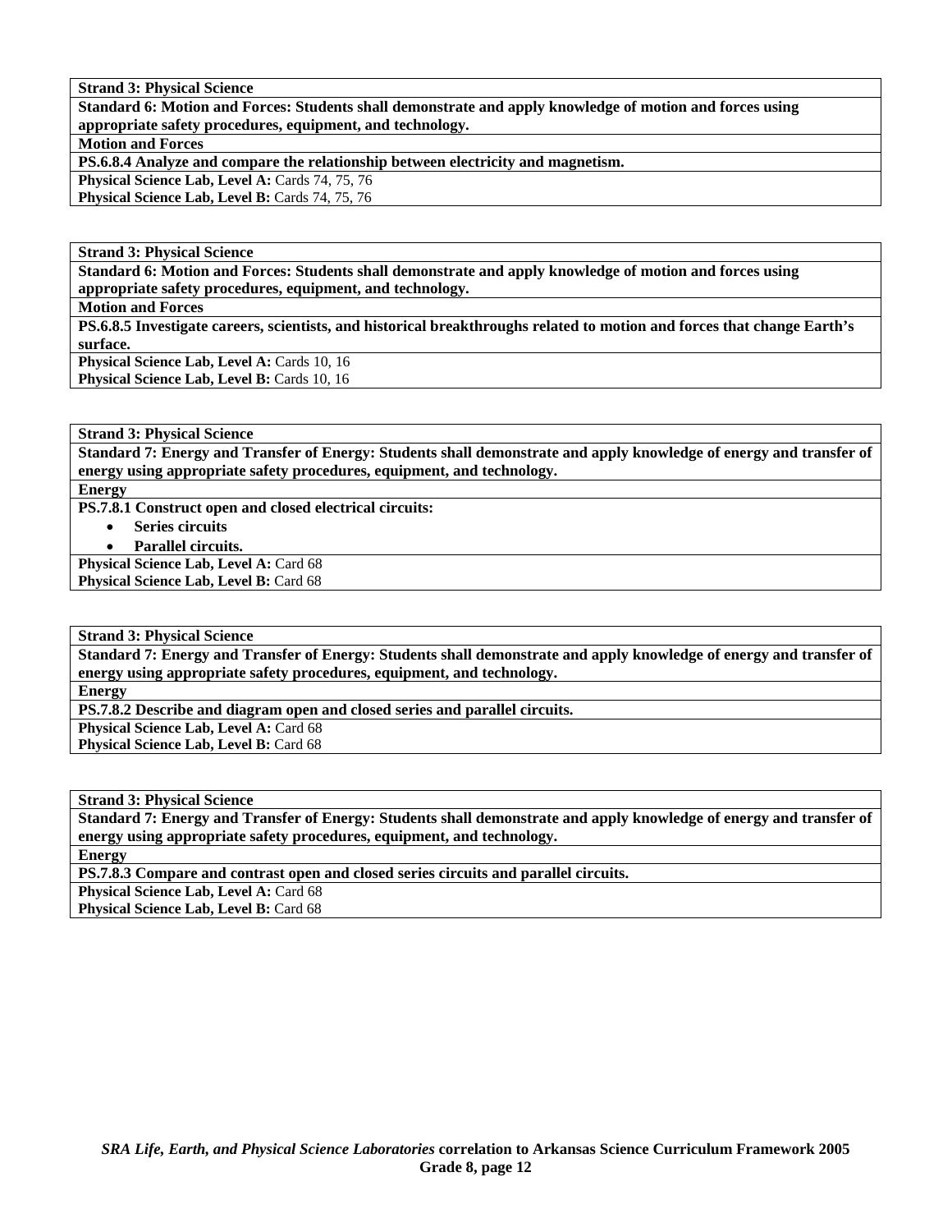| **Strand 3: Physical Science** |
|---|
| **Standard 6: Motion and Forces: Students shall demonstrate and apply knowledge of motion and forces using appropriate safety procedures, equipment, and technology.** |
| **Motion and Forces** |
| **PS.6.8.4 Analyze and compare the relationship between electricity and magnetism.** |
| **Physical Science Lab, Level A:** Cards 74, 75, 76<br>**Physical Science Lab, Level B:** Cards 74, 75, 76 |

| **Strand 3: Physical Science** |
|---|
| **Standard 6: Motion and Forces: Students shall demonstrate and apply knowledge of motion and forces using appropriate safety procedures, equipment, and technology.** |
| **Motion and Forces** |
| **PS.6.8.5 Investigate careers, scientists, and historical breakthroughs related to motion and forces that change Earth's surface.** |
| **Physical Science Lab, Level A:** Cards 10, 16<br>**Physical Science Lab, Level B:** Cards 10, 16 |

| **Strand 3: Physical Science** |
|---|
| **Standard 7: Energy and Transfer of Energy: Students shall demonstrate and apply knowledge of energy and transfer of energy using appropriate safety procedures, equipment, and technology.** |
| **Energy** |
| **PS.7.8.1 Construct open and closed electrical circuits:**<br>• **Series circuits**<br>• **Parallel circuits.** |
| **Physical Science Lab, Level A:** Card 68<br>**Physical Science Lab, Level B:** Card 68 |

| **Strand 3: Physical Science** |
|---|
| **Standard 7: Energy and Transfer of Energy: Students shall demonstrate and apply knowledge of energy and transfer of energy using appropriate safety procedures, equipment, and technology.** |
| **Energy** |
| **PS.7.8.2 Describe and diagram open and closed series and parallel circuits.** |
| **Physical Science Lab, Level A:** Card 68<br>**Physical Science Lab, Level B:** Card 68 |

| **Strand 3: Physical Science** |
|---|
| **Standard 7: Energy and Transfer of Energy: Students shall demonstrate and apply knowledge of energy and transfer of energy using appropriate safety procedures, equipment, and technology.** |
| **Energy** |
| **PS.7.8.3 Compare and contrast open and closed series circuits and parallel circuits.** |
| **Physical Science Lab, Level A:** Card 68<br>**Physical Science Lab, Level B:** Card 68 |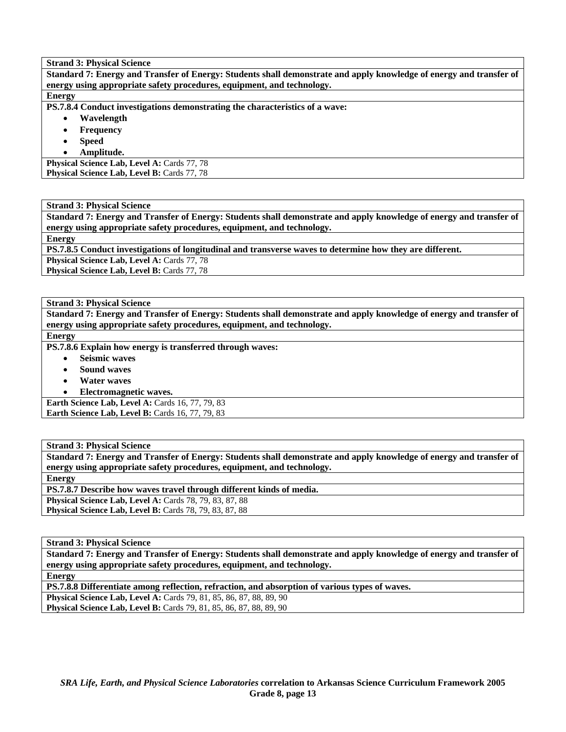**Strand 3: Physical Science**

**Standard 7: Energy and Transfer of Energy: Students shall demonstrate and apply knowledge of energy and transfer of energy using appropriate safety procedures, equipment, and technology.**

**Energy**

**PS.7.8.4 Conduct investigations demonstrating the characteristics of a wave:**

- **Wavelength**
- **Frequency**
- **Speed**
- **Amplitude.**

**Physical Science Lab, Level A:** Cards 77, 78
**Physical Science Lab, Level B:** Cards 77, 78

**Strand 3: Physical Science**

**Standard 7: Energy and Transfer of Energy: Students shall demonstrate and apply knowledge of energy and transfer of energy using appropriate safety procedures, equipment, and technology.**

**Energy**

**PS.7.8.5 Conduct investigations of longitudinal and transverse waves to determine how they are different.**

**Physical Science Lab, Level A:** Cards 77, 78
**Physical Science Lab, Level B:** Cards 77, 78

**Strand 3: Physical Science**

**Standard 7: Energy and Transfer of Energy: Students shall demonstrate and apply knowledge of energy and transfer of energy using appropriate safety procedures, equipment, and technology.**

**Energy**

**PS.7.8.6 Explain how energy is transferred through waves:**

- **Seismic waves**
- **Sound waves**
- **Water waves**
- **Electromagnetic waves.**

**Earth Science Lab, Level A:** Cards 16, 77, 79, 83
**Earth Science Lab, Level B:** Cards 16, 77, 79, 83

**Strand 3: Physical Science**

**Standard 7: Energy and Transfer of Energy: Students shall demonstrate and apply knowledge of energy and transfer of energy using appropriate safety procedures, equipment, and technology.**

**Energy**

**PS.7.8.7 Describe how waves travel through different kinds of media.**

**Physical Science Lab, Level A:** Cards 78, 79, 83, 87, 88
**Physical Science Lab, Level B:** Cards 78, 79, 83, 87, 88

**Strand 3: Physical Science**

**Standard 7: Energy and Transfer of Energy: Students shall demonstrate and apply knowledge of energy and transfer of energy using appropriate safety procedures, equipment, and technology.**

**Energy**

**PS.7.8.8 Differentiate among reflection, refraction, and absorption of various types of waves.**

**Physical Science Lab, Level A:** Cards 79, 81, 85, 86, 87, 88, 89, 90
**Physical Science Lab, Level B:** Cards 79, 81, 85, 86, 87, 88, 89, 90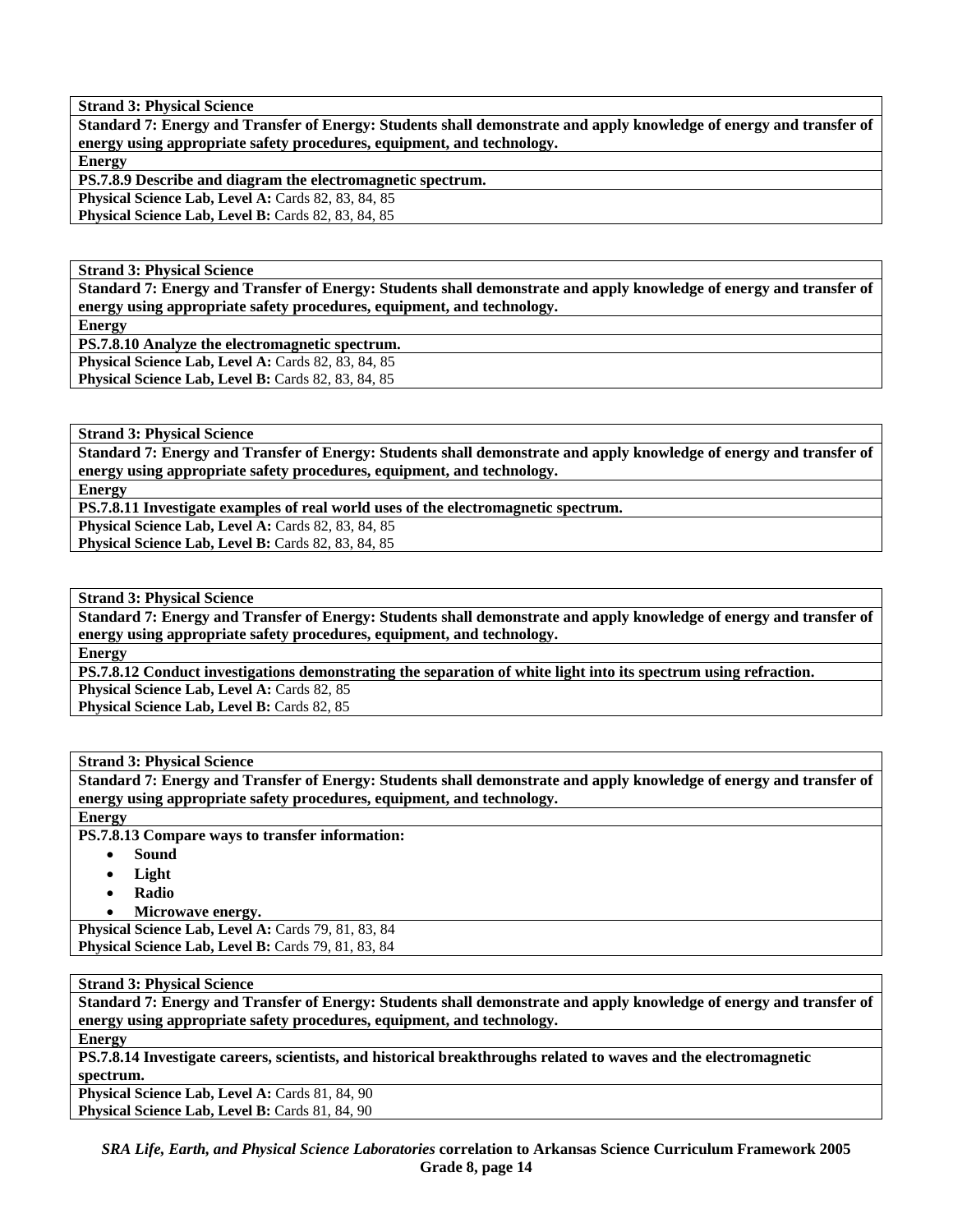**Strand 3: Physical Science**

**Standard 7: Energy and Transfer of Energy: Students shall demonstrate and apply knowledge of energy and transfer of energy using appropriate safety procedures, equipment, and technology.**

**Energy**

**PS.7.8.9 Describe and diagram the electromagnetic spectrum.**

**Physical Science Lab, Level A:** Cards 82, 83, 84, 85
**Physical Science Lab, Level B:** Cards 82, 83, 84, 85

**Strand 3: Physical Science**

**Standard 7: Energy and Transfer of Energy: Students shall demonstrate and apply knowledge of energy and transfer of energy using appropriate safety procedures, equipment, and technology.**

**Energy**

**PS.7.8.10 Analyze the electromagnetic spectrum.**

**Physical Science Lab, Level A:** Cards 82, 83, 84, 85
**Physical Science Lab, Level B:** Cards 82, 83, 84, 85

**Strand 3: Physical Science**

**Standard 7: Energy and Transfer of Energy: Students shall demonstrate and apply knowledge of energy and transfer of energy using appropriate safety procedures, equipment, and technology.**

**Energy**

**PS.7.8.11 Investigate examples of real world uses of the electromagnetic spectrum.**

**Physical Science Lab, Level A:** Cards 82, 83, 84, 85
**Physical Science Lab, Level B:** Cards 82, 83, 84, 85

**Strand 3: Physical Science**

**Standard 7: Energy and Transfer of Energy: Students shall demonstrate and apply knowledge of energy and transfer of energy using appropriate safety procedures, equipment, and technology.**

**Energy**

**PS.7.8.12 Conduct investigations demonstrating the separation of white light into its spectrum using refraction.**

**Physical Science Lab, Level A:** Cards 82, 85
**Physical Science Lab, Level B:** Cards 82, 85

**Strand 3: Physical Science**

**Standard 7: Energy and Transfer of Energy: Students shall demonstrate and apply knowledge of energy and transfer of energy using appropriate safety procedures, equipment, and technology.**

**Energy**

**PS.7.8.13 Compare ways to transfer information:**

- **Sound**
- **Light**
- **Radio**
- **Microwave energy.**

**Physical Science Lab, Level A:** Cards 79, 81, 83, 84
**Physical Science Lab, Level B:** Cards 79, 81, 83, 84

**Strand 3: Physical Science**

**Standard 7: Energy and Transfer of Energy: Students shall demonstrate and apply knowledge of energy and transfer of energy using appropriate safety procedures, equipment, and technology.**

**Energy**

**PS.7.8.14 Investigate careers, scientists, and historical breakthroughs related to waves and the electromagnetic spectrum.**

**Physical Science Lab, Level A:** Cards 81, 84, 90
**Physical Science Lab, Level B:** Cards 81, 84, 90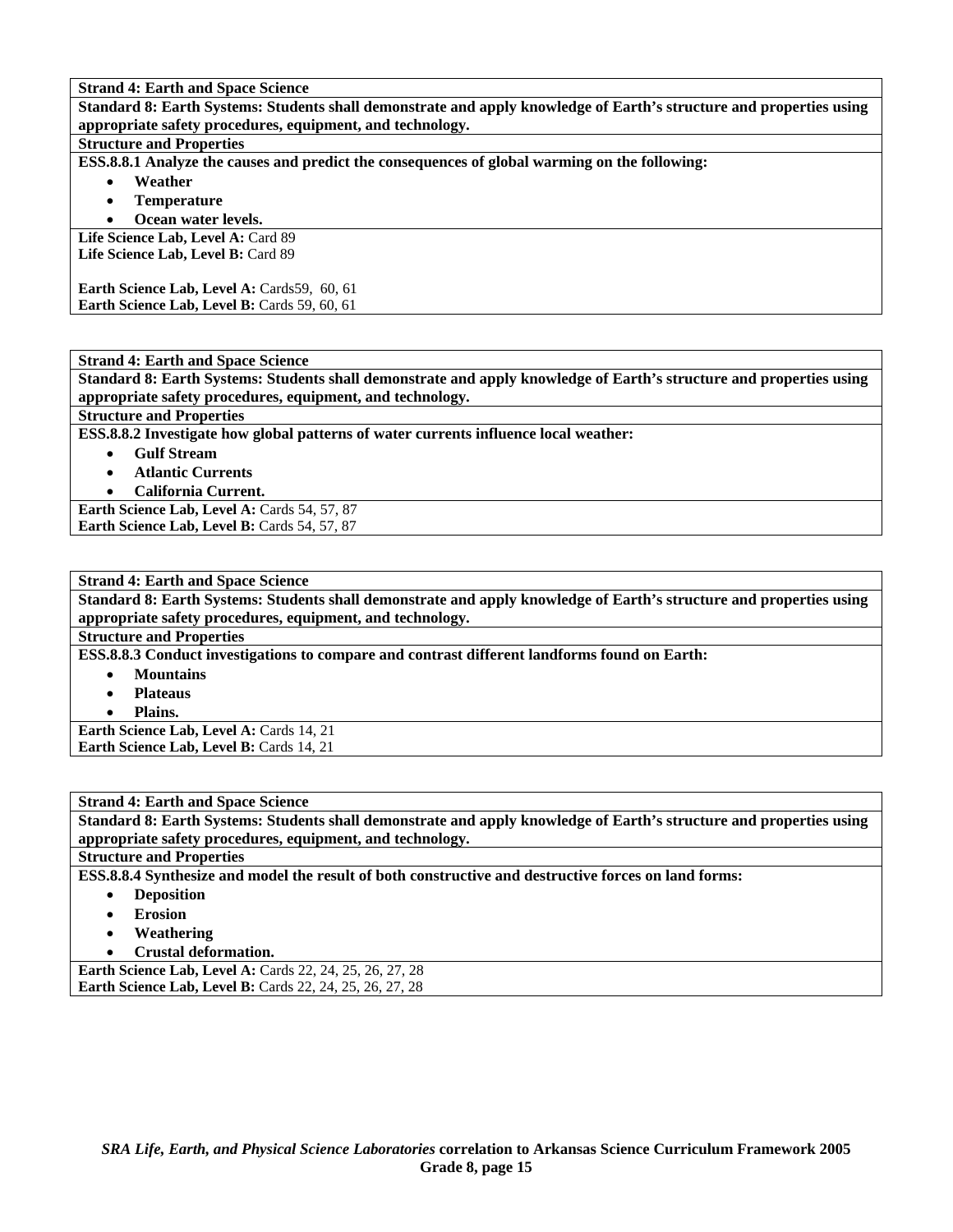**Strand 4: Earth and Space Science**

**Standard 8: Earth Systems: Students shall demonstrate and apply knowledge of Earth's structure and properties using appropriate safety procedures, equipment, and technology.**

**Structure and Properties**

**ESS.8.8.1 Analyze the causes and predict the consequences of global warming on the following:**

- **Weather**
- **Temperature**
- **Ocean water levels.**

**Life Science Lab, Level A:** Card 89
**Life Science Lab, Level B:** Card 89

**Earth Science Lab, Level A:** Cards59, 60, 61
**Earth Science Lab, Level B:** Cards 59, 60, 61

---

**Strand 4: Earth and Space Science**

**Standard 8: Earth Systems: Students shall demonstrate and apply knowledge of Earth's structure and properties using appropriate safety procedures, equipment, and technology.**

**Structure and Properties**

**ESS.8.8.2 Investigate how global patterns of water currents influence local weather:**

- **Gulf Stream**
- **Atlantic Currents**
- **California Current.**

**Earth Science Lab, Level A:** Cards 54, 57, 87
**Earth Science Lab, Level B:** Cards 54, 57, 87

---

**Strand 4: Earth and Space Science**

**Standard 8: Earth Systems: Students shall demonstrate and apply knowledge of Earth's structure and properties using appropriate safety procedures, equipment, and technology.**

**Structure and Properties**

**ESS.8.8.3 Conduct investigations to compare and contrast different landforms found on Earth:**

- **Mountains**
- **Plateaus**
- **Plains.**

**Earth Science Lab, Level A:** Cards 14, 21
**Earth Science Lab, Level B:** Cards 14, 21

---

**Strand 4: Earth and Space Science**

**Standard 8: Earth Systems: Students shall demonstrate and apply knowledge of Earth's structure and properties using appropriate safety procedures, equipment, and technology.**

**Structure and Properties**

**ESS.8.8.4 Synthesize and model the result of both constructive and destructive forces on land forms:**

- **Deposition**
- **Erosion**
- **Weathering**
- **Crustal deformation.**

**Earth Science Lab, Level A:** Cards 22, 24, 25, 26, 27, 28
**Earth Science Lab, Level B:** Cards 22, 24, 25, 26, 27, 28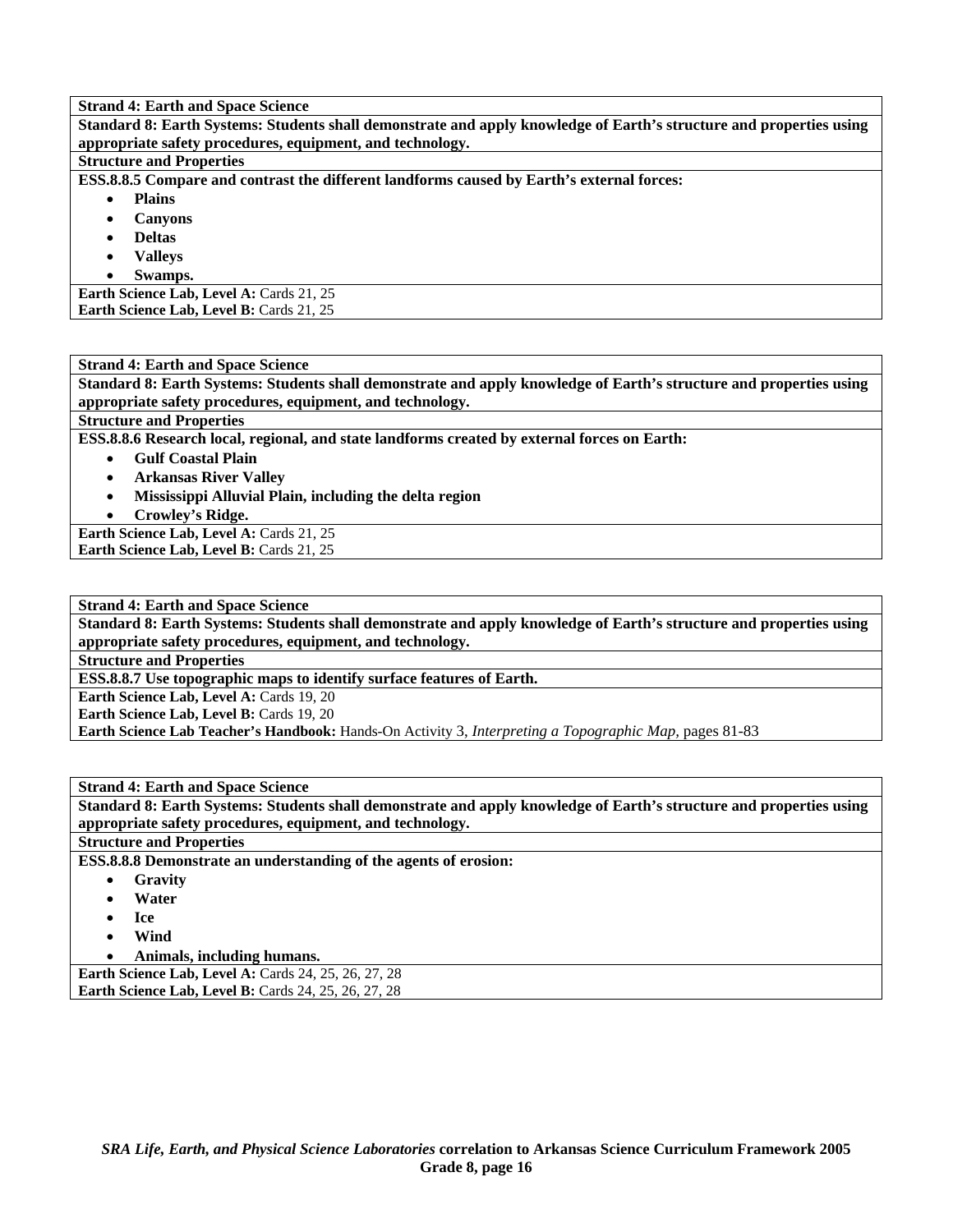**Strand 4: Earth and Space Science**

**Standard 8: Earth Systems: Students shall demonstrate and apply knowledge of Earth's structure and properties using appropriate safety procedures, equipment, and technology.**

**Structure and Properties**

**ESS.8.8.5 Compare and contrast the different landforms caused by Earth's external forces:**

- **Plains**
- **Canyons**
- **Deltas**
- **Valleys**
- **Swamps.**

**Earth Science Lab, Level A:** Cards 21, 25
**Earth Science Lab, Level B:** Cards 21, 25

---

**Strand 4: Earth and Space Science**

**Standard 8: Earth Systems: Students shall demonstrate and apply knowledge of Earth's structure and properties using appropriate safety procedures, equipment, and technology.**

**Structure and Properties**

**ESS.8.8.6 Research local, regional, and state landforms created by external forces on Earth:**

- **Gulf Coastal Plain**
- **Arkansas River Valley**
- **Mississippi Alluvial Plain, including the delta region**
- **Crowley's Ridge.**

**Earth Science Lab, Level A:** Cards 21, 25
**Earth Science Lab, Level B:** Cards 21, 25

---

**Strand 4: Earth and Space Science**

**Standard 8: Earth Systems: Students shall demonstrate and apply knowledge of Earth's structure and properties using appropriate safety procedures, equipment, and technology.**

**Structure and Properties**

**ESS.8.8.7 Use topographic maps to identify surface features of Earth.**

**Earth Science Lab, Level A:** Cards 19, 20
**Earth Science Lab, Level B:** Cards 19, 20
**Earth Science Lab Teacher's Handbook:** Hands-On Activity 3, *Interpreting a Topographic Map,* pages 81-83

---

**Strand 4: Earth and Space Science**

**Standard 8: Earth Systems: Students shall demonstrate and apply knowledge of Earth's structure and properties using appropriate safety procedures, equipment, and technology.**

**Structure and Properties**

**ESS.8.8.8 Demonstrate an understanding of the agents of erosion:**

- **Gravity**
- **Water**
- **Ice**
- **Wind**
- **Animals, including humans.**

**Earth Science Lab, Level A:** Cards 24, 25, 26, 27, 28
**Earth Science Lab, Level B:** Cards 24, 25, 26, 27, 28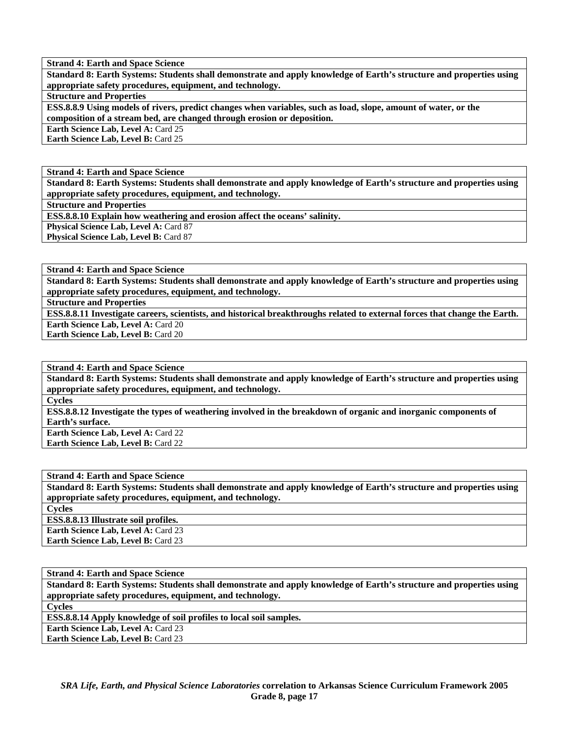**Strand 4: Earth and Space Science**

**Standard 8: Earth Systems: Students shall demonstrate and apply knowledge of Earth's structure and properties using appropriate safety procedures, equipment, and technology.**

**Structure and Properties**

**ESS.8.8.9 Using models of rivers, predict changes when variables, such as load, slope, amount of water, or the composition of a stream bed, are changed through erosion or deposition.**

**Earth Science Lab, Level A:** Card 25
**Earth Science Lab, Level B:** Card 25

---

**Strand 4: Earth and Space Science**

**Standard 8: Earth Systems: Students shall demonstrate and apply knowledge of Earth's structure and properties using appropriate safety procedures, equipment, and technology.**

**Structure and Properties**

**ESS.8.8.10 Explain how weathering and erosion affect the oceans' salinity.**

**Physical Science Lab, Level A:** Card 87
**Physical Science Lab, Level B:** Card 87

---

**Strand 4: Earth and Space Science**

**Standard 8: Earth Systems: Students shall demonstrate and apply knowledge of Earth's structure and properties using appropriate safety procedures, equipment, and technology.**

**Structure and Properties**

**ESS.8.8.11 Investigate careers, scientists, and historical breakthroughs related to external forces that change the Earth.**

**Earth Science Lab, Level A:** Card 20
**Earth Science Lab, Level B:** Card 20

---

**Strand 4: Earth and Space Science**

**Standard 8: Earth Systems: Students shall demonstrate and apply knowledge of Earth's structure and properties using appropriate safety procedures, equipment, and technology.**

**Cycles**

**ESS.8.8.12 Investigate the types of weathering involved in the breakdown of organic and inorganic components of Earth's surface.**

**Earth Science Lab, Level A:** Card 22
**Earth Science Lab, Level B:** Card 22

---

**Strand 4: Earth and Space Science**

**Standard 8: Earth Systems: Students shall demonstrate and apply knowledge of Earth's structure and properties using appropriate safety procedures, equipment, and technology.**

**Cycles**

**ESS.8.8.13 Illustrate soil profiles.**

**Earth Science Lab, Level A:** Card 23
**Earth Science Lab, Level B:** Card 23

---

**Strand 4: Earth and Space Science**

**Standard 8: Earth Systems: Students shall demonstrate and apply knowledge of Earth's structure and properties using appropriate safety procedures, equipment, and technology.**

**Cycles**

**ESS.8.8.14 Apply knowledge of soil profiles to local soil samples.**

**Earth Science Lab, Level A:** Card 23
**Earth Science Lab, Level B:** Card 23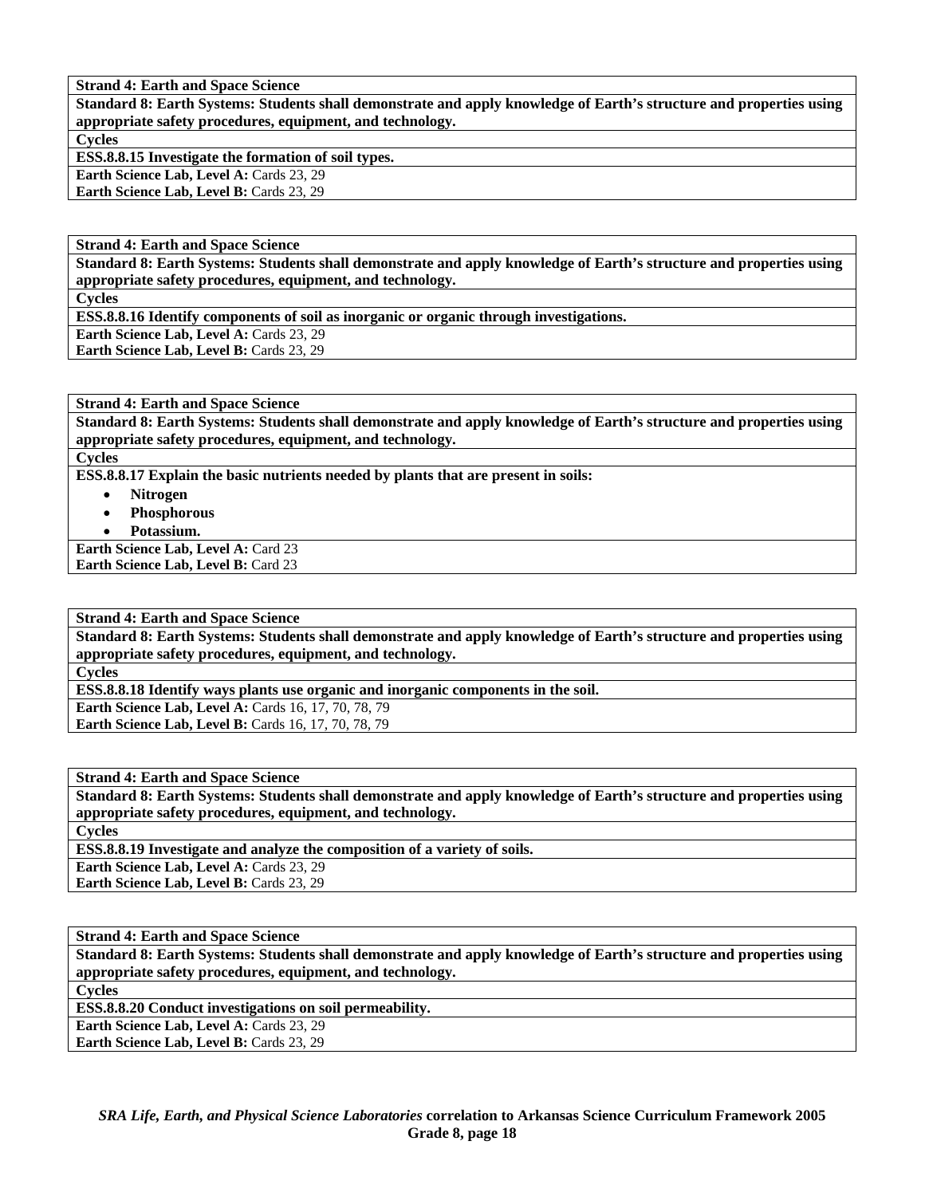| **Strand 4: Earth and Space Science** |
| --- |
| **Standard 8: Earth Systems: Students shall demonstrate and apply knowledge of Earth's structure and properties using appropriate safety procedures, equipment, and technology.** |
| **Cycles** |
| **ESS.8.8.15 Investigate the formation of soil types.** |
| **Earth Science Lab, Level A:** Cards 23, 29<br>**Earth Science Lab, Level B:** Cards 23, 29 |

| **Strand 4: Earth and Space Science** |
| --- |
| **Standard 8: Earth Systems: Students shall demonstrate and apply knowledge of Earth's structure and properties using appropriate safety procedures, equipment, and technology.** |
| **Cycles** |
| **ESS.8.8.16 Identify components of soil as inorganic or organic through investigations.** |
| **Earth Science Lab, Level A:** Cards 23, 29<br>**Earth Science Lab, Level B:** Cards 23, 29 |

| **Strand 4: Earth and Space Science** |
| --- |
| **Standard 8: Earth Systems: Students shall demonstrate and apply knowledge of Earth's structure and properties using appropriate safety procedures, equipment, and technology.** |
| **Cycles** |
| **ESS.8.8.17 Explain the basic nutrients needed by plants that are present in soils:**<br>• **Nitrogen**<br>• **Phosphorous**<br>• **Potassium.** |
| **Earth Science Lab, Level A:** Card 23<br>**Earth Science Lab, Level B:** Card 23 |

| **Strand 4: Earth and Space Science** |
| --- |
| **Standard 8: Earth Systems: Students shall demonstrate and apply knowledge of Earth's structure and properties using appropriate safety procedures, equipment, and technology.** |
| **Cycles** |
| **ESS.8.8.18 Identify ways plants use organic and inorganic components in the soil.** |
| **Earth Science Lab, Level A:** Cards 16, 17, 70, 78, 79<br>**Earth Science Lab, Level B:** Cards 16, 17, 70, 78, 79 |

| **Strand 4: Earth and Space Science** |
| --- |
| **Standard 8: Earth Systems: Students shall demonstrate and apply knowledge of Earth's structure and properties using appropriate safety procedures, equipment, and technology.** |
| **Cycles** |
| **ESS.8.8.19 Investigate and analyze the composition of a variety of soils.** |
| **Earth Science Lab, Level A:** Cards 23, 29<br>**Earth Science Lab, Level B:** Cards 23, 29 |

| **Strand 4: Earth and Space Science** |
| --- |
| **Standard 8: Earth Systems: Students shall demonstrate and apply knowledge of Earth's structure and properties using appropriate safety procedures, equipment, and technology.** |
| **Cycles** |
| **ESS.8.8.20 Conduct investigations on soil permeability.** |
| **Earth Science Lab, Level A:** Cards 23, 29<br>**Earth Science Lab, Level B:** Cards 23, 29 |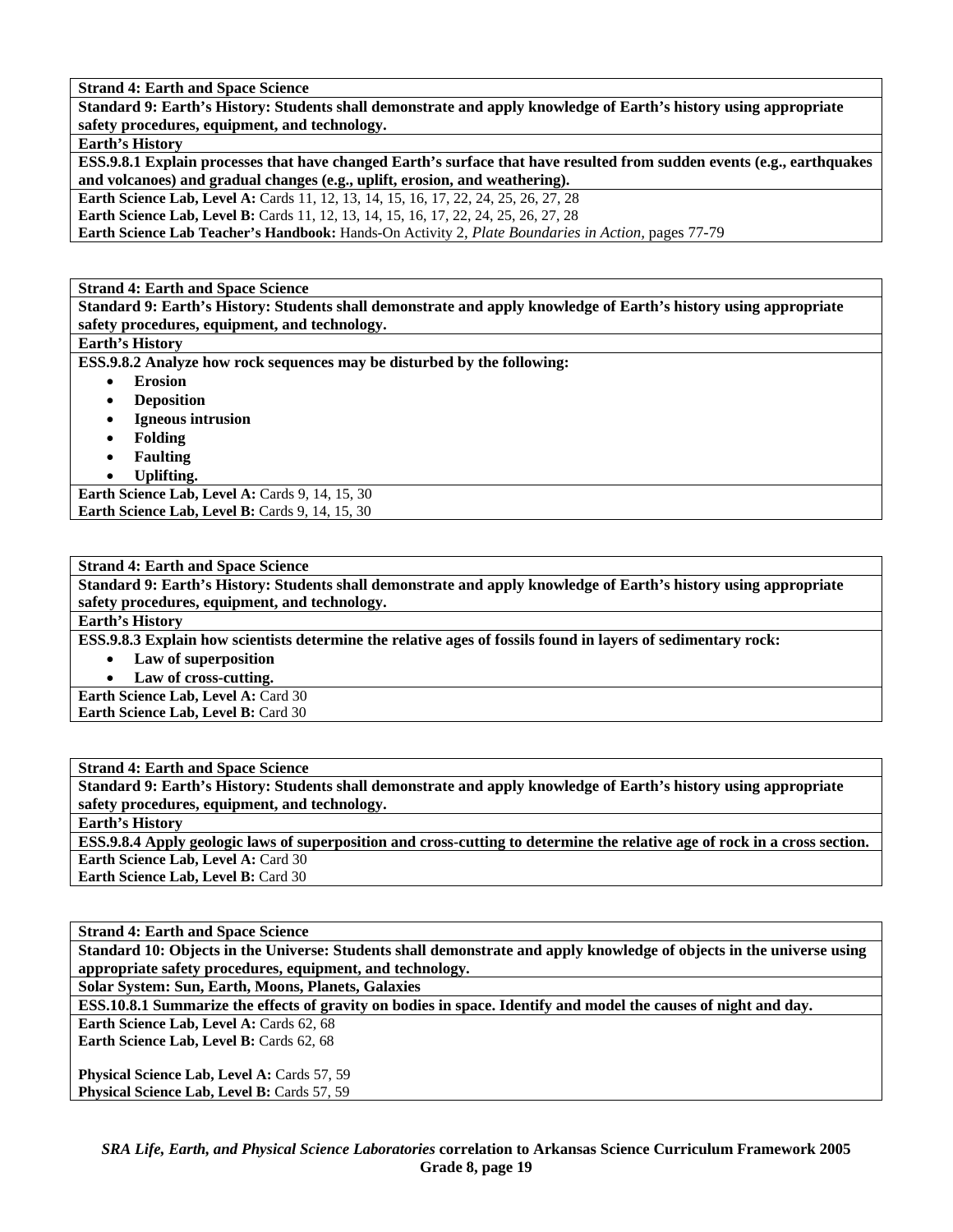**Strand 4: Earth and Space Science**

**Standard 9: Earth's History: Students shall demonstrate and apply knowledge of Earth's history using appropriate safety procedures, equipment, and technology.**

**Earth's History**

**ESS.9.8.1 Explain processes that have changed Earth's surface that have resulted from sudden events (e.g., earthquakes and volcanoes) and gradual changes (e.g., uplift, erosion, and weathering).**

**Earth Science Lab, Level A:** Cards 11, 12, 13, 14, 15, 16, 17, 22, 24, 25, 26, 27, 28
**Earth Science Lab, Level B:** Cards 11, 12, 13, 14, 15, 16, 17, 22, 24, 25, 26, 27, 28
**Earth Science Lab Teacher's Handbook:** Hands-On Activity 2, *Plate Boundaries in Action,* pages 77-79

---

**Strand 4: Earth and Space Science**

**Standard 9: Earth's History: Students shall demonstrate and apply knowledge of Earth's history using appropriate safety procedures, equipment, and technology.**

**Earth's History**

**ESS.9.8.2 Analyze how rock sequences may be disturbed by the following:**

- **Erosion**
- **Deposition**
- **Igneous intrusion**
- **Folding**
- **Faulting**
- **Uplifting.**

**Earth Science Lab, Level A:** Cards 9, 14, 15, 30
**Earth Science Lab, Level B:** Cards 9, 14, 15, 30

---

**Strand 4: Earth and Space Science**

**Standard 9: Earth's History: Students shall demonstrate and apply knowledge of Earth's history using appropriate safety procedures, equipment, and technology.**

**Earth's History**

**ESS.9.8.3 Explain how scientists determine the relative ages of fossils found in layers of sedimentary rock:**

- **Law of superposition**
- **Law of cross-cutting.**

**Earth Science Lab, Level A:** Card 30
**Earth Science Lab, Level B:** Card 30

---

**Strand 4: Earth and Space Science**

**Standard 9: Earth's History: Students shall demonstrate and apply knowledge of Earth's history using appropriate safety procedures, equipment, and technology.**

**Earth's History**

**ESS.9.8.4 Apply geologic laws of superposition and cross-cutting to determine the relative age of rock in a cross section.**

**Earth Science Lab, Level A:** Card 30
**Earth Science Lab, Level B:** Card 30

---

**Strand 4: Earth and Space Science**

**Standard 10: Objects in the Universe: Students shall demonstrate and apply knowledge of objects in the universe using appropriate safety procedures, equipment, and technology.**

**Solar System: Sun, Earth, Moons, Planets, Galaxies**

**ESS.10.8.1 Summarize the effects of gravity on bodies in space. Identify and model the causes of night and day.**

**Earth Science Lab, Level A:** Cards 62, 68
**Earth Science Lab, Level B:** Cards 62, 68

**Physical Science Lab, Level A:** Cards 57, 59
**Physical Science Lab, Level B:** Cards 57, 59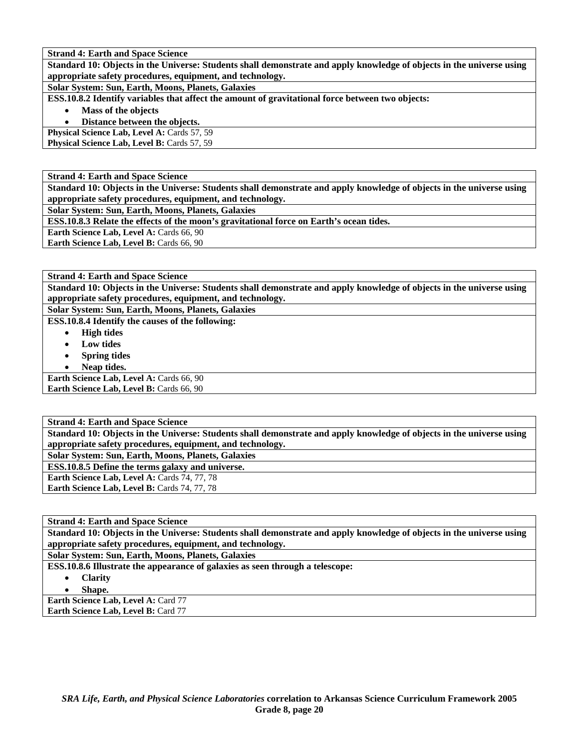**Strand 4: Earth and Space Science**

**Standard 10: Objects in the Universe: Students shall demonstrate and apply knowledge of objects in the universe using appropriate safety procedures, equipment, and technology.**

**Solar System: Sun, Earth, Moons, Planets, Galaxies**

**ESS.10.8.2 Identify variables that affect the amount of gravitational force between two objects:**

- **Mass of the objects**
- **Distance between the objects.**

**Physical Science Lab, Level A:** Cards 57, 59
**Physical Science Lab, Level B:** Cards 57, 59

---

**Strand 4: Earth and Space Science**

**Standard 10: Objects in the Universe: Students shall demonstrate and apply knowledge of objects in the universe using appropriate safety procedures, equipment, and technology.**

**Solar System: Sun, Earth, Moons, Planets, Galaxies**

**ESS.10.8.3 Relate the effects of the moon's gravitational force on Earth's ocean tides.**

**Earth Science Lab, Level A:** Cards 66, 90
**Earth Science Lab, Level B:** Cards 66, 90

---

**Strand 4: Earth and Space Science**

**Standard 10: Objects in the Universe: Students shall demonstrate and apply knowledge of objects in the universe using appropriate safety procedures, equipment, and technology.**

**Solar System: Sun, Earth, Moons, Planets, Galaxies**

**ESS.10.8.4 Identify the causes of the following:**

- **High tides**
- **Low tides**
- **Spring tides**
- **Neap tides.**

**Earth Science Lab, Level A:** Cards 66, 90
**Earth Science Lab, Level B:** Cards 66, 90

---

**Strand 4: Earth and Space Science**

**Standard 10: Objects in the Universe: Students shall demonstrate and apply knowledge of objects in the universe using appropriate safety procedures, equipment, and technology.**

**Solar System: Sun, Earth, Moons, Planets, Galaxies**

**ESS.10.8.5 Define the terms galaxy and universe.**

**Earth Science Lab, Level A:** Cards 74, 77, 78
**Earth Science Lab, Level B:** Cards 74, 77, 78

---

**Strand 4: Earth and Space Science**

**Standard 10: Objects in the Universe: Students shall demonstrate and apply knowledge of objects in the universe using appropriate safety procedures, equipment, and technology.**

**Solar System: Sun, Earth, Moons, Planets, Galaxies**

**ESS.10.8.6 Illustrate the appearance of galaxies as seen through a telescope:**

- **Clarity**
- **Shape.**

**Earth Science Lab, Level A:** Card 77
**Earth Science Lab, Level B:** Card 77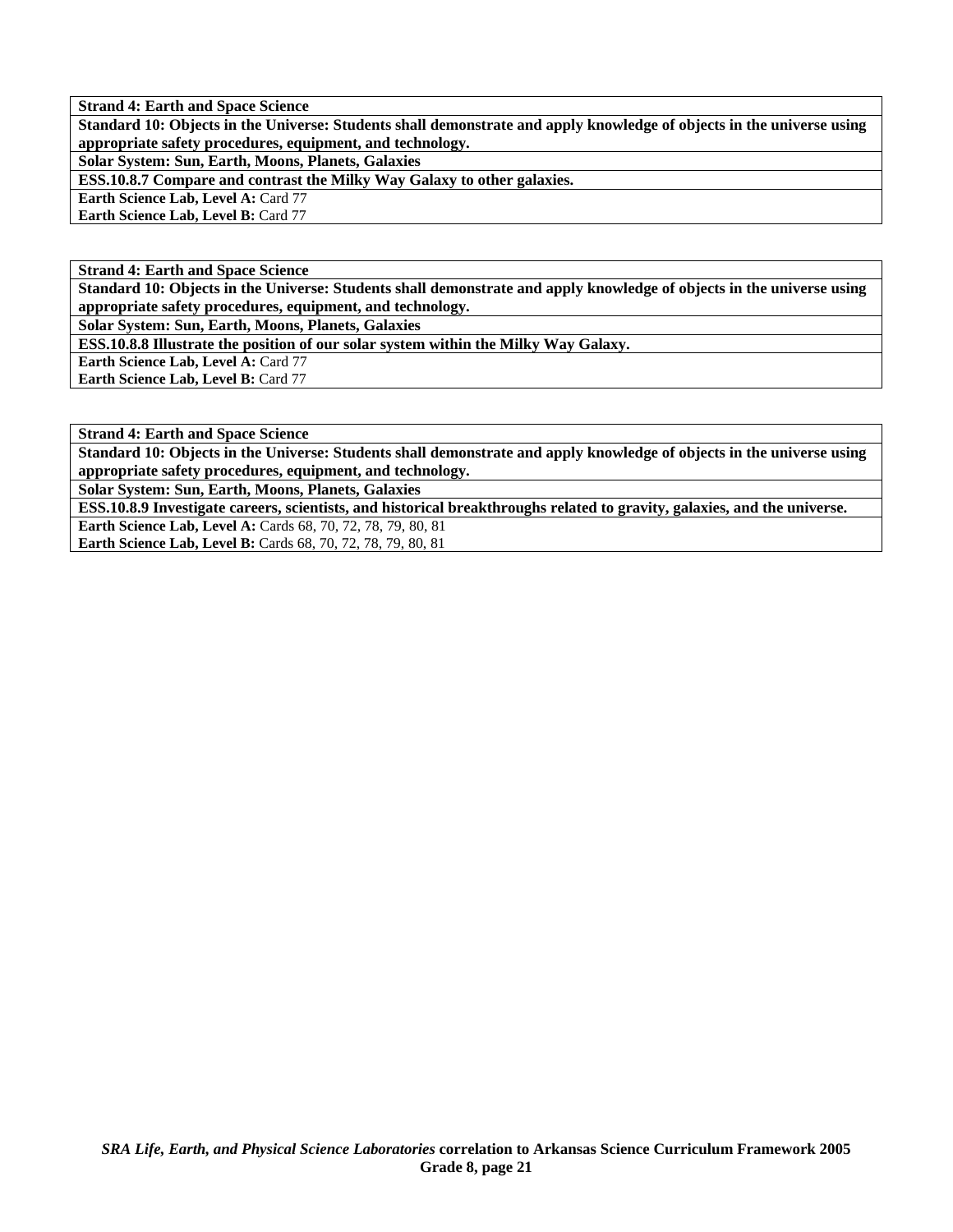| |
|---|
| **Strand 4: Earth and Space Science** |
| **Standard 10: Objects in the Universe: Students shall demonstrate and apply knowledge of objects in the universe using appropriate safety procedures, equipment, and technology.** |
| **Solar System: Sun, Earth, Moons, Planets, Galaxies** |
| **ESS.10.8.7 Compare and contrast the Milky Way Galaxy to other galaxies.** |
| **Earth Science Lab, Level A:** Card 77<br>**Earth Science Lab, Level B:** Card 77 |

| |
|---|
| **Strand 4: Earth and Space Science** |
| **Standard 10: Objects in the Universe: Students shall demonstrate and apply knowledge of objects in the universe using appropriate safety procedures, equipment, and technology.** |
| **Solar System: Sun, Earth, Moons, Planets, Galaxies** |
| **ESS.10.8.8 Illustrate the position of our solar system within the Milky Way Galaxy.** |
| **Earth Science Lab, Level A:** Card 77<br>**Earth Science Lab, Level B:** Card 77 |

| |
|---|
| **Strand 4: Earth and Space Science** |
| **Standard 10: Objects in the Universe: Students shall demonstrate and apply knowledge of objects in the universe using appropriate safety procedures, equipment, and technology.** |
| **Solar System: Sun, Earth, Moons, Planets, Galaxies** |
| **ESS.10.8.9 Investigate careers, scientists, and historical breakthroughs related to gravity, galaxies, and the universe.** |
| **Earth Science Lab, Level A:** Cards 68, 70, 72, 78, 79, 80, 81<br>**Earth Science Lab, Level B:** Cards 68, 70, 72, 78, 79, 80, 81 |